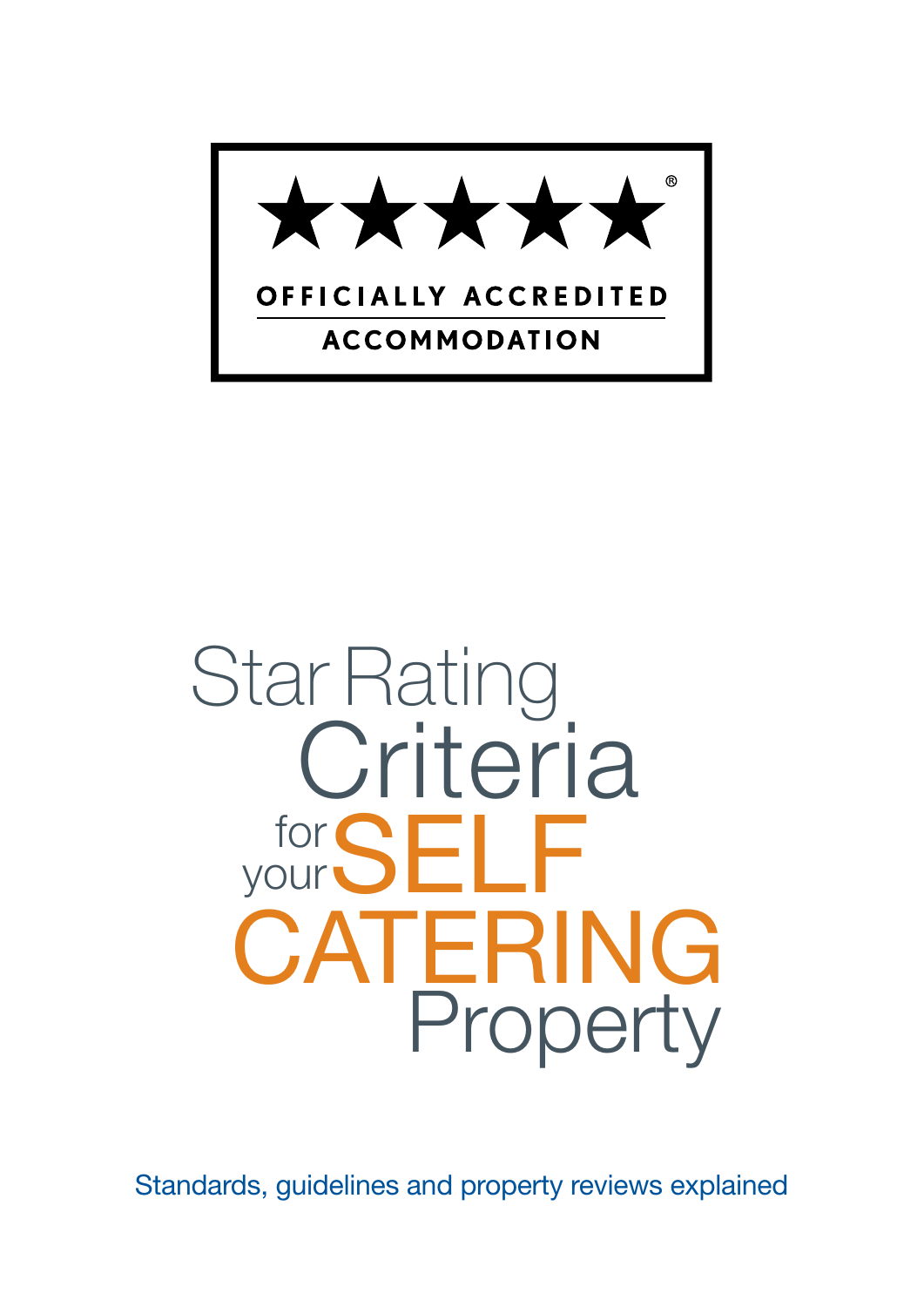★★★★★®

OFFICIALLY ACCREDITED

ACCOMMODATION

# Star Rating Criteria for your SELF CATERING Property

Standards, guidelines and property reviews explained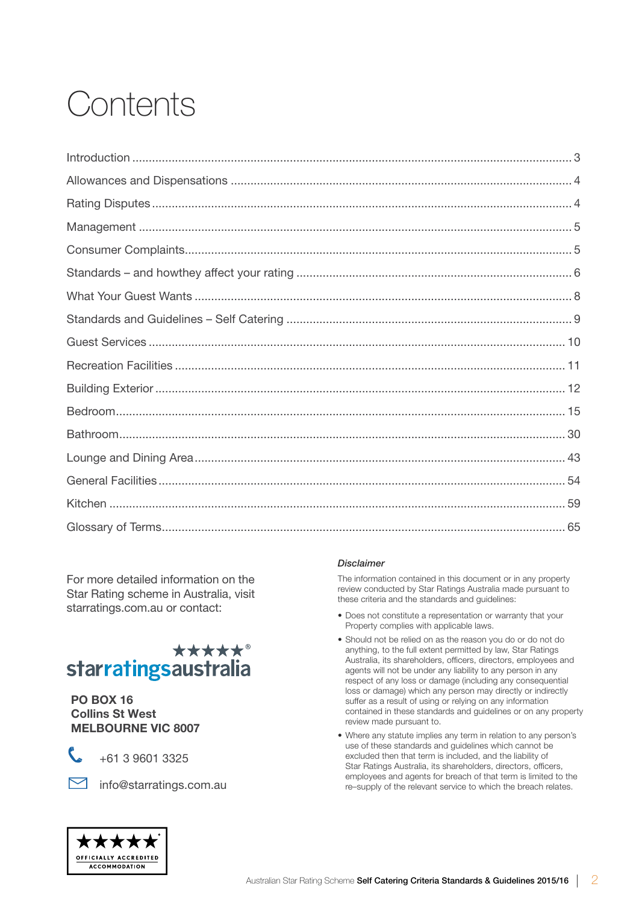# Contents

| | |
|---|---|
| Introduction | 3 |
| Allowances and Dispensations | 4 |
| Rating Disputes | 4 |
| Management | 5 |
| Consumer Complaints | 5 |
| Standards – and howthey affect your rating | 6 |
| What Your Guest Wants | 8 |
| Standards and Guidelines – Self Catering | 9 |
| Guest Services | 10 |
| Recreation Facilities | 11 |
| Building Exterior | 12 |
| Bedroom | 15 |
| Bathroom | 30 |
| Lounge and Dining Area | 43 |
| General Facilities | 54 |
| Kitchen | 59 |
| Glossary of Terms | 65 |

For more detailed information on the Star Rating scheme in Australia, visit starratings.com.au or contact:

starratingsaustralia

**PO BOX 16**
**Collins St West**
**MELBOURNE VIC 8007**

+61 3 9601 3325

info@starratings.com.au

OFFICIALLY ACCREDITED ACCOMMODATION

*Disclaimer*

The information contained in this document or in any property review conducted by Star Ratings Australia made pursuant to these criteria and the standards and guidelines:

- Does not constitute a representation or warranty that your Property complies with applicable laws.
- Should not be relied on as the reason you do or do not do anything, to the full extent permitted by law, Star Ratings Australia, its shareholders, officers, directors, employees and agents will not be under any liability to any person in any respect of any loss or damage (including any consequential loss or damage) which any person may directly or indirectly suffer as a result of using or relying on any information contained in these standards and guidelines or on any property review made pursuant to.
- Where any statute implies any term in relation to any person's use of these standards and guidelines which cannot be excluded then that term is included, and the liability of Star Ratings Australia, its shareholders, directors, officers, employees and agents for breach of that term is limited to the re–supply of the relevant service to which the breach relates.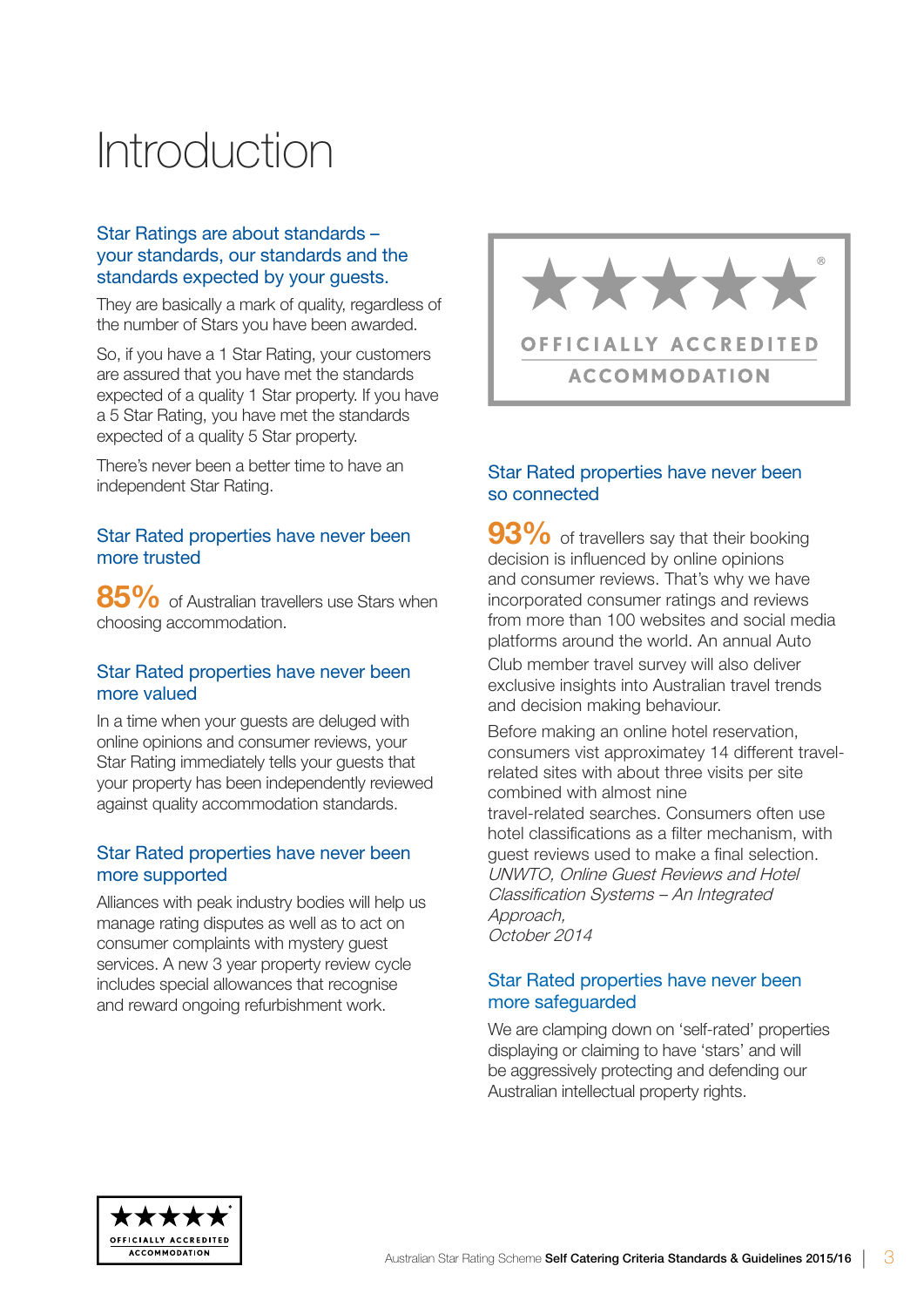# Introduction

## Star Ratings are about standards – your standards, our standards and the standards expected by your guests.

They are basically a mark of quality, regardless of the number of Stars you have been awarded.

So, if you have a 1 Star Rating, your customers are assured that you have met the standards expected of a quality 1 Star property. If you have a 5 Star Rating, you have met the standards expected of a quality 5 Star property.

There's never been a better time to have an independent Star Rating.

## Star Rated properties have never been more trusted

**85%** of Australian travellers use Stars when choosing accommodation.

## Star Rated properties have never been more valued

In a time when your guests are deluged with online opinions and consumer reviews, your Star Rating immediately tells your guests that your property has been independently reviewed against quality accommodation standards.

## Star Rated properties have never been more supported

Alliances with peak industry bodies will help us manage rating disputes as well as to act on consumer complaints with mystery guest services. A new 3 year property review cycle includes special allowances that recognise and reward ongoing refurbishment work.

OFFICIALLY ACCREDITED ACCOMMODATION

## Star Rated properties have never been so connected

**93%** of travellers say that their booking decision is influenced by online opinions and consumer reviews. That's why we have incorporated consumer ratings and reviews from more than 100 websites and social media platforms around the world. An annual Auto Club member travel survey will also deliver exclusive insights into Australian travel trends and decision making behaviour.

Before making an online hotel reservation, consumers vist approximatey 14 different travel-related sites with about three visits per site combined with almost nine travel-related searches. Consumers often use hotel classifications as a filter mechanism, with guest reviews used to make a final selection. *UNWTO, Online Guest Reviews and Hotel Classification Systems – An Integrated Approach, October 2014*

## Star Rated properties have never been more safeguarded

We are clamping down on 'self-rated' properties displaying or claiming to have 'stars' and will be aggressively protecting and defending our Australian intellectual property rights.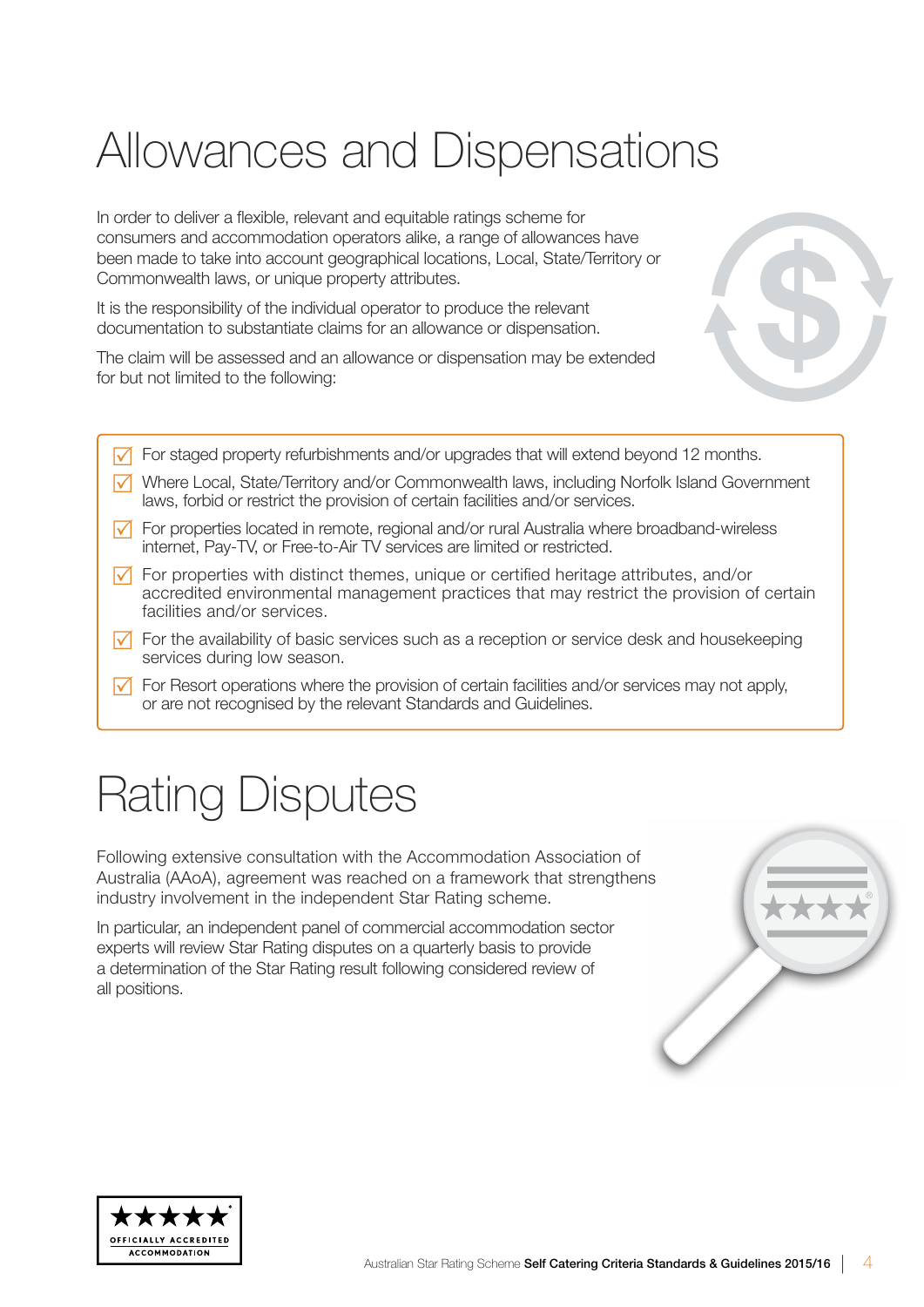# Allowances and Dispensations

In order to deliver a flexible, relevant and equitable ratings scheme for consumers and accommodation operators alike, a range of allowances have been made to take into account geographical locations, Local, State/Territory or Commonwealth laws, or unique property attributes.

It is the responsibility of the individual operator to produce the relevant documentation to substantiate claims for an allowance or dispensation.

The claim will be assessed and an allowance or dispensation may be extended for but not limited to the following:

- For staged property refurbishments and/or upgrades that will extend beyond 12 months.
- Where Local, State/Territory and/or Commonwealth laws, including Norfolk Island Government laws, forbid or restrict the provision of certain facilities and/or services.
- For properties located in remote, regional and/or rural Australia where broadband-wireless internet, Pay-TV, or Free-to-Air TV services are limited or restricted.
- For properties with distinct themes, unique or certified heritage attributes, and/or accredited environmental management practices that may restrict the provision of certain facilities and/or services.
- For the availability of basic services such as a reception or service desk and housekeeping services during low season.
- For Resort operations where the provision of certain facilities and/or services may not apply, or are not recognised by the relevant Standards and Guidelines.

# Rating Disputes

Following extensive consultation with the Accommodation Association of Australia (AAoA), agreement was reached on a framework that strengthens industry involvement in the independent Star Rating scheme.

In particular, an independent panel of commercial accommodation sector experts will review Star Rating disputes on a quarterly basis to provide a determination of the Star Rating result following considered review of all positions.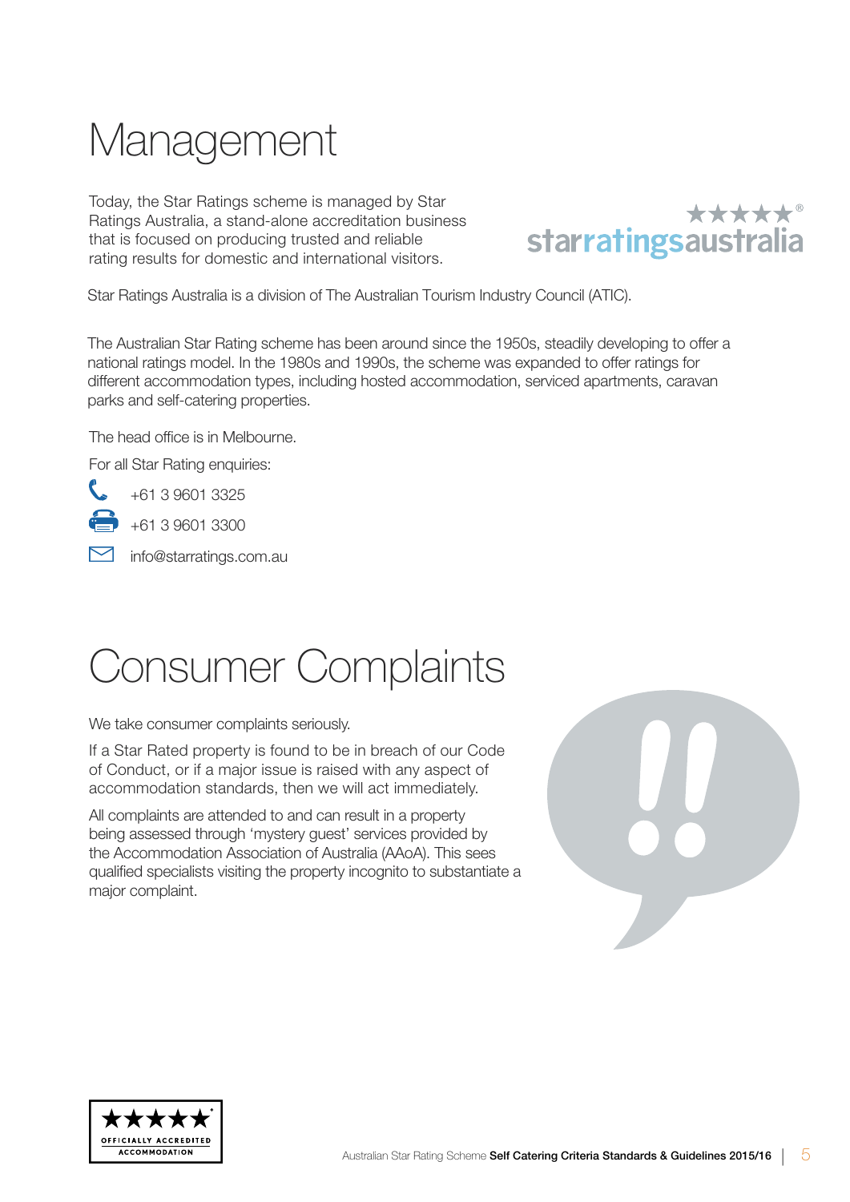# Management

Today, the Star Ratings scheme is managed by Star Ratings Australia, a stand-alone accreditation business that is focused on producing trusted and reliable rating results for domestic and international visitors.

Star Ratings Australia is a division of The Australian Tourism Industry Council (ATIC).

The Australian Star Rating scheme has been around since the 1950s, steadily developing to offer a national ratings model. In the 1980s and 1990s, the scheme was expanded to offer ratings for different accommodation types, including hosted accommodation, serviced apartments, caravan parks and self-catering properties.

The head office is in Melbourne.

For all Star Rating enquiries:

+61 3 9601 3325

+61 3 9601 3300

info@starratings.com.au

# Consumer Complaints

We take consumer complaints seriously.

If a Star Rated property is found to be in breach of our Code of Conduct, or if a major issue is raised with any aspect of accommodation standards, then we will act immediately.

All complaints are attended to and can result in a property being assessed through 'mystery guest' services provided by the Accommodation Association of Australia (AAoA). This sees qualified specialists visiting the property incognito to substantiate a major complaint.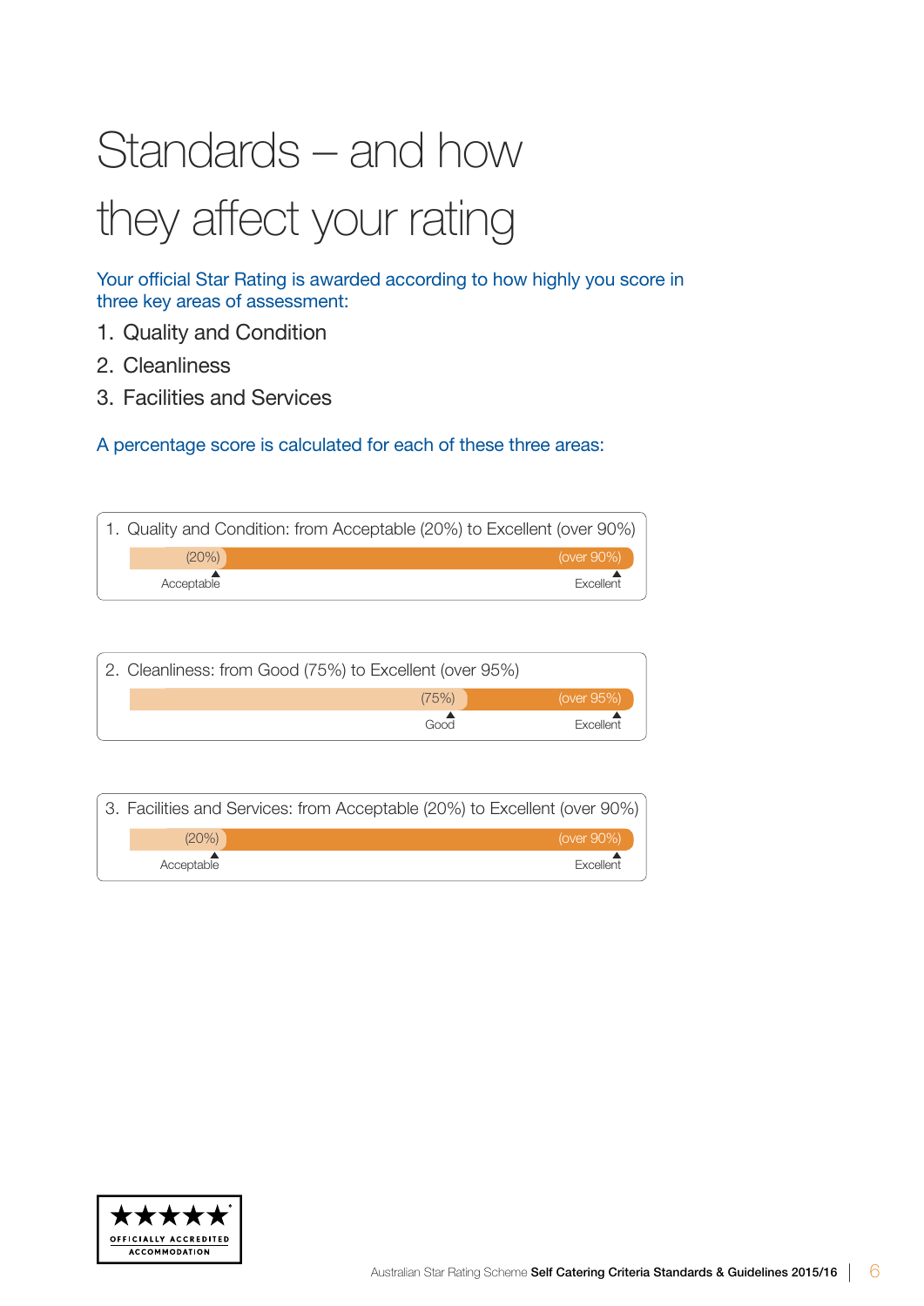# Standards – and how they affect your rating

Your official Star Rating is awarded according to how highly you score in three key areas of assessment:

1. Quality and Condition
2. Cleanliness
3. Facilities and Services

A percentage score is calculated for each of these three areas:

1. Quality and Condition: from Acceptable (20%) to Excellent (over 90%)

(20%) (over 90%)

Acceptable Excellent

2. Cleanliness: from Good (75%) to Excellent (over 95%)

(75%) (over 95%)

Good Excellent

3. Facilities and Services: from Acceptable (20%) to Excellent (over 90%)

(20%) (over 90%)

Acceptable Excellent

OFFICIALLY ACCREDITED ACCOMMODATION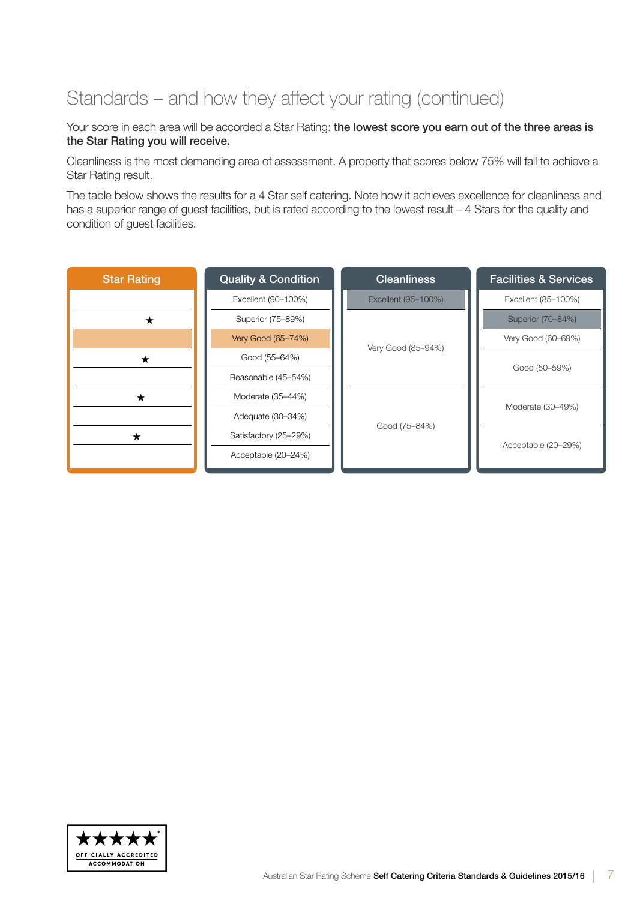# Standards – and how they affect your rating (continued)

Your score in each area will be accorded a Star Rating: **the lowest score you earn out of the three areas is the Star Rating you will receive.**

Cleanliness is the most demanding area of assessment. A property that scores below 75% will fail to achieve a Star Rating result.

The table below shows the results for a 4 Star self catering. Note how it achieves excellence for cleanliness and has a superior range of guest facilities, but is rated according to the lowest result – 4 Stars for the quality and condition of guest facilities.

| Star Rating | Quality & Condition | Cleanliness | Facilities & Services |
|---|---|---|---|
| | Excellent (90–100%) | Excellent (95–100%) | Excellent (85–100%) |
| ★ | Superior (75–89%) | Very Good (85–94%) | Superior (70–84%) |
| | Very Good (65–74%) | | Very Good (60–69%) |
| ★ | Good (55–64%) | | Good (50–59%) |
| | Reasonable (45–54%) | | |
| ★ | Moderate (35–44%) | Good (75–84%) | Moderate (30–49%) |
| | Adequate (30–34%) | | |
| ★ | Satisfactory (25–29%) | | Acceptable (20–29%) |
| | Acceptable (20–24%) | | |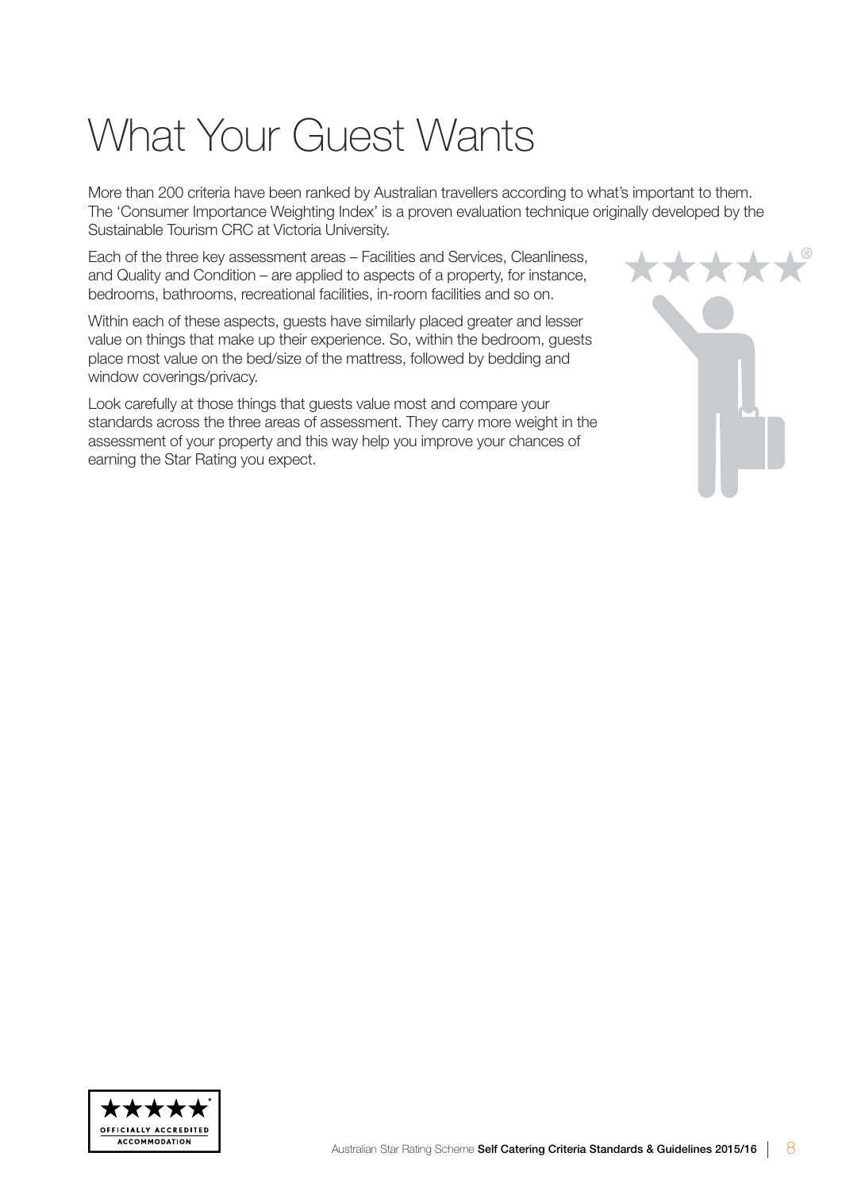# What Your Guest Wants

More than 200 criteria have been ranked by Australian travellers according to what's important to them. The 'Consumer Importance Weighting Index' is a proven evaluation technique originally developed by the Sustainable Tourism CRC at Victoria University.

Each of the three key assessment areas – Facilities and Services, Cleanliness, and Quality and Condition – are applied to aspects of a property, for instance, bedrooms, bathrooms, recreational facilities, in-room facilities and so on.

Within each of these aspects, guests have similarly placed greater and lesser value on things that make up their experience. So, within the bedroom, guests place most value on the bed/size of the mattress, followed by bedding and window coverings/privacy.

Look carefully at those things that guests value most and compare your standards across the three areas of assessment. They carry more weight in the assessment of your property and this way help you improve your chances of earning the Star Rating you expect.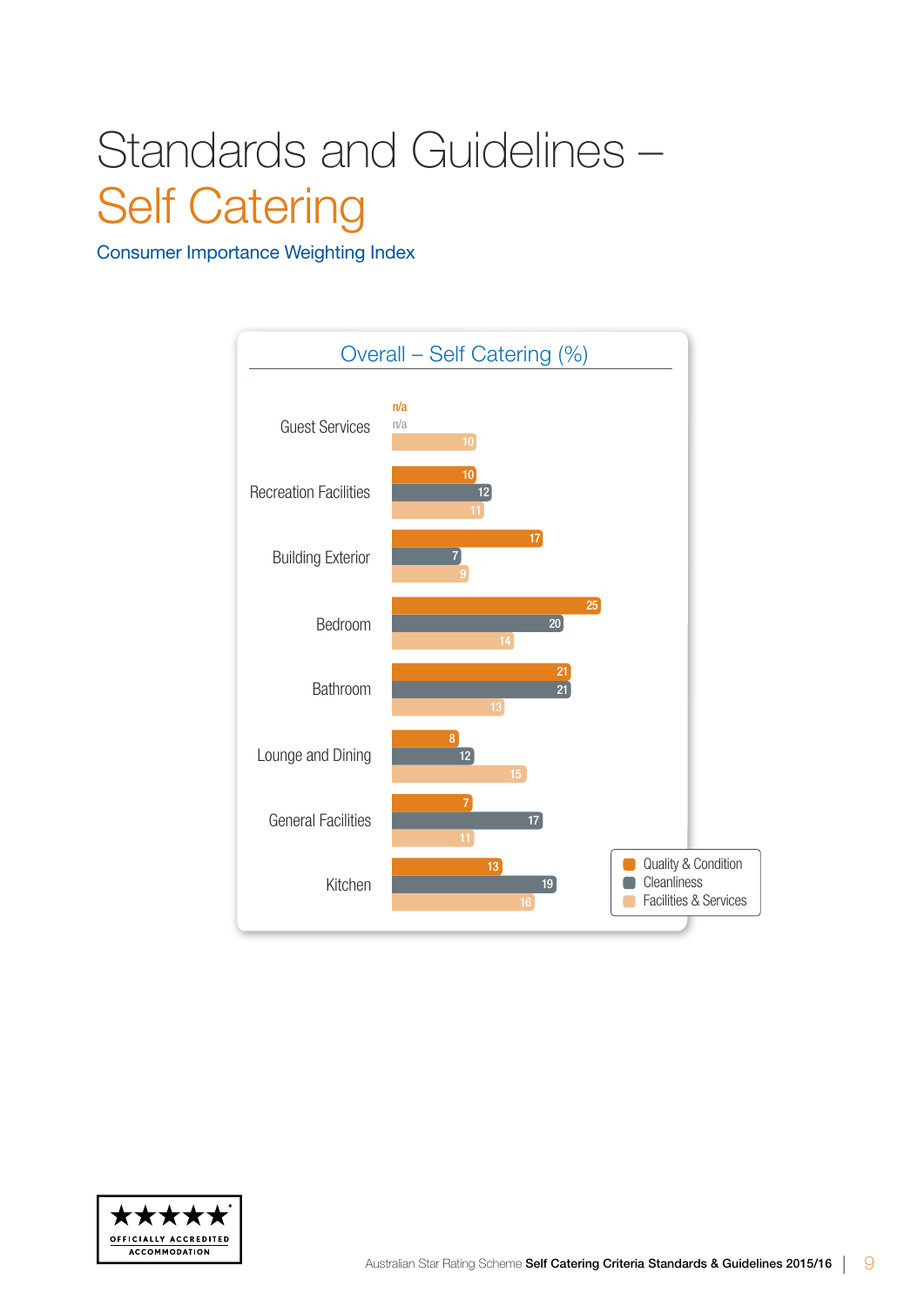# Standards and Guidelines – Self Catering

## Consumer Importance Weighting Index

### Overall – Self Catering (%)

| | Quality & Condition | Cleanliness | Facilities & Services |
|---|---|---|---|
| Guest Services | n/a | n/a | 10 |
| Recreation Facilities | 10 | 12 | 11 |
| Building Exterior | 17 | 7 | 9 |
| Bedroom | 25 | 20 | 14 |
| Bathroom | 21 | 21 | 13 |
| Lounge and Dining | 8 | 12 | 15 |
| General Facilities | 7 | 17 | 11 |
| Kitchen | 13 | 19 | 16 |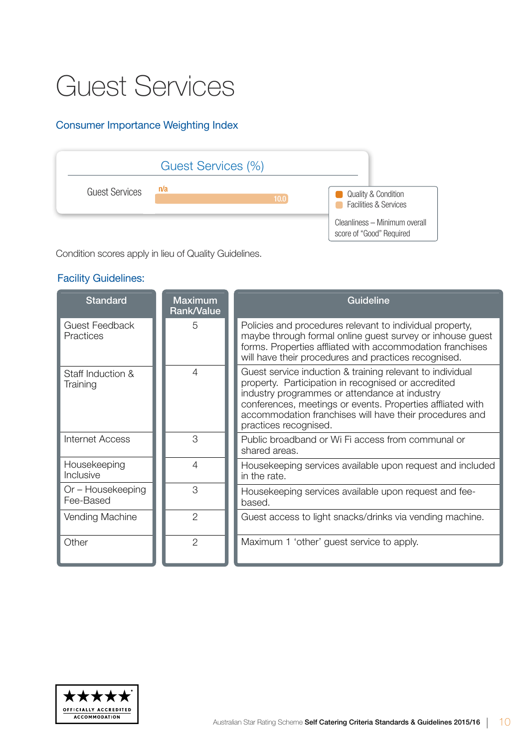# Guest Services

## Consumer Importance Weighting Index

Guest Services (%)

Guest Services

n/a

10.0

Quality & Condition

Facilities & Services

Cleanliness – Minimum overall score of "Good" Required

Condition scores apply in lieu of Quality Guidelines.

## Facility Guidelines:

| Standard | Maximum Rank/Value | Guideline |
|---|---|---|
| Guest Feedback Practices | 5 | Policies and procedures relevant to individual property, maybe through formal online guest survey or inhouse guest forms. Properties affliated with accommodation franchises will have their procedures and practices recognised. |
| Staff Induction & Training | 4 | Guest service induction & training relevant to individual property. Participation in recognised or accredited industry programmes or attendance at industry conferences, meetings or events. Properties affliated with accommodation franchises will have their procedures and practices recognised. |
| Internet Access | 3 | Public broadband or Wi Fi access from communal or shared areas. |
| Housekeeping Inclusive | 4 | Housekeeping services available upon request and included in the rate. |
| Or – Housekeeping Fee-Based | 3 | Housekeeping services available upon request and fee-based. |
| Vending Machine | 2 | Guest access to light snacks/drinks via vending machine. |
| Other | 2 | Maximum 1 'other' guest service to apply. |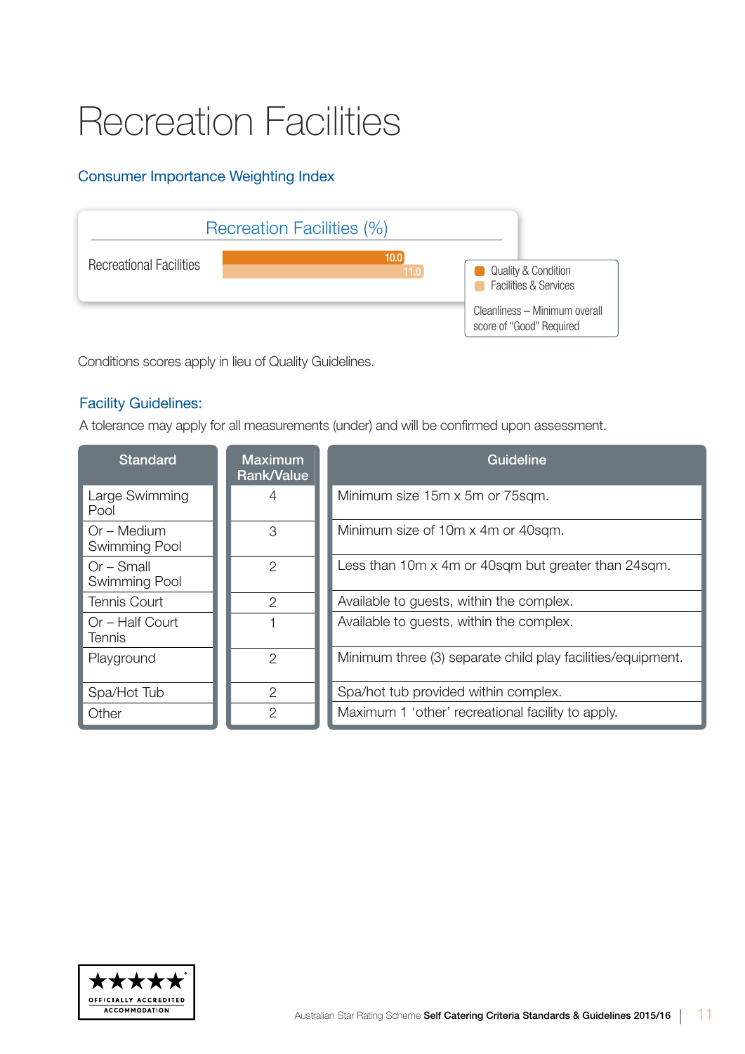# Recreation Facilities

## Consumer Importance Weighting Index

Recreation Facilities (%)

Recreational Facilities

10.0

11.0

Quality & Condition

Facilities & Services

Cleanliness – Minimum overall score of "Good" Required

Conditions scores apply in lieu of Quality Guidelines.

## Facility Guidelines:

A tolerance may apply for all measurements (under) and will be confirmed upon assessment.

| Standard | Maximum Rank/Value | Guideline |
|---|---|---|
| Large Swimming Pool | 4 | Minimum size 15m x 5m or 75sqm. |
| Or – Medium Swimming Pool | 3 | Minimum size of 10m x 4m or 40sqm. |
| Or – Small Swimming Pool | 2 | Less than 10m x 4m or 40sqm but greater than 24sqm. |
| Tennis Court | 2 | Available to guests, within the complex. |
| Or – Half Court Tennis | 1 | Available to guests, within the complex. |
| Playground | 2 | Minimum three (3) separate child play facilities/equipment. |
| Spa/Hot Tub | 2 | Spa/hot tub provided within complex. |
| Other | 2 | Maximum 1 'other' recreational facility to apply. |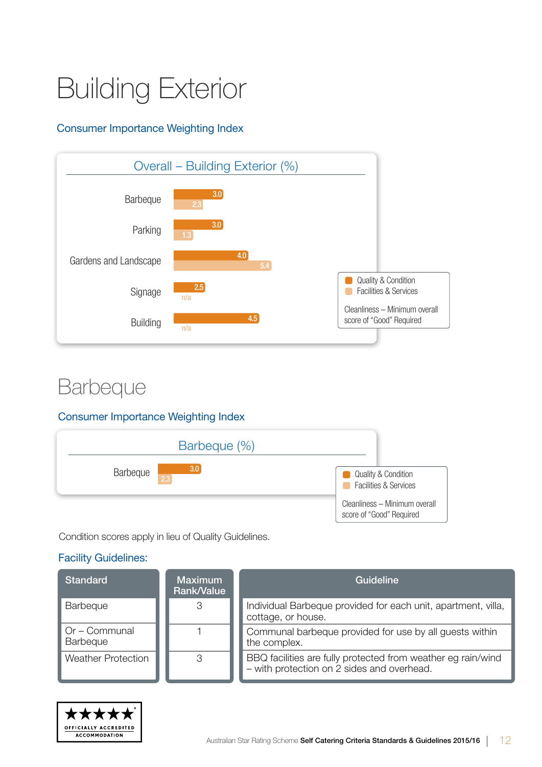# Building Exterior

## Consumer Importance Weighting Index

Overall – Building Exterior (%)

Barbeque
3.0
2.3

Parking
3.0
1.3

Gardens and Landscape
4.0
5.4

Signage
2.5
n/a

Building
4.5
n/a

Quality & Condition
Facilities & Services

Cleanliness – Minimum overall score of "Good" Required

# Barbeque

## Consumer Importance Weighting Index

Barbeque (%)

Barbeque
3.0
2.3

Quality & Condition
Facilities & Services

Cleanliness – Minimum overall score of "Good" Required

Condition scores apply in lieu of Quality Guidelines.

## Facility Guidelines:

| Standard | Maximum Rank/Value | Guideline |
|---|---|---|
| Barbeque | 3 | Individual Barbeque provided for each unit, apartment, villa, cottage, or house. |
| Or – Communal Barbeque | 1 | Communal barbeque provided for use by all guests within the complex. |
| Weather Protection | 3 | BBQ facilities are fully protected from weather eg rain/wind – with protection on 2 sides and overhead. |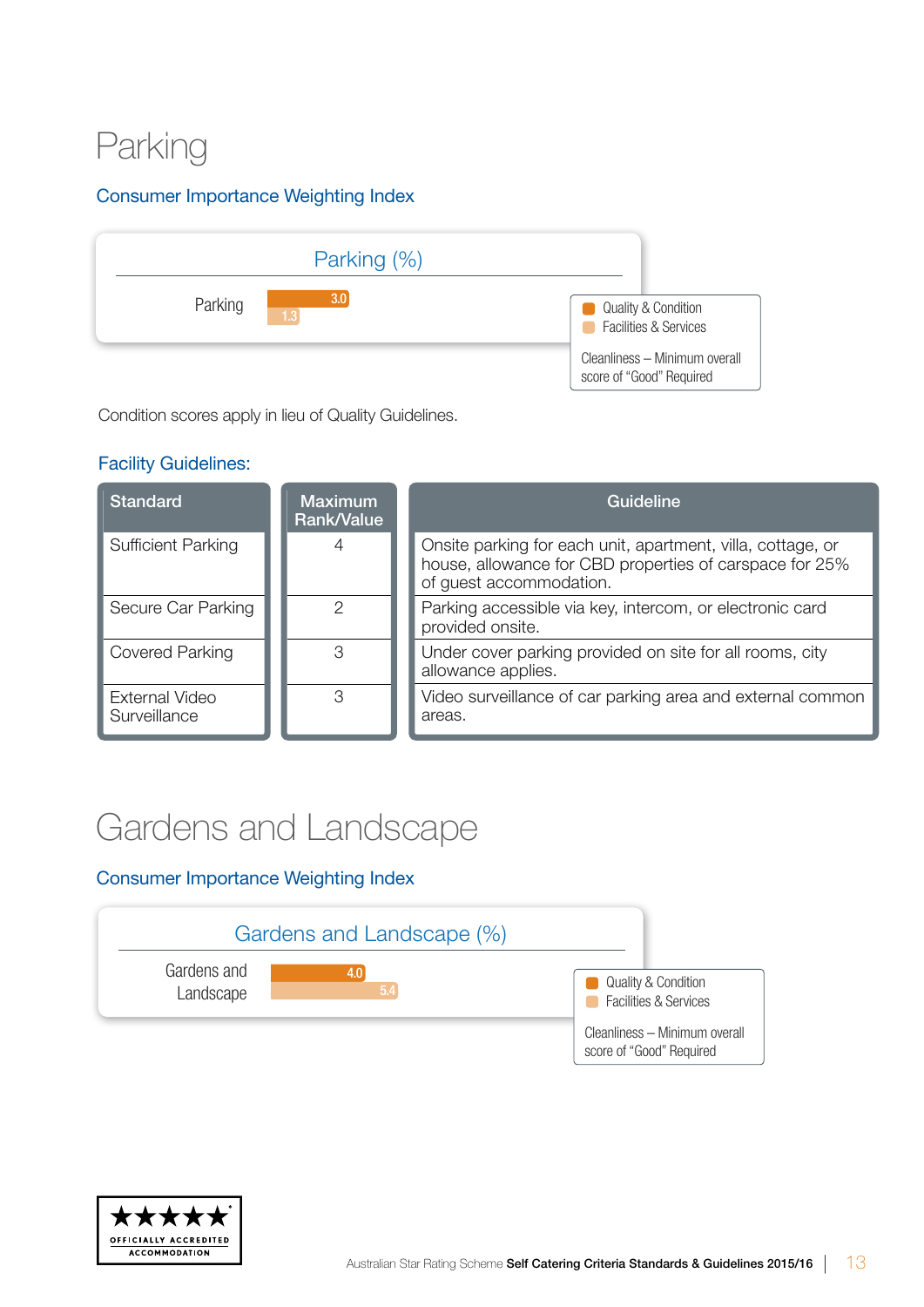# Parking

## Consumer Importance Weighting Index

**Parking (%)**

| | Quality & Condition | Facilities & Services |
|---|---|---|
| Parking | 3.0 | 1.3 |

Cleanliness – Minimum overall score of "Good" Required

Condition scores apply in lieu of Quality Guidelines.

## Facility Guidelines:

| Standard | Maximum Rank/Value | Guideline |
|---|---|---|
| Sufficient Parking | 4 | Onsite parking for each unit, apartment, villa, cottage, or house, allowance for CBD properties of carspace for 25% of guest accommodation. |
| Secure Car Parking | 2 | Parking accessible via key, intercom, or electronic card provided onsite. |
| Covered Parking | 3 | Under cover parking provided on site for all rooms, city allowance applies. |
| External Video Surveillance | 3 | Video surveillance of car parking area and external common areas. |

# Gardens and Landscape

## Consumer Importance Weighting Index

**Gardens and Landscape (%)**

| | Quality & Condition | Facilities & Services |
|---|---|---|
| Gardens and Landscape | 4.0 | 5.4 |

Cleanliness – Minimum overall score of "Good" Required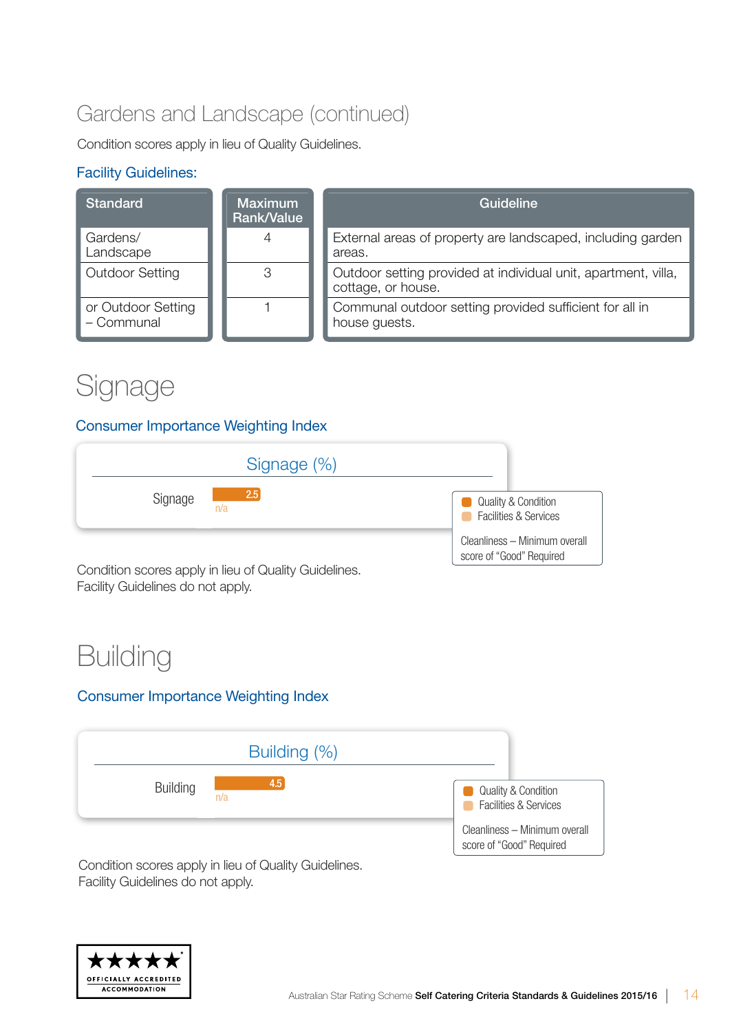## Gardens and Landscape (continued)

Condition scores apply in lieu of Quality Guidelines.

### Facility Guidelines:

| Standard | Maximum Rank/Value | Guideline |
|---|---|---|
| Gardens/ Landscape | 4 | External areas of property are landscaped, including garden areas. |
| Outdoor Setting | 3 | Outdoor setting provided at individual unit, apartment, villa, cottage, or house. |
| or Outdoor Setting – Communal | 1 | Communal outdoor setting provided sufficient for all in house guests. |

# Signage

### Consumer Importance Weighting Index

Signage (%)

Signage

2.5

n/a

Quality & Condition

Facilities & Services

Cleanliness – Minimum overall score of "Good" Required

Condition scores apply in lieu of Quality Guidelines.
Facility Guidelines do not apply.

# Building

### Consumer Importance Weighting Index

Building (%)

Building

4.5

n/a

Quality & Condition

Facilities & Services

Cleanliness – Minimum overall score of "Good" Required

Condition scores apply in lieu of Quality Guidelines.
Facility Guidelines do not apply.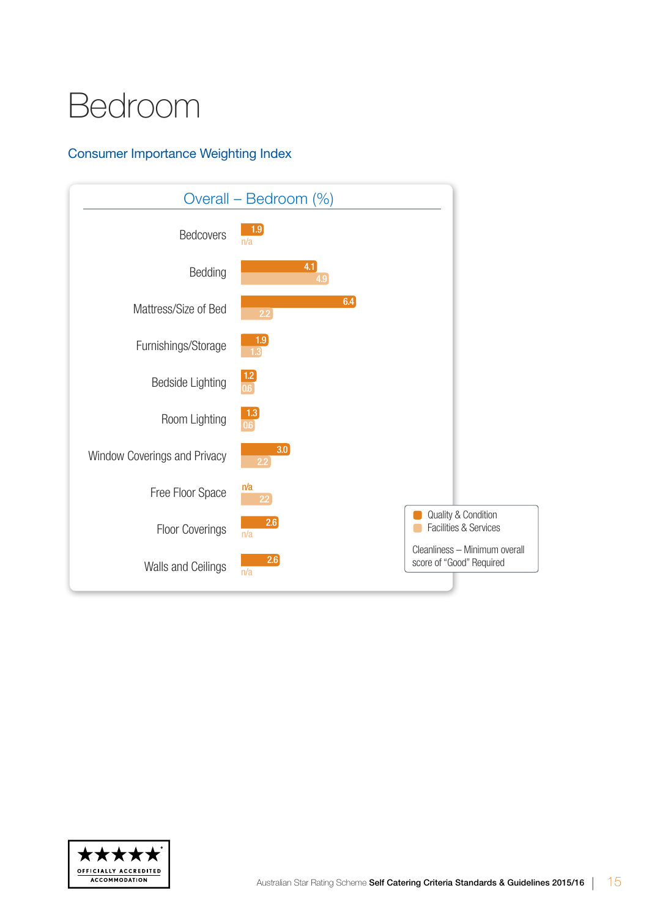# Bedroom

## Consumer Importance Weighting Index

Overall – Bedroom (%)

Bedcovers
1.9
n/a

Bedding
4.1
4.9

Mattress/Size of Bed
6.4
2.2

Furnishings/Storage
1.9
1.3

Bedside Lighting
1.2
0.6

Room Lighting
1.3
0.6

Window Coverings and Privacy
3.0
2.2

Free Floor Space
n/a
2.2

Floor Coverings
2.6
n/a

Walls and Ceilings
2.6
n/a

Quality & Condition
Facilities & Services

Cleanliness – Minimum overall score of "Good" Required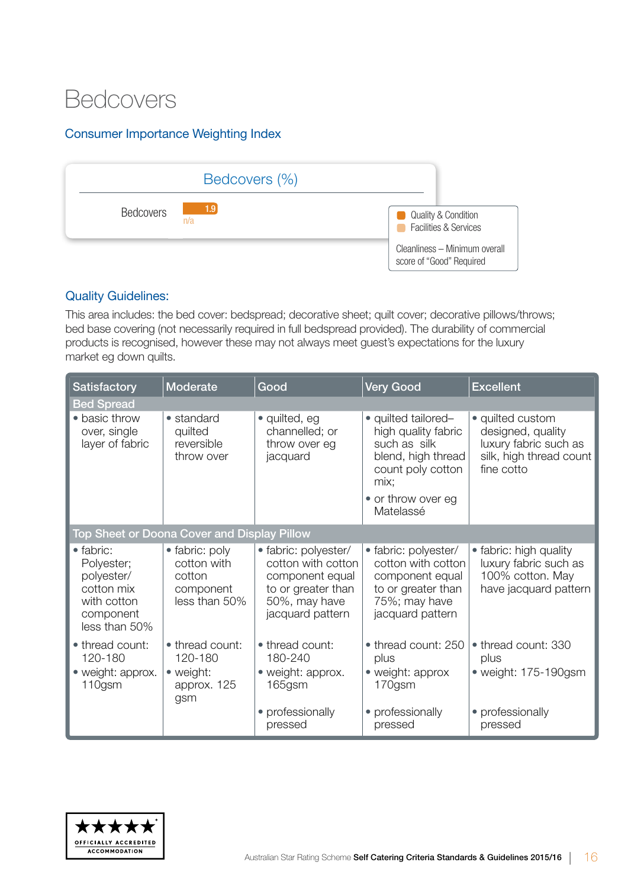# Bedcovers

## Consumer Importance Weighting Index

Bedcovers (%)

Bedcovers 1.9

n/a

Quality & Condition

Facilities & Services

Cleanliness – Minimum overall score of "Good" Required

## Quality Guidelines:

This area includes: the bed cover: bedspread; decorative sheet; quilt cover; decorative pillows/throws; bed base covering (not necessarily required in full bedspread provided). The durability of commercial products is recognised, however these may not always meet guest's expectations for the luxury market eg down quilts.

| Satisfactory | Moderate | Good | Very Good | Excellent |
|---|---|---|---|---|
| **Bed Spread** | | | | |
| • basic throw over, single layer of fabric | • standard quilted reversible throw over | • quilted, eg channelled; or throw over eg jacquard | • quilted tailored– high quality fabric such as silk blend, high thread count poly cotton mix; • or throw over eg Matelassé | • quilted custom designed, quality luxury fabric such as silk, high thread count fine cotto |
| **Top Sheet or Doona Cover and Display Pillow** | | | | |
| • fabric: Polyester; polyester/ cotton mix with cotton component less than 50% | • fabric: poly cotton with cotton component less than 50% | • fabric: polyester/ cotton with cotton component equal to or greater than 50%, may have jacquard pattern | • fabric: polyester/ cotton with cotton component equal to or greater than 75%; may have jacquard pattern | • fabric: high quality luxury fabric such as 100% cotton. May have jacquard pattern |
| • thread count: 120-180 • weight: approx. 110gsm | • thread count: 120-180 • weight: approx. 125 gsm | • thread count: 180-240 • weight: approx. 165gsm | • thread count: 250 plus • weight: approx 170gsm | • thread count: 330 plus • weight: 175-190gsm |
| | | • professionally pressed | • professionally pressed | • professionally pressed |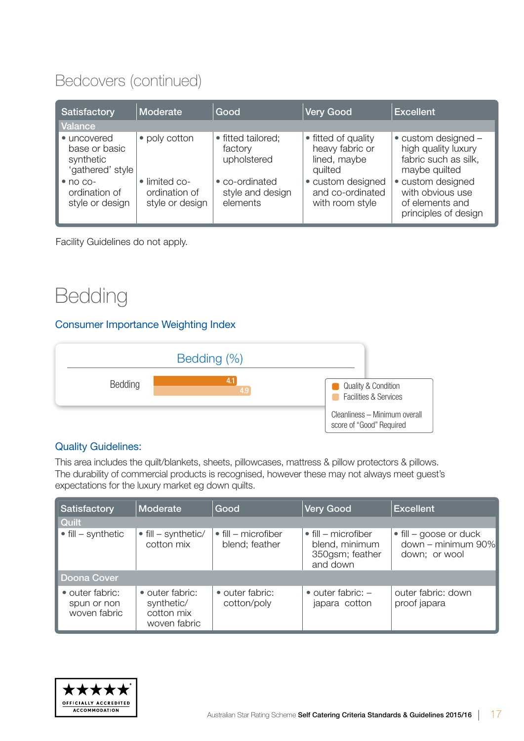## Bedcovers (continued)

| Satisfactory | Moderate | Good | Very Good | Excellent |
|---|---|---|---|---|
| **Valance** | | | | |
| • uncovered base or basic synthetic 'gathered' style<br>• no co-ordination of style or design | • poly cotton<br>• limited co-ordination of style or design | • fitted tailored; factory upholstered<br>• co-ordinated style and design elements | • fitted of quality heavy fabric or lined, maybe quilted<br>• custom designed and co-ordinated with room style | • custom designed – high quality luxury fabric such as silk, maybe quilted<br>• custom designed with obvious use of elements and principles of design |

Facility Guidelines do not apply.

# Bedding

### Consumer Importance Weighting Index

Bedding (%)

Bedding

4.1

4.9

Quality & Condition

Facilities & Services

Cleanliness – Minimum overall score of "Good" Required

### Quality Guidelines:

This area includes the quilt/blankets, sheets, pillowcases, mattress & pillow protectors & pillows. The durability of commercial products is recognised, however these may not always meet guest's expectations for the luxury market eg down quilts.

| Satisfactory | Moderate | Good | Very Good | Excellent |
|---|---|---|---|---|
| **Quilt** | | | | |
| • fill – synthetic | • fill – synthetic/ cotton mix | • fill – microfiber blend; feather | • fill – microfiber blend, minimum 350gsm; feather and down | • fill – goose or duck down – minimum 90% down; or wool |
| **Doona Cover** | | | | |
| • outer fabric: spun or non woven fabric | • outer fabric: synthetic/ cotton mix woven fabric | • outer fabric: cotton/poly | • outer fabric: – japara cotton | outer fabric: down proof japara |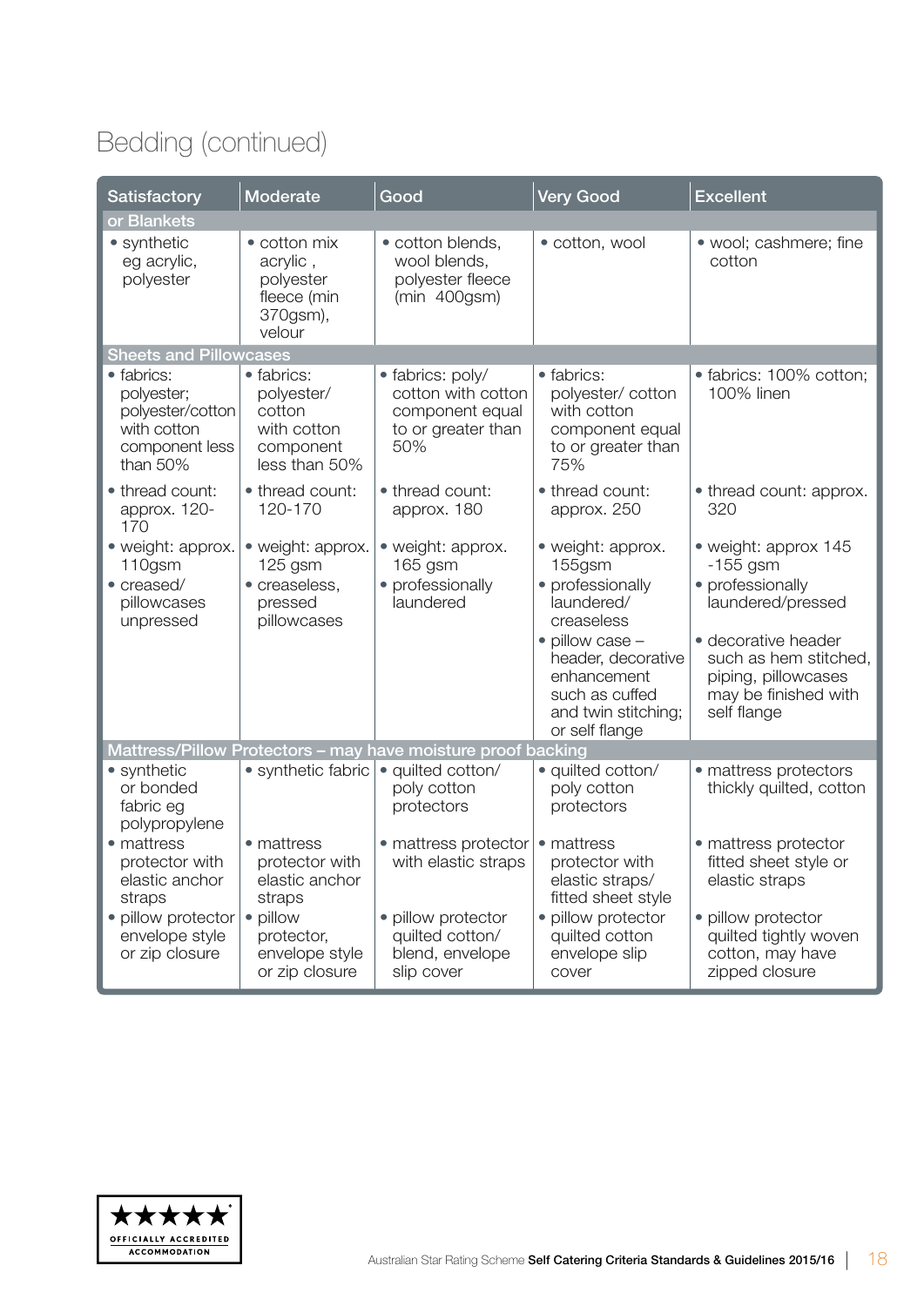# Bedding (continued)

| Satisfactory | Moderate | Good | Very Good | Excellent |
|---|---|---|---|---|
| **or Blankets** | | | | |
| • synthetic eg acrylic, polyester | • cotton mix acrylic , polyester fleece (min 370gsm), velour | • cotton blends, wool blends, polyester fleece (min 400gsm) | • cotton, wool | • wool; cashmere; fine cotton |
| **Sheets and Pillowcases** | | | | |
| • fabrics: polyester; polyester/cotton with cotton component less than 50% | • fabrics: polyester/ cotton with cotton component less than 50% | • fabrics: poly/ cotton with cotton component equal to or greater than 50% | • fabrics: polyester/ cotton with cotton component equal to or greater than 75% | • fabrics: 100% cotton; 100% linen |
| • thread count: approx. 120-170 | • thread count: 120-170 | • thread count: approx. 180 | • thread count: approx. 250 | • thread count: approx. 320 |
| • weight: approx. 110gsm<br>• creased/ pillowcases unpressed | • weight: approx. 125 gsm<br>• creaseless, pressed pillowcases | • weight: approx. 165 gsm<br>• professionally laundered | • weight: approx. 155gsm<br>• professionally laundered/ creaseless<br>• pillow case – header, decorative enhancement such as cuffed and twin stitching; or self flange | • weight: approx 145 -155 gsm<br>• professionally laundered/pressed<br>• decorative header such as hem stitched, piping, pillowcases may be finished with self flange |
| **Mattress/Pillow Protectors – may have moisture proof backing** | | | | |
| • synthetic or bonded fabric eg polypropylene | • synthetic fabric | • quilted cotton/ poly cotton protectors | • quilted cotton/ poly cotton protectors | • mattress protectors thickly quilted, cotton |
| • mattress protector with elastic anchor straps | • mattress protector with elastic anchor straps | • mattress protector with elastic straps | • mattress protector with elastic straps/ fitted sheet style | • mattress protector fitted sheet style or elastic straps |
| • pillow protector envelope style or zip closure | • pillow protector, envelope style or zip closure | • pillow protector quilted cotton/ blend, envelope slip cover | • pillow protector quilted cotton envelope slip cover | • pillow protector quilted tightly woven cotton, may have zipped closure |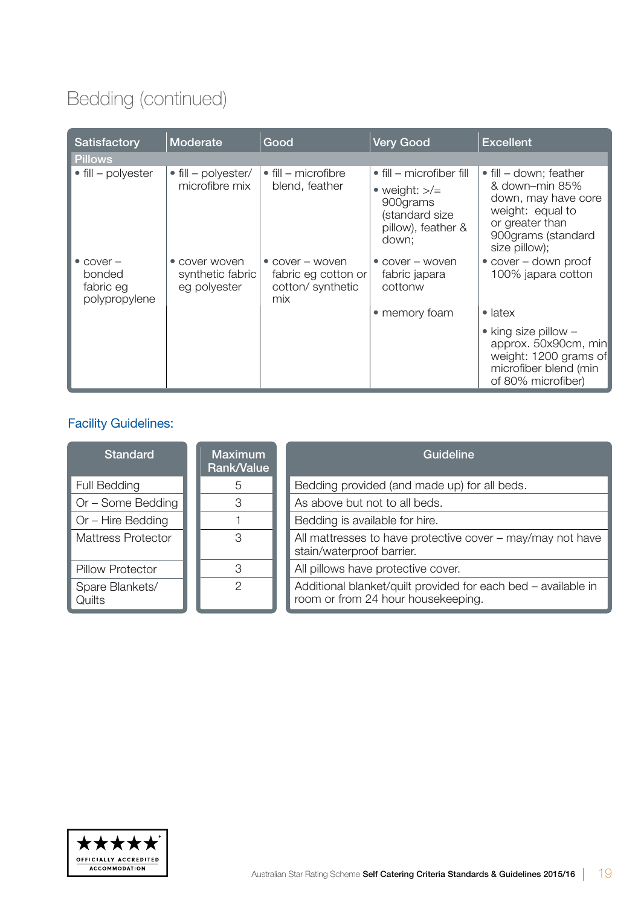# Bedding (continued)

| Satisfactory | Moderate | Good | Very Good | Excellent |
|---|---|---|---|---|
| **Pillows** | | | | |
| • fill – polyester | • fill – polyester/ microfibre mix | • fill – microfibre blend, feather | • fill – microfiber fill<br>• weight: >/= 900grams (standard size pillow), feather & down; | • fill – down; feather & down–min 85% down, may have core weight: equal to or greater than 900grams (standard size pillow); |
| • cover – bonded fabric eg polypropylene | • cover woven synthetic fabric eg polyester | • cover – woven fabric eg cotton or cotton/ synthetic mix | • cover – woven fabric japara cottonw | • cover – down proof 100% japara cotton |
| | | | • memory foam | • latex<br>• king size pillow – approx. 50x90cm, min weight: 1200 grams of microfiber blend (min of 80% microfiber) |

## Facility Guidelines:

| Standard | Maximum Rank/Value | Guideline |
|---|---|---|
| Full Bedding | 5 | Bedding provided (and made up) for all beds. |
| Or – Some Bedding | 3 | As above but not to all beds. |
| Or – Hire Bedding | 1 | Bedding is available for hire. |
| Mattress Protector | 3 | All mattresses to have protective cover – may/may not have stain/waterproof barrier. |
| Pillow Protector | 3 | All pillows have protective cover. |
| Spare Blankets/ Quilts | 2 | Additional blanket/quilt provided for each bed – available in room or from 24 hour housekeeping. |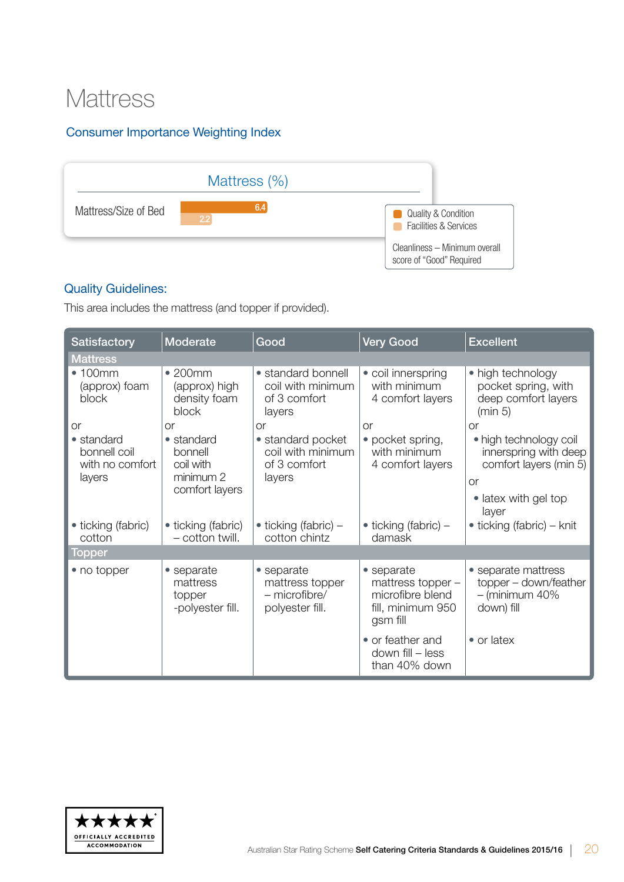# Mattress

## Consumer Importance Weighting Index

Mattress (%)

Mattress/Size of Bed

6.4

2.2

Quality & Condition
Facilities & Services

Cleanliness – Minimum overall score of "Good" Required

## Quality Guidelines:

This area includes the mattress (and topper if provided).

| Satisfactory | Moderate | Good | Very Good | Excellent |
|---|---|---|---|---|
| **Mattress** | | | | |
| • 100mm (approx) foam block<br>or<br>• standard bonnell coil with no comfort layers<br>• ticking (fabric) cotton | • 200mm (approx) high density foam block<br>or<br>• standard bonnell coil with minimum 2 comfort layers<br>• ticking (fabric) – cotton twill. | • standard bonnell coil with minimum of 3 comfort layers<br>or<br>• standard pocket coil with minimum of 3 comfort layers<br>• ticking (fabric) – cotton chintz | • coil innerspring with minimum 4 comfort layers<br>or<br>• pocket spring, with minimum 4 comfort layers<br>• ticking (fabric) – damask | • high technology pocket spring, with deep comfort layers (min 5)<br>or<br>• high technology coil innerspring with deep comfort layers (min 5)<br>or<br>• latex with gel top layer<br>• ticking (fabric) – knit |
| **Topper** | | | | |
| • no topper | • separate mattress topper -polyester fill. | • separate mattress topper – microfibre/ polyester fill. | • separate mattress topper – microfibre blend fill, minimum 950 gsm fill<br>• or feather and down fill – less than 40% down | • separate mattress topper – down/feather – (minimum 40% down) fill<br>• or latex |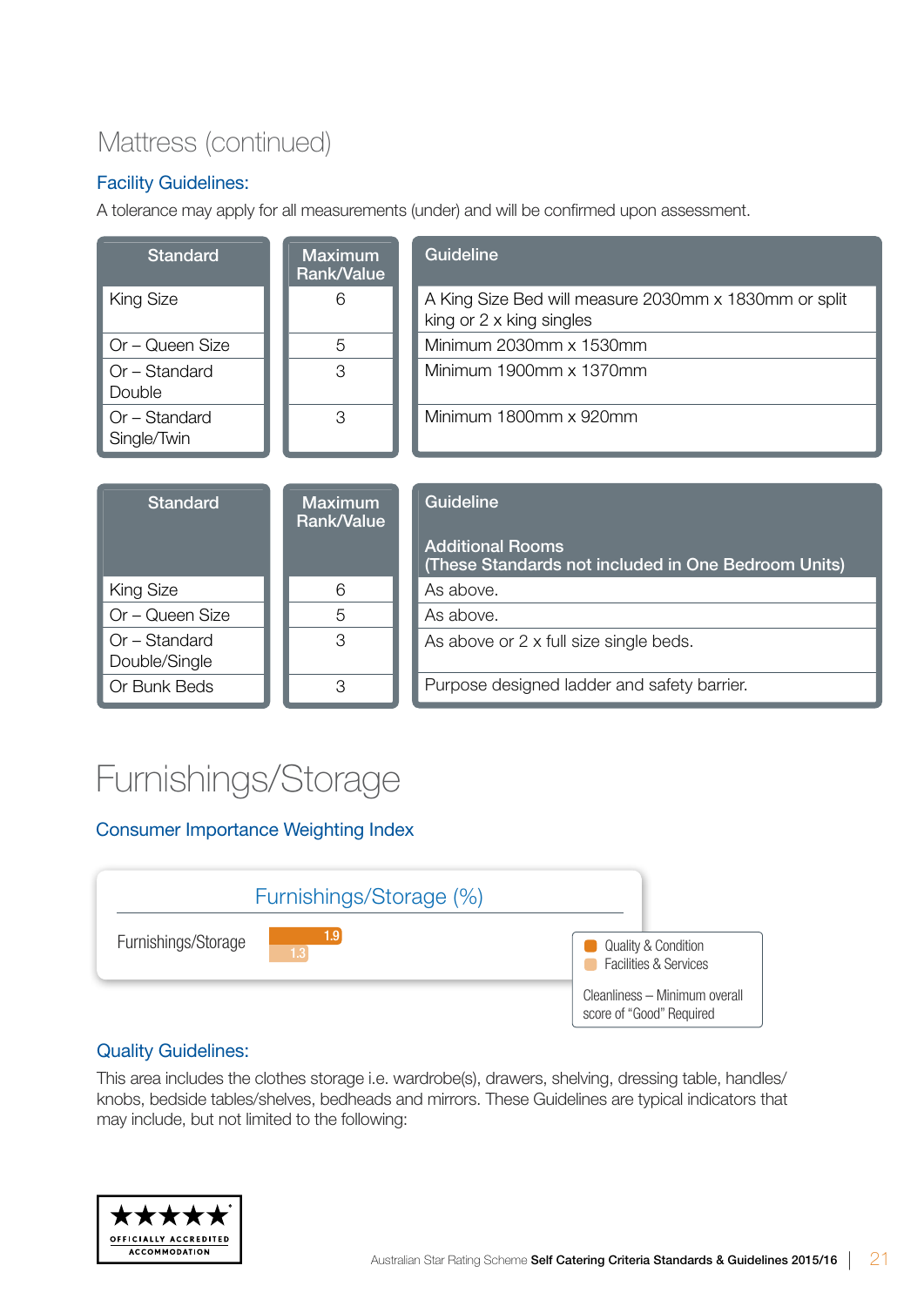## Mattress (continued)

### Facility Guidelines:

A tolerance may apply for all measurements (under) and will be confirmed upon assessment.

| Standard | Maximum Rank/Value | Guideline |
|---|---|---|
| King Size | 6 | A King Size Bed will measure 2030mm x 1830mm or split king or 2 x king singles |
| Or – Queen Size | 5 | Minimum 2030mm x 1530mm |
| Or – Standard Double | 3 | Minimum 1900mm x 1370mm |
| Or – Standard Single/Twin | 3 | Minimum 1800mm x 920mm |

| Standard | Maximum Rank/Value | Guideline<br><br>Additional Rooms<br>(These Standards not included in One Bedroom Units) |
|---|---|---|
| King Size | 6 | As above. |
| Or – Queen Size | 5 | As above. |
| Or – Standard Double/Single | 3 | As above or 2 x full size single beds. |
| Or Bunk Beds | 3 | Purpose designed ladder and safety barrier. |

# Furnishings/Storage

### Consumer Importance Weighting Index

Furnishings/Storage (%)

Furnishings/Storage

1.9

1.3

Quality & Condition

Facilities & Services

Cleanliness – Minimum overall score of "Good" Required

### Quality Guidelines:

This area includes the clothes storage i.e. wardrobe(s), drawers, shelving, dressing table, handles/knobs, bedside tables/shelves, bedheads and mirrors. These Guidelines are typical indicators that may include, but not limited to the following: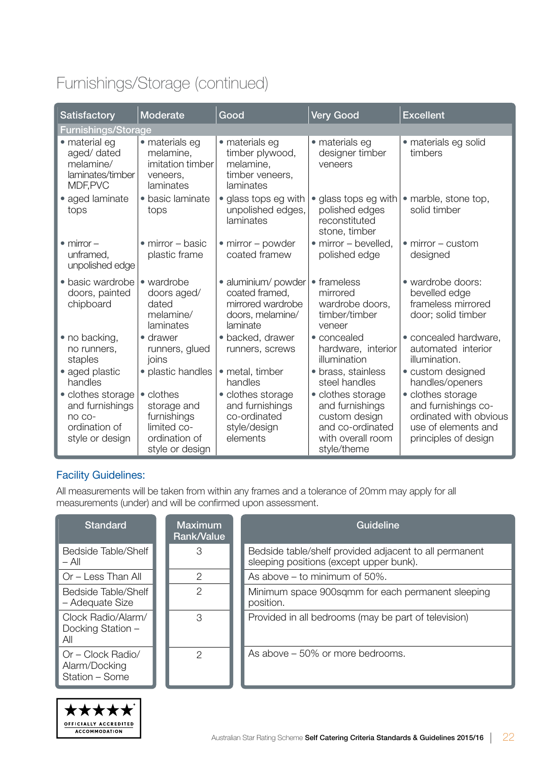# Furnishings/Storage (continued)

| Satisfactory | Moderate | Good | Very Good | Excellent |
|---|---|---|---|---|
| **Furnishings/Storage** | | | | |
| • material eg aged/ dated melamine/ laminates/timber MDF,PVC | • materials eg melamine, imitation timber veneers, laminates | • materials eg timber plywood, melamine, timber veneers, laminates | • materials eg designer timber veneers | • materials eg solid timbers |
| • aged laminate tops | • basic laminate tops | • glass tops eg with unpolished edges, laminates | • glass tops eg with polished edges reconstituted stone, timber | • marble, stone top, solid timber |
| • mirror – unframed, unpolished edge | • mirror – basic plastic frame | • mirror – powder coated framew | • mirror – bevelled, polished edge | • mirror – custom designed |
| • basic wardrobe doors, painted chipboard | • wardrobe doors aged/ dated melamine/ laminates | • aluminium/ powder coated framed, mirrored wardrobe doors, melamine/ laminate | • frameless mirrored wardrobe doors, timber/timber veneer | • wardrobe doors: bevelled edge frameless mirrored door; solid timber |
| • no backing, no runners, staples | • drawer runners, glued joins | • backed, drawer runners, screws | • concealed hardware, interior illumination | • concealed hardware, automated interior illumination. |
| • aged plastic handles | • plastic handles | • metal, timber handles | • brass, stainless steel handles | • custom designed handles/openers |
| • clothes storage and furnishings no co-ordination of style or design | • clothes storage and furnishings limited co-ordination of style or design | • clothes storage and furnishings co-ordinated style/design elements | • clothes storage and furnishings custom design and co-ordinated with overall room style/theme | • clothes storage and furnishings co-ordinated with obvious use of elements and principles of design |

## Facility Guidelines:

All measurements will be taken from within any frames and a tolerance of 20mm may apply for all measurements (under) and will be confirmed upon assessment.

| Standard | Maximum Rank/Value | Guideline |
|---|---|---|
| Bedside Table/Shelf – All | 3 | Bedside table/shelf provided adjacent to all permanent sleeping positions (except upper bunk). |
| Or – Less Than All | 2 | As above – to minimum of 50%. |
| Bedside Table/Shelf – Adequate Size | 2 | Minimum space 900sqmm for each permanent sleeping position. |
| Clock Radio/Alarm/ Docking Station – All | 3 | Provided in all bedrooms (may be part of television) |
| Or – Clock Radio/ Alarm/Docking Station – Some | 2 | As above – 50% or more bedrooms. |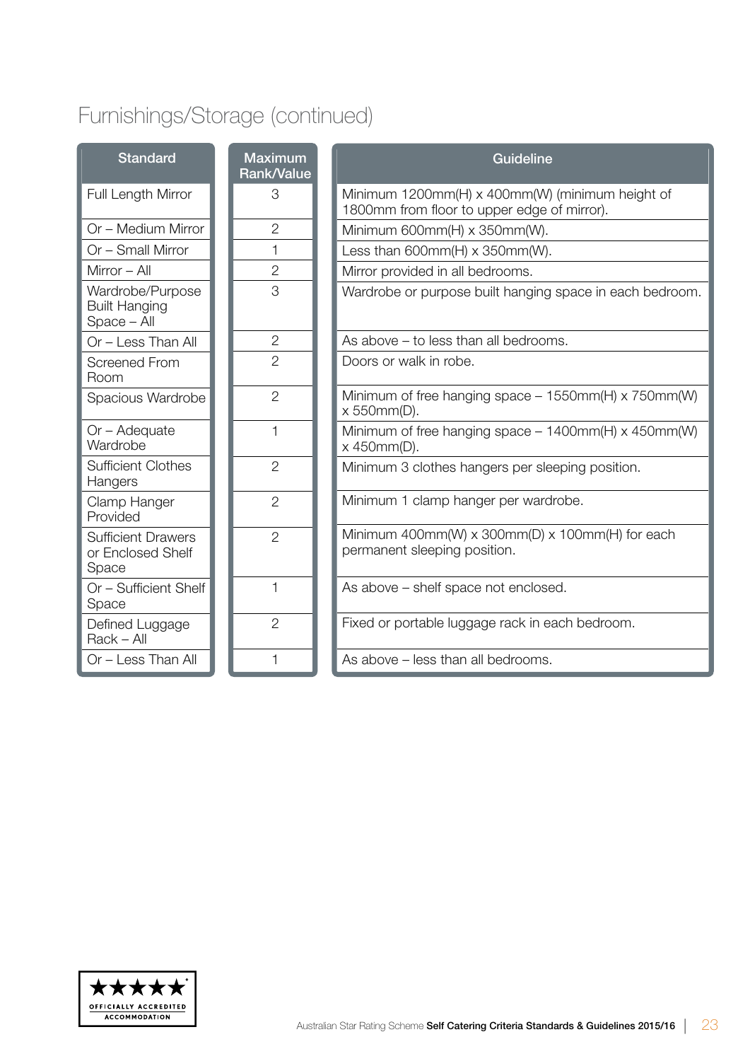# Furnishings/Storage (continued)

| Standard | Maximum Rank/Value | Guideline |
|---|---|---|
| Full Length Mirror | 3 | Minimum 1200mm(H) x 400mm(W) (minimum height of 1800mm from floor to upper edge of mirror). |
| Or – Medium Mirror | 2 | Minimum 600mm(H) x 350mm(W). |
| Or – Small Mirror | 1 | Less than 600mm(H) x 350mm(W). |
| Mirror – All | 2 | Mirror provided in all bedrooms. |
| Wardrobe/Purpose Built Hanging Space – All | 3 | Wardrobe or purpose built hanging space in each bedroom. |
| Or – Less Than All | 2 | As above – to less than all bedrooms. |
| Screened From Room | 2 | Doors or walk in robe. |
| Spacious Wardrobe | 2 | Minimum of free hanging space – 1550mm(H) x 750mm(W) x 550mm(D). |
| Or – Adequate Wardrobe | 1 | Minimum of free hanging space – 1400mm(H) x 450mm(W) x 450mm(D). |
| Sufficient Clothes Hangers | 2 | Minimum 3 clothes hangers per sleeping position. |
| Clamp Hanger Provided | 2 | Minimum 1 clamp hanger per wardrobe. |
| Sufficient Drawers or Enclosed Shelf Space | 2 | Minimum 400mm(W) x 300mm(D) x 100mm(H) for each permanent sleeping position. |
| Or – Sufficient Shelf Space | 1 | As above – shelf space not enclosed. |
| Defined Luggage Rack – All | 2 | Fixed or portable luggage rack in each bedroom. |
| Or – Less Than All | 1 | As above – less than all bedrooms. |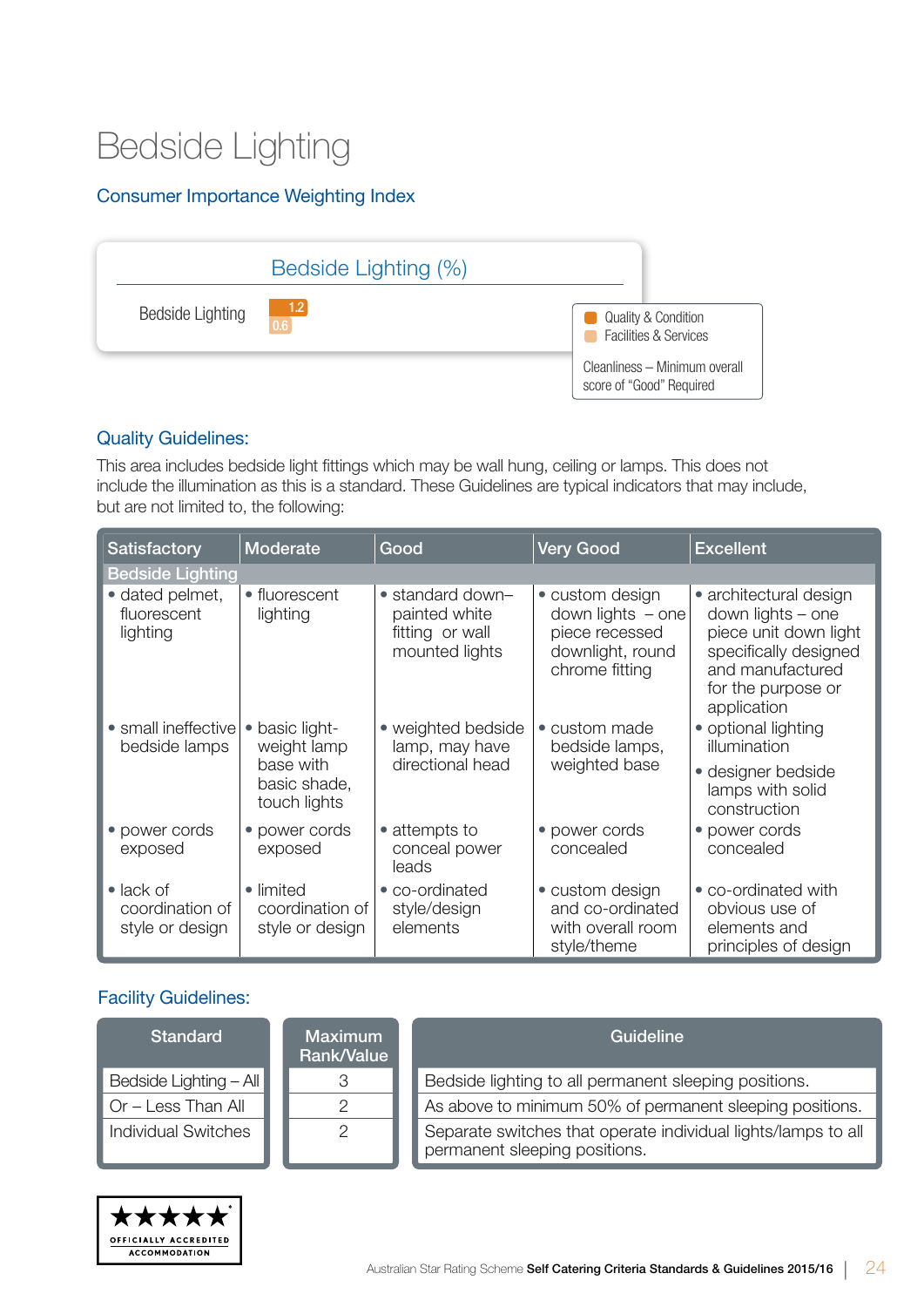# Bedside Lighting

## Consumer Importance Weighting Index

Bedside Lighting (%)

Bedside Lighting

1.2

0.6

Quality & Condition

Facilities & Services

Cleanliness – Minimum overall score of "Good" Required

## Quality Guidelines:

This area includes bedside light fittings which may be wall hung, ceiling or lamps. This does not include the illumination as this is a standard. These Guidelines are typical indicators that may include, but are not limited to, the following:

| Satisfactory | Moderate | Good | Very Good | Excellent |
|---|---|---|---|---|
| **Bedside Lighting** | | | | |
| • dated pelmet, fluorescent lighting | • fluorescent lighting | • standard down–painted white painted white fitting or wall mounted lights | • custom design down lights – one piece recessed downlight, round chrome fitting | • architectural design down lights – one piece unit down light specifically designed and manufactured for the purpose or application |
| • small ineffective bedside lamps | • basic light-weight lamp base with basic shade, touch lights | • weighted bedside lamp, may have directional head | • custom made bedside lamps, weighted base | • optional lighting illumination<br>• designer bedside lamps with solid construction |
| • power cords exposed | • power cords exposed | • attempts to conceal power leads | • power cords concealed | • power cords concealed |
| • lack of coordination of style or design | • limited coordination of style or design | • co-ordinated style/design elements | • custom design and co-ordinated with overall room style/theme | • co-ordinated with obvious use of elements and principles of design |

## Facility Guidelines:

| Standard | Maximum Rank/Value | Guideline |
|---|---|---|
| Bedside Lighting – All | 3 | Bedside lighting to all permanent sleeping positions. |
| Or – Less Than All | 2 | As above to minimum 50% of permanent sleeping positions. |
| Individual Switches | 2 | Separate switches that operate individual lights/lamps to all permanent sleeping positions. |

OFFICIALLY ACCREDITED ACCOMMODATION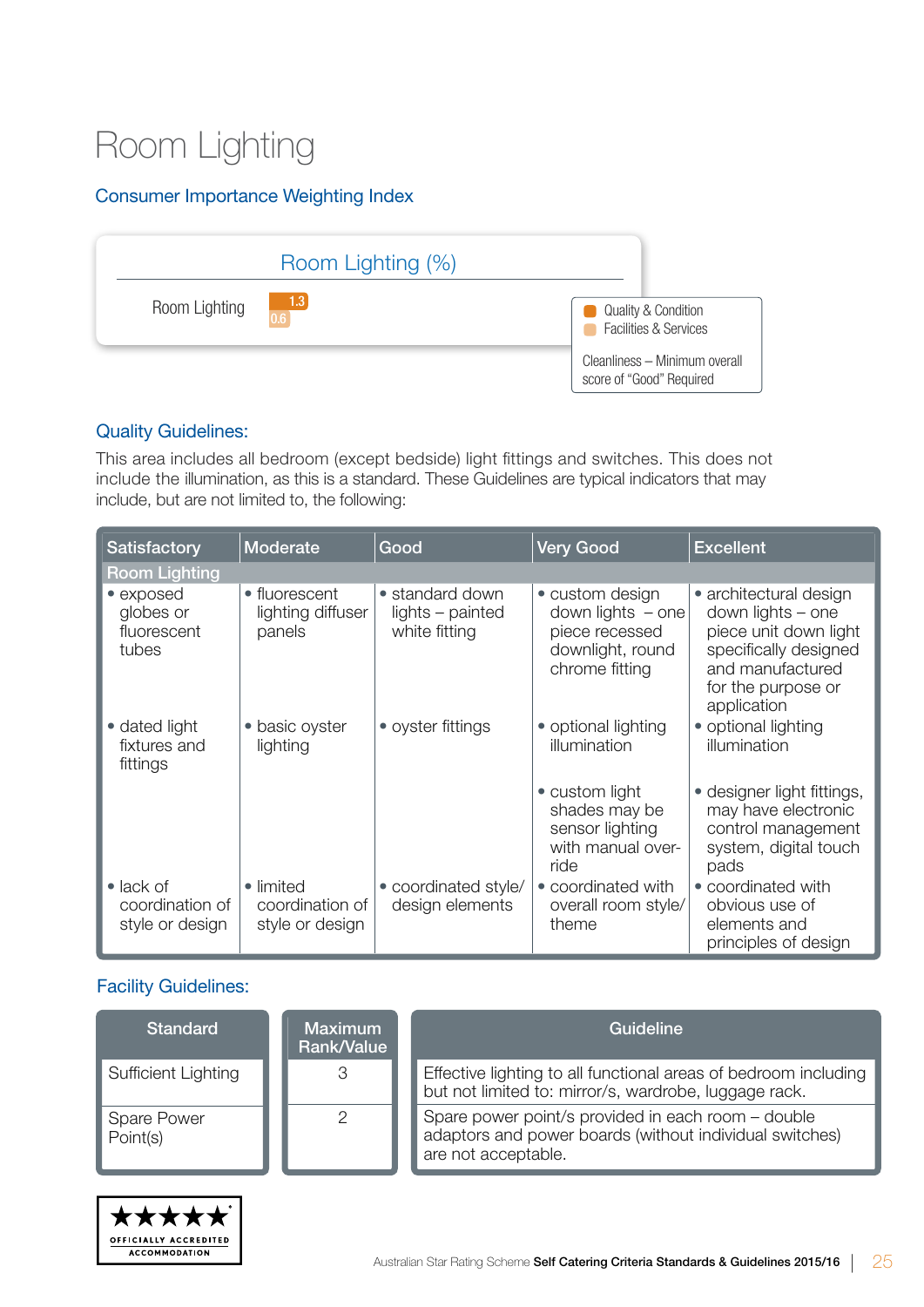# Room Lighting

## Consumer Importance Weighting Index

Room Lighting (%)

Room Lighting

1.3

0.6

Quality & Condition

Facilities & Services

Cleanliness – Minimum overall score of "Good" Required

## Quality Guidelines:

This area includes all bedroom (except bedside) light fittings and switches. This does not include the illumination, as this is a standard. These Guidelines are typical indicators that may include, but are not limited to, the following:

| Satisfactory | Moderate | Good | Very Good | Excellent |
|---|---|---|---|---|
| **Room Lighting** | | | | |
| • exposed globes or fluorescent tubes | • fluorescent lighting diffuser panels | • standard down lights – painted white fitting | • custom design down lights – one piece recessed downlight, round chrome fitting | • architectural design down lights – one piece unit down light specifically designed and manufactured for the purpose or application |
| • dated light fixtures and fittings | • basic oyster lighting | • oyster fittings | • optional lighting illumination | • optional lighting illumination |
| | | | • custom light shades may be sensor lighting with manual over-ride | • designer light fittings, may have electronic control management system, digital touch pads |
| • lack of coordination of style or design | • limited coordination of style or design | • coordinated style/ design elements | • coordinated with overall room style/ theme | • coordinated with obvious use of elements and principles of design |

## Facility Guidelines:

| Standard | Maximum Rank/Value | Guideline |
|---|---|---|
| Sufficient Lighting | 3 | Effective lighting to all functional areas of bedroom including but not limited to: mirror/s, wardrobe, luggage rack. |
| Spare Power Point(s) | 2 | Spare power point/s provided in each room – double adaptors and power boards (without individual switches) are not acceptable. |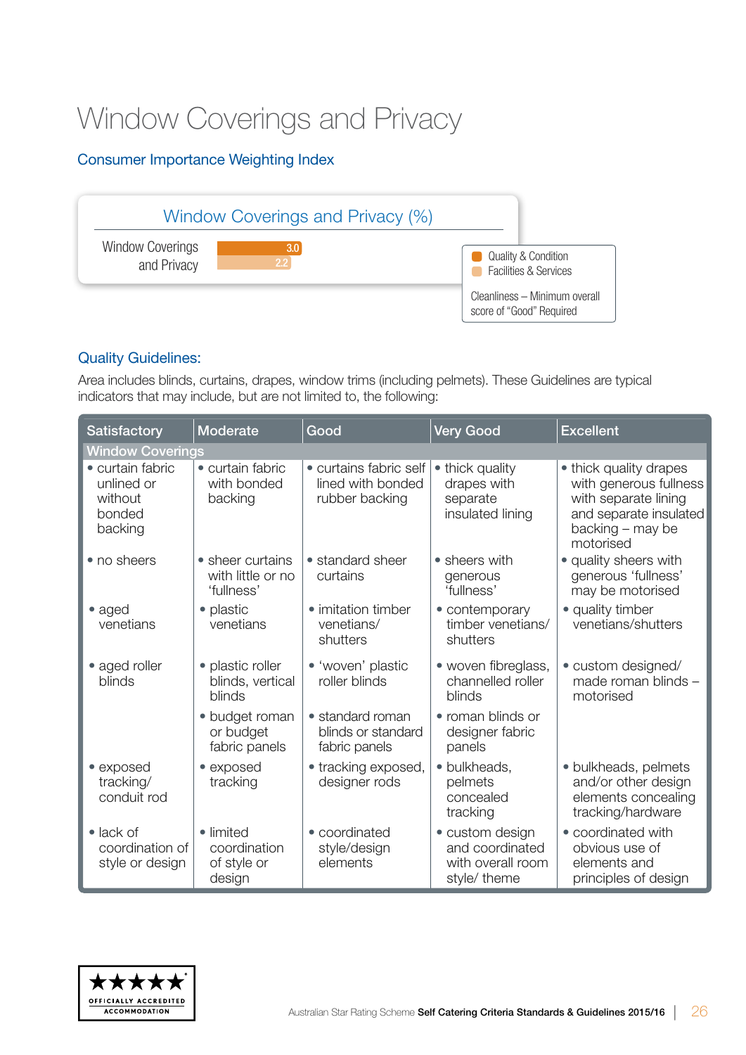# Window Coverings and Privacy

## Consumer Importance Weighting Index

Window Coverings and Privacy (%)

Window Coverings and Privacy

3.0

2.2

Quality & Condition

Facilities & Services

Cleanliness – Minimum overall score of "Good" Required

## Quality Guidelines:

Area includes blinds, curtains, drapes, window trims (including pelmets). These Guidelines are typical indicators that may include, but are not limited to, the following:

| Satisfactory | Moderate | Good | Very Good | Excellent |
|---|---|---|---|---|
| **Window Coverings** | | | | |
| • curtain fabric unlined or without bonded backing | • curtain fabric with bonded backing | • curtains fabric self lined with bonded rubber backing | • thick quality drapes with separate insulated lining | • thick quality drapes with generous fullness with separate lining and separate insulated backing – may be motorised |
| • no sheers | • sheer curtains with little or no 'fullness' | • standard sheer curtains | • sheers with generous 'fullness' | • quality sheers with generous 'fullness' may be motorised |
| • aged venetians | • plastic venetians | • imitation timber venetians/ shutters | • contemporary timber venetians/ shutters | • quality timber venetians/shutters |
| • aged roller blinds | • plastic roller blinds, vertical blinds | • 'woven' plastic roller blinds | • woven fibreglass, channelled roller blinds | • custom designed/ made roman blinds – motorised |
| | • budget roman or budget fabric panels | • standard roman blinds or standard fabric panels | • roman blinds or designer fabric panels | |
| • exposed tracking/ conduit rod | • exposed tracking | • tracking exposed, designer rods | • bulkheads, pelmets concealed tracking | • bulkheads, pelmets and/or other design elements concealing tracking/hardware |
| • lack of coordination of style or design | • limited coordination of style or design | • coordinated style/design elements | • custom design and coordinated with overall room style/ theme | • coordinated with obvious use of elements and principles of design |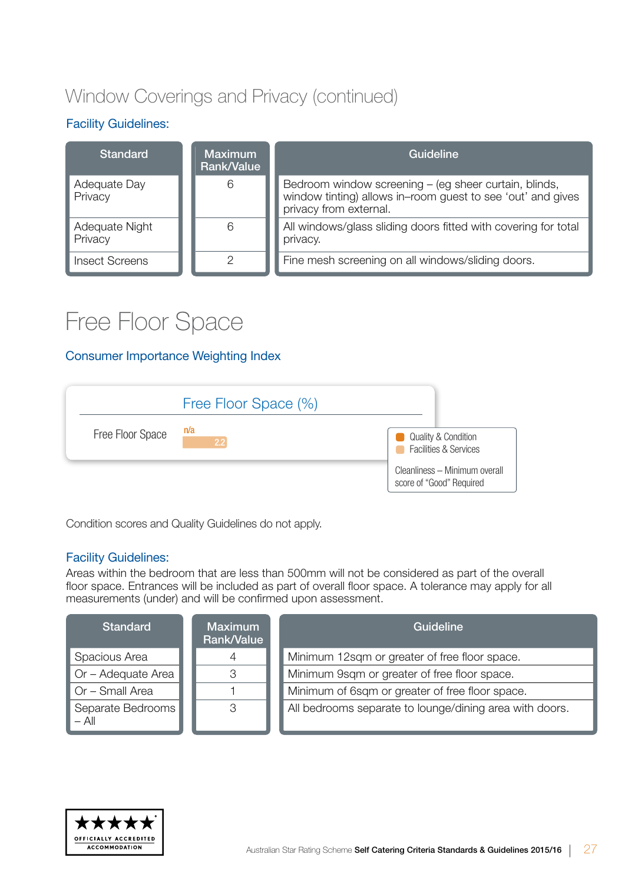## Window Coverings and Privacy (continued)

### Facility Guidelines:

| Standard | Maximum Rank/Value | Guideline |
|---|---|---|
| Adequate Day Privacy | 6 | Bedroom window screening – (eg sheer curtain, blinds, window tinting) allows in–room guest to see 'out' and gives privacy from external. |
| Adequate Night Privacy | 6 | All windows/glass sliding doors fitted with covering for total privacy. |
| Insect Screens | 2 | Fine mesh screening on all windows/sliding doors. |

## Free Floor Space

### Consumer Importance Weighting Index

Free Floor Space (%)

Free Floor Space

n/a

2.2

Quality & Condition

Facilities & Services

Cleanliness – Minimum overall score of "Good" Required

Condition scores and Quality Guidelines do not apply.

### Facility Guidelines:

Areas within the bedroom that are less than 500mm will not be considered as part of the overall floor space. Entrances will be included as part of overall floor space. A tolerance may apply for all measurements (under) and will be confirmed upon assessment.

| Standard | Maximum Rank/Value | Guideline |
|---|---|---|
| Spacious Area | 4 | Minimum 12sqm or greater of free floor space. |
| Or – Adequate Area | 3 | Minimum 9sqm or greater of free floor space. |
| Or – Small Area | 1 | Minimum of 6sqm or greater of free floor space. |
| Separate Bedrooms – All | 3 | All bedrooms separate to lounge/dining area with doors. |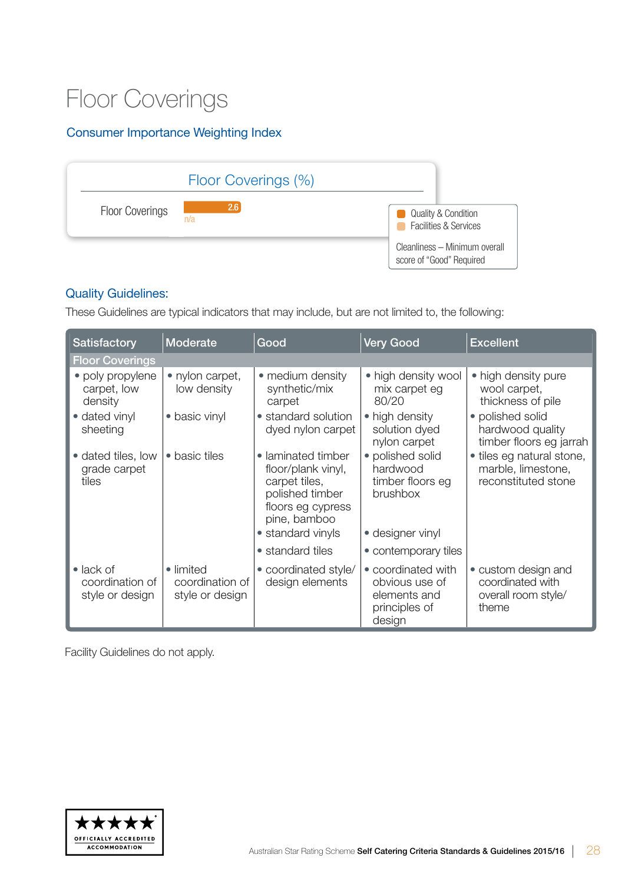# Floor Coverings

## Consumer Importance Weighting Index

Floor Coverings (%)

Floor Coverings

2.6

n/a

Quality & Condition

Facilities & Services

Cleanliness – Minimum overall score of "Good" Required

## Quality Guidelines:

These Guidelines are typical indicators that may include, but are not limited to, the following:

| Satisfactory | Moderate | Good | Very Good | Excellent |
|---|---|---|---|---|
| **Floor Coverings** | | | | |
| • poly propylene carpet, low density | • nylon carpet, low density | • medium density synthetic/mix carpet | • high density wool mix carpet eg 80/20 | • high density pure wool carpet, thickness of pile |
| • dated vinyl sheeting | • basic vinyl | • standard solution dyed nylon carpet | • high density solution dyed nylon carpet | • polished solid hardwood quality timber floors eg jarrah |
| • dated tiles, low grade carpet tiles | • basic tiles | • laminated timber floor/plank vinyl, carpet tiles, polished timber floors eg cypress pine, bamboo | • polished solid hardwood timber floors eg brushbox | • tiles eg natural stone, marble, limestone, reconstituted stone |
| | | • standard vinyls | • designer vinyl | |
| | | • standard tiles | • contemporary tiles | |
| • lack of coordination of style or design | • limited coordination of style or design | • coordinated style/ design elements | • coordinated with obvious use of elements and principles of design | • custom design and coordinated with overall room style/ theme |

Facility Guidelines do not apply.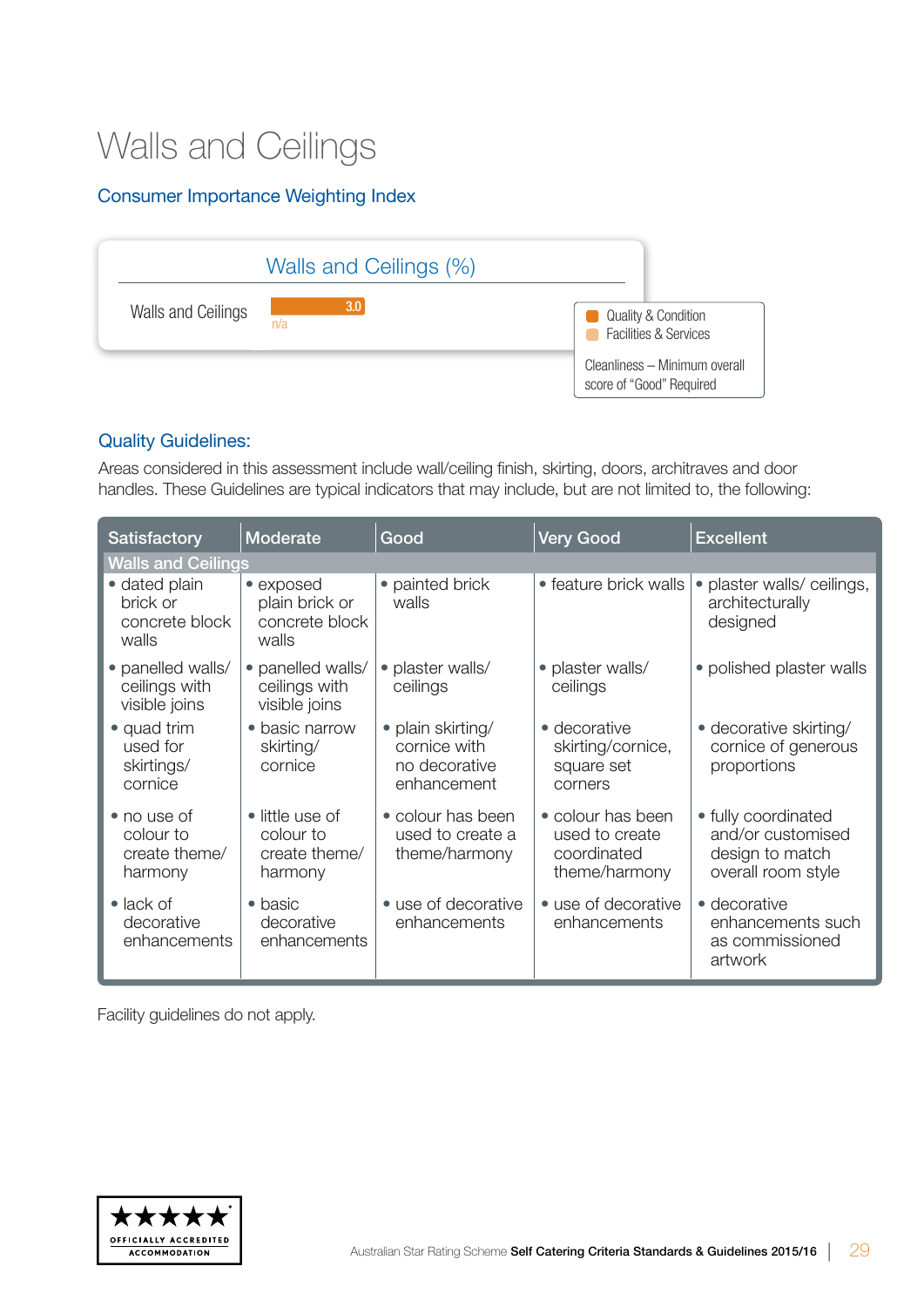# Walls and Ceilings

## Consumer Importance Weighting Index

Walls and Ceilings (%)

Walls and Ceilings

3.0

n/a

Quality & Condition

Facilities & Services

Cleanliness – Minimum overall score of "Good" Required

## Quality Guidelines:

Areas considered in this assessment include wall/ceiling finish, skirting, doors, architraves and door handles. These Guidelines are typical indicators that may include, but are not limited to, the following:

| Satisfactory | Moderate | Good | Very Good | Excellent |
|---|---|---|---|---|
| **Walls and Ceilings** | | | | |
| • dated plain brick or concrete block walls | • exposed plain brick or concrete block walls | • painted brick walls | • feature brick walls | • plaster walls/ ceilings, architecturally designed |
| • panelled walls/ ceilings with visible joins | • panelled walls/ ceilings with visible joins | • plaster walls/ ceilings | • plaster walls/ ceilings | • polished plaster walls |
| • quad trim used for skirtings/ cornice | • basic narrow skirting/ cornice | • plain skirting/ cornice with no decorative enhancement | • decorative skirting/cornice, square set corners | • decorative skirting/ cornice of generous proportions |
| • no use of colour to create theme/ harmony | • little use of colour to create theme/ harmony | • colour has been used to create a theme/harmony | • colour has been used to create coordinated theme/harmony | • fully coordinated and/or customised design to match overall room style |
| • lack of decorative enhancements | • basic decorative enhancements | • use of decorative enhancements | • use of decorative enhancements | • decorative enhancements such as commissioned artwork |

Facility guidelines do not apply.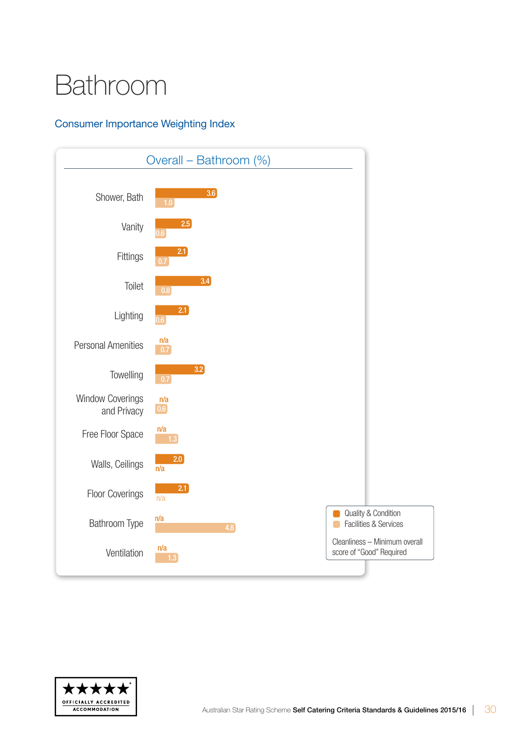# Bathroom

## Consumer Importance Weighting Index

Overall – Bathroom (%)

Shower, Bath 3.6 1.0

Vanity 2.5 0.6

Fittings 2.1 0.7

Toilet 3.4 0.8

Lighting 2.1 0.6

Personal Amenities n/a 0.7

Towelling 3.2 0.7

Window Coverings and Privacy n/a 0.6

Free Floor Space n/a 1.3

Walls, Ceilings 2.0 n/a

Floor Coverings 2.1 n/a

Bathroom Type n/a 4.8

Ventilation n/a 1.3

Quality & Condition

Facilities & Services

Cleanliness – Minimum overall score of “Good” Required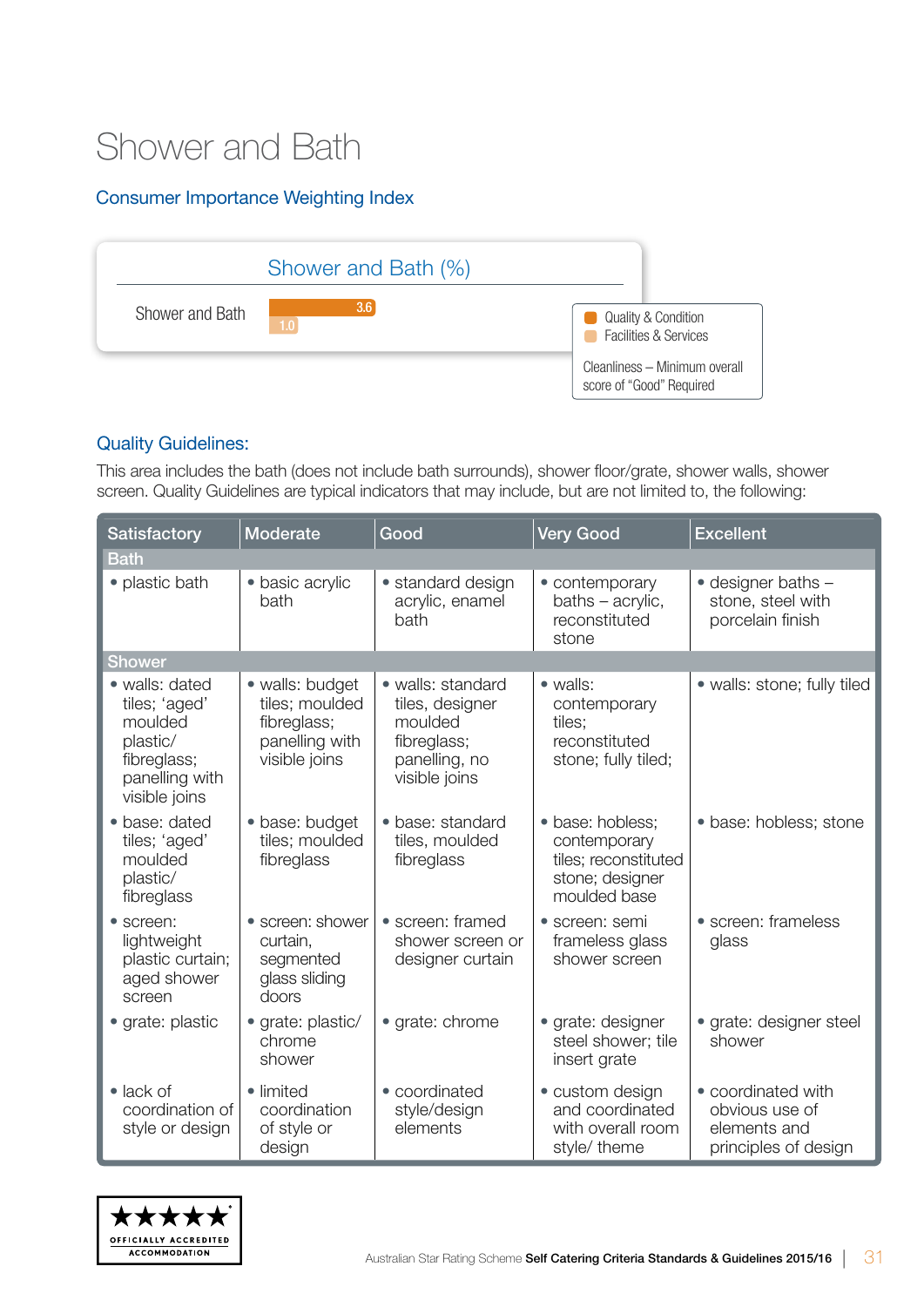# Shower and Bath

## Consumer Importance Weighting Index

Shower and Bath (%)

Shower and Bath

3.6

1.0

Quality & Condition

Facilities & Services

Cleanliness – Minimum overall score of "Good" Required

## Quality Guidelines:

This area includes the bath (does not include bath surrounds), shower floor/grate, shower walls, shower screen. Quality Guidelines are typical indicators that may include, but are not limited to, the following:

| Satisfactory | Moderate | Good | Very Good | Excellent |
|---|---|---|---|---|
| **Bath** | | | | |
| • plastic bath | • basic acrylic bath | • standard design acrylic, enamel bath | • contemporary baths – acrylic, reconstituted stone | • designer baths – stone, steel with porcelain finish |
| **Shower** | | | | |
| • walls: dated tiles; 'aged' moulded plastic/ fibreglass; panelling with visible joins | • walls: budget tiles; moulded fibreglass; panelling with visible joins | • walls: standard tiles, designer moulded fibreglass; panelling, no visible joins | • walls: contemporary tiles; reconstituted stone; fully tiled; | • walls: stone; fully tiled |
| • base: dated tiles; 'aged' moulded plastic/ fibreglass | • base: budget tiles; moulded fibreglass | • base: standard tiles, moulded fibreglass | • base: hobless; contemporary tiles; reconstituted stone; designer moulded base | • base: hobless; stone |
| • screen: lightweight plastic curtain; aged shower screen | • screen: shower curtain, segmented glass sliding doors | • screen: framed shower screen or designer curtain | • screen: semi frameless glass shower screen | • screen: frameless glass |
| • grate: plastic | • grate: plastic/ chrome shower | • grate: chrome | • grate: designer steel shower; tile insert grate | • grate: designer steel shower |
| • lack of coordination of style or design | • limited coordination of style or design | • coordinated style/design elements | • custom design and coordinated with overall room style/ theme | • coordinated with obvious use of elements and principles of design |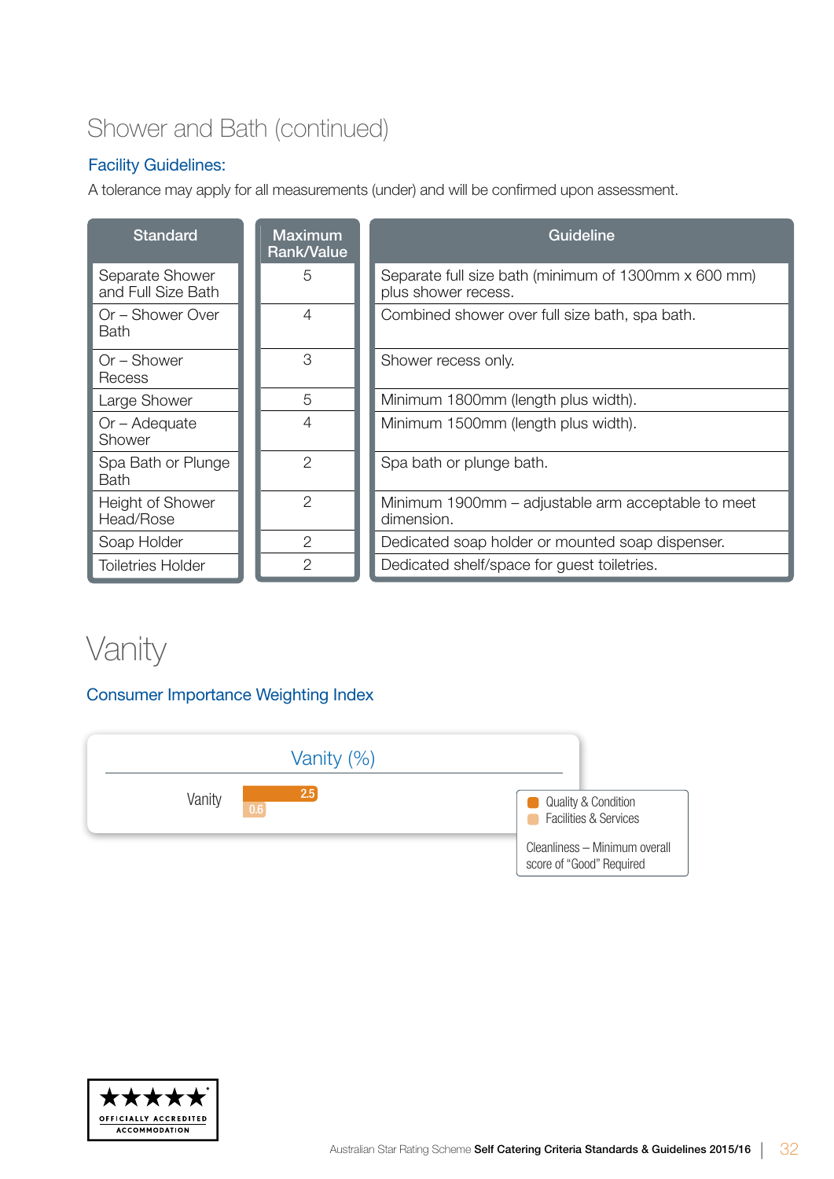## Shower and Bath (continued)

### Facility Guidelines:

A tolerance may apply for all measurements (under) and will be confirmed upon assessment.

| Standard | Maximum Rank/Value | Guideline |
|---|---|---|
| Separate Shower and Full Size Bath | 5 | Separate full size bath (minimum of 1300mm x 600 mm) plus shower recess. |
| Or – Shower Over Bath | 4 | Combined shower over full size bath, spa bath. |
| Or – Shower Recess | 3 | Shower recess only. |
| Large Shower | 5 | Minimum 1800mm (length plus width). |
| Or – Adequate Shower | 4 | Minimum 1500mm (length plus width). |
| Spa Bath or Plunge Bath | 2 | Spa bath or plunge bath. |
| Height of Shower Head/Rose | 2 | Minimum 1900mm – adjustable arm acceptable to meet dimension. |
| Soap Holder | 2 | Dedicated soap holder or mounted soap dispenser. |
| Toiletries Holder | 2 | Dedicated shelf/space for guest toiletries. |

# Vanity

### Consumer Importance Weighting Index

Vanity (%)

Vanity

2.5

0.6

Quality & Condition

Facilities & Services

Cleanliness – Minimum overall score of "Good" Required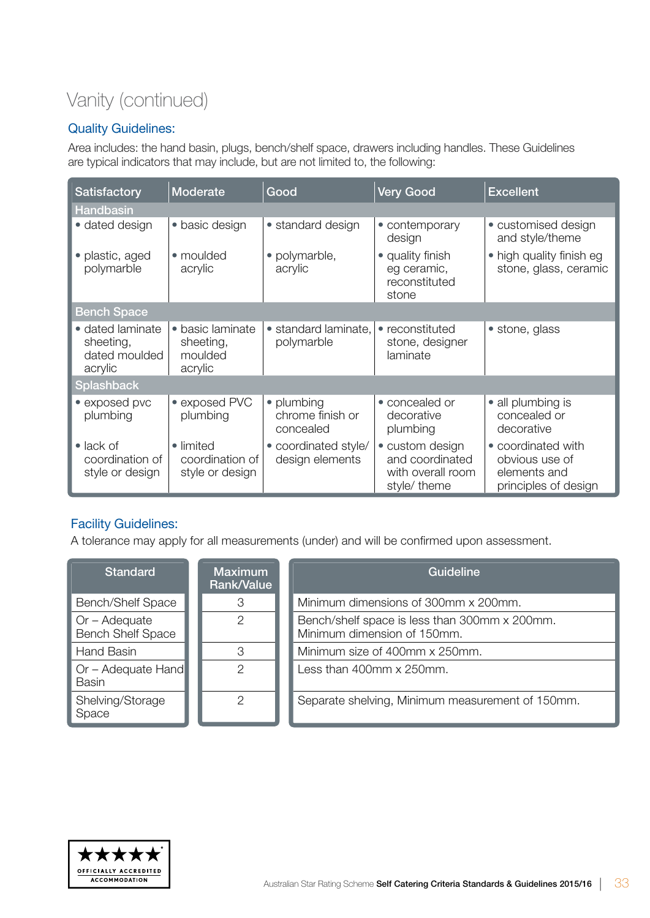# Vanity (continued)

## Quality Guidelines:

Area includes: the hand basin, plugs, bench/shelf space, drawers including handles. These Guidelines are typical indicators that may include, but are not limited to, the following:

| Satisfactory | Moderate | Good | Very Good | Excellent |
|---|---|---|---|---|
| **Handbasin** | | | | |
| • dated design<br>• plastic, aged polymarble | • basic design<br>• moulded acrylic | • standard design<br>• polymarble, acrylic | • contemporary design<br>• quality finish eg ceramic, reconstituted stone | • customised design and style/theme<br>• high quality finish eg stone, glass, ceramic |
| **Bench Space** | | | | |
| • dated laminate sheeting, dated moulded acrylic | • basic laminate sheeting, moulded acrylic | • standard laminate, polymarble | • reconstituted stone, designer laminate | • stone, glass |
| **Splashback** | | | | |
| • exposed pvc plumbing<br>• lack of coordination of style or design | • exposed PVC plumbing<br>• limited coordination of style or design | • plumbing chrome finish or concealed<br>• coordinated style/ design elements | • concealed or decorative plumbing<br>• custom design and coordinated with overall room style/ theme | • all plumbing is concealed or decorative<br>• coordinated with obvious use of elements and principles of design |

## Facility Guidelines:

A tolerance may apply for all measurements (under) and will be confirmed upon assessment.

| Standard | Maximum Rank/Value | Guideline |
|---|---|---|
| Bench/Shelf Space | 3 | Minimum dimensions of 300mm x 200mm. |
| Or – Adequate Bench Shelf Space | 2 | Bench/shelf space is less than 300mm x 200mm. Minimum dimension of 150mm. |
| Hand Basin | 3 | Minimum size of 400mm x 250mm. |
| Or – Adequate Hand Basin | 2 | Less than 400mm x 250mm. |
| Shelving/Storage Space | 2 | Separate shelving, Minimum measurement of 150mm. |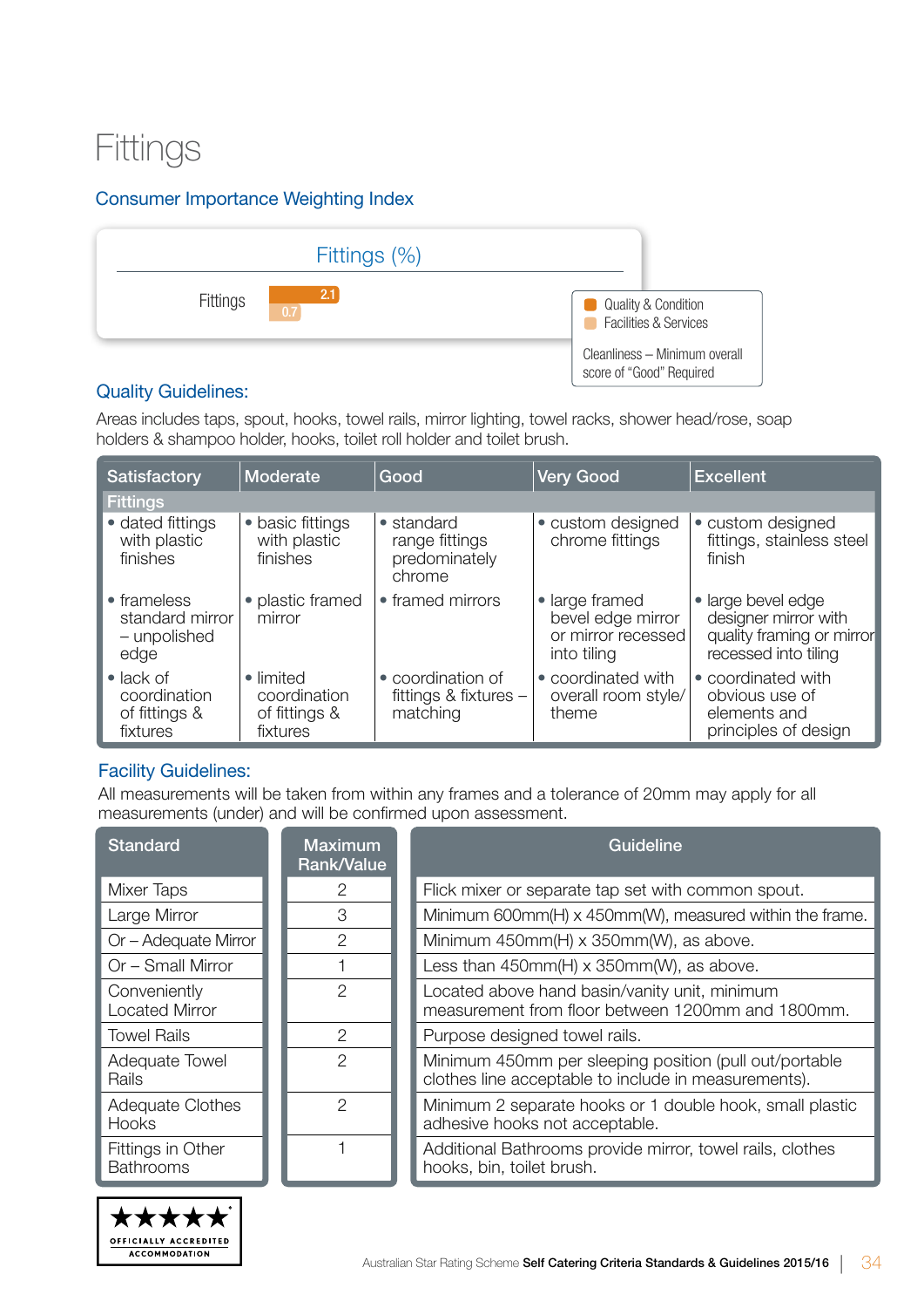# Fittings

## Consumer Importance Weighting Index

Fittings (%)

Fittings

2.1

0.7

Quality & Condition

Facilities & Services

Cleanliness – Minimum overall score of "Good" Required

## Quality Guidelines:

Areas includes taps, spout, hooks, towel rails, mirror lighting, towel racks, shower head/rose, soap holders & shampoo holder, hooks, toilet roll holder and toilet brush.

| Satisfactory | Moderate | Good | Very Good | Excellent |
|---|---|---|---|---|
| **Fittings** | | | | |
| • dated fittings with plastic finishes | • basic fittings with plastic finishes | • standard range fittings predominately chrome | • custom designed chrome fittings | • custom designed fittings, stainless steel finish |
| • frameless standard mirror – unpolished edge | • plastic framed mirror | • framed mirrors | • large framed bevel edge mirror or mirror recessed into tiling | • large bevel edge designer mirror with quality framing or mirror recessed into tiling |
| • lack of coordination of fittings & fixtures | • limited coordination of fittings & fixtures | • coordination of fittings & fixtures – matching | • coordinated with overall room style/ theme | • coordinated with obvious use of elements and principles of design |

## Facility Guidelines:

All measurements will be taken from within any frames and a tolerance of 20mm may apply for all measurements (under) and will be confirmed upon assessment.

| Standard | Maximum Rank/Value | Guideline |
|---|---|---|
| Mixer Taps | 2 | Flick mixer or separate tap set with common spout. |
| Large Mirror | 3 | Minimum 600mm(H) x 450mm(W), measured within the frame. |
| Or – Adequate Mirror | 2 | Minimum 450mm(H) x 350mm(W), as above. |
| Or – Small Mirror | 1 | Less than 450mm(H) x 350mm(W), as above. |
| Conveniently Located Mirror | 2 | Located above hand basin/vanity unit, minimum measurement from floor between 1200mm and 1800mm. |
| Towel Rails | 2 | Purpose designed towel rails. |
| Adequate Towel Rails | 2 | Minimum 450mm per sleeping position (pull out/portable clothes line acceptable to include in measurements). |
| Adequate Clothes Hooks | 2 | Minimum 2 separate hooks or 1 double hook, small plastic adhesive hooks not acceptable. |
| Fittings in Other Bathrooms | 1 | Additional Bathrooms provide mirror, towel rails, clothes hooks, bin, toilet brush. |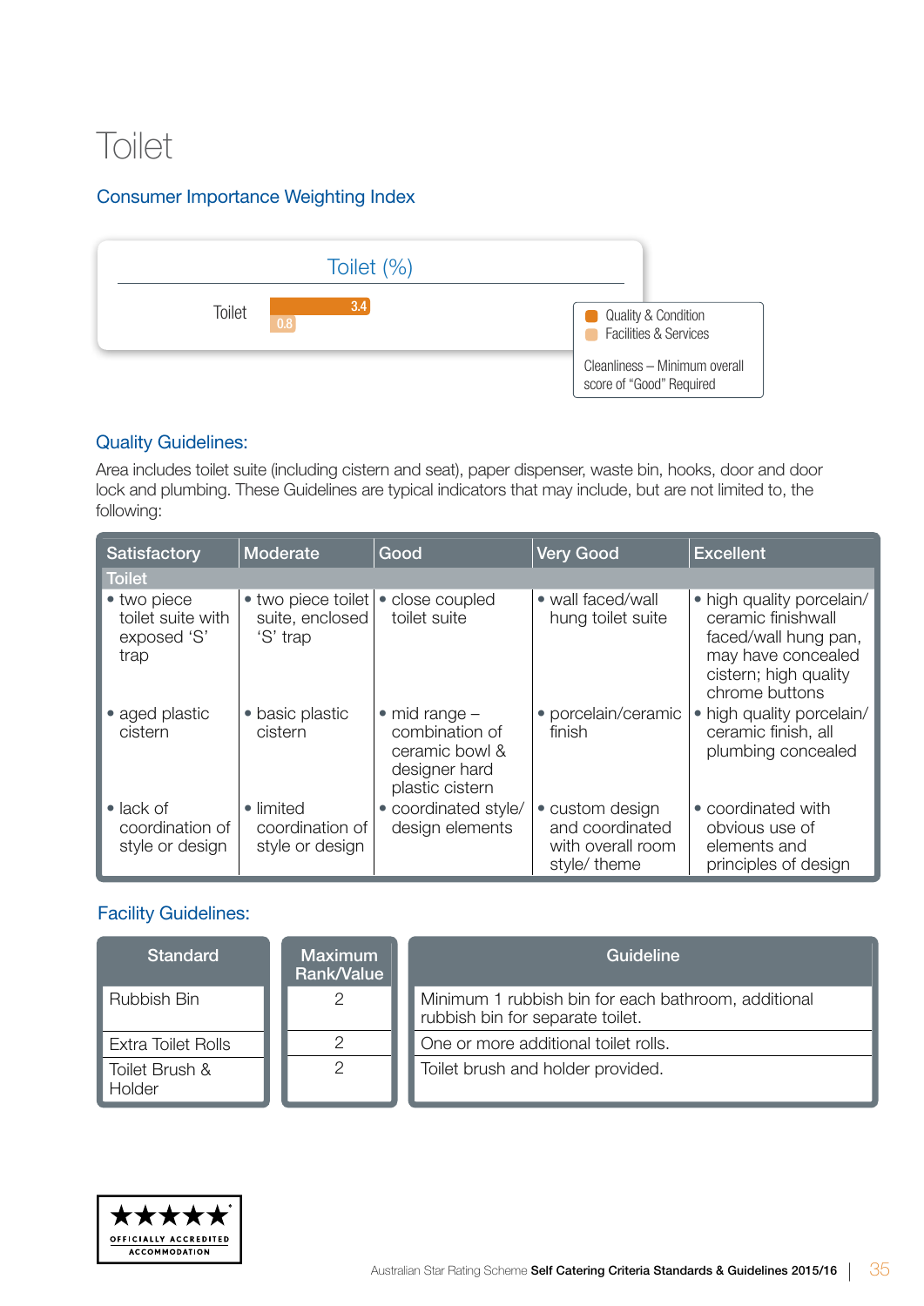# Toilet

## Consumer Importance Weighting Index

Toilet (%)

Toilet

3.4

0.8

Quality & Condition

Facilities & Services

Cleanliness – Minimum overall score of "Good" Required

## Quality Guidelines:

Area includes toilet suite (including cistern and seat), paper dispenser, waste bin, hooks, door and door lock and plumbing. These Guidelines are typical indicators that may include, but are not limited to, the following:

| Satisfactory | Moderate | Good | Very Good | Excellent |
|---|---|---|---|---|
| **Toilet** | | | | |
| • two piece toilet suite with exposed 'S' trap | • two piece toilet suite, enclosed 'S' trap | • close coupled toilet suite | • wall faced/wall hung toilet suite | • high quality porcelain/ ceramic finishwall faced/wall hung pan, may have concealed cistern; high quality chrome buttons |
| • aged plastic cistern | • basic plastic cistern | • mid range – combination of ceramic bowl & designer hard plastic cistern | • porcelain/ceramic finish | • high quality porcelain/ ceramic finish, all plumbing concealed |
| • lack of coordination of style or design | • limited coordination of style or design | • coordinated style/ design elements | • custom design and coordinated with overall room style/ theme | • coordinated with obvious use of elements and principles of design |

## Facility Guidelines:

| Standard | Maximum Rank/Value | Guideline |
|---|---|---|
| Rubbish Bin | 2 | Minimum 1 rubbish bin for each bathroom, additional rubbish bin for separate toilet. |
| Extra Toilet Rolls | 2 | One or more additional toilet rolls. |
| Toilet Brush & Holder | 2 | Toilet brush and holder provided. |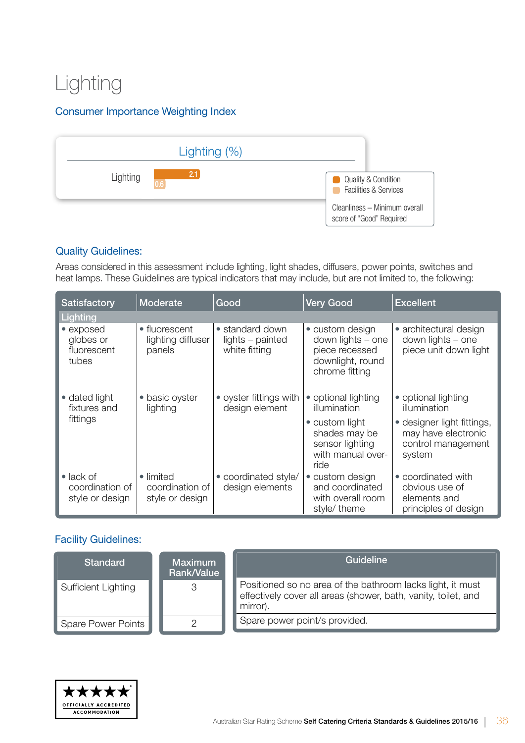# Lighting

## Consumer Importance Weighting Index

Lighting (%)

Lighting

2.1

0.6

Quality & Condition

Facilities & Services

Cleanliness – Minimum overall score of "Good" Required

## Quality Guidelines:

Areas considered in this assessment include lighting, light shades, diffusers, power points, switches and heat lamps. These Guidelines are typical indicators that may include, but are not limited to, the following:

| Satisfactory | Moderate | Good | Very Good | Excellent |
|---|---|---|---|---|
| **Lighting** | | | | |
| • exposed globes or fluorescent tubes | • fluorescent lighting diffuser panels | • standard down lights – painted white fitting | • custom design down lights – one piece recessed downlight, round chrome fitting | • architectural design down lights – one piece unit down light |
| • dated light fixtures and fittings | • basic oyster lighting | • oyster fittings with design element | • optional lighting illumination<br>• custom light shades may be sensor lighting with manual over-ride | • optional lighting illumination<br>• designer light fittings, may have electronic control management system |
| • lack of coordination of style or design | • limited coordination of style or design | • coordinated style/ design elements | • custom design and coordinated with overall room style/ theme | • coordinated with obvious use of elements and principles of design |

## Facility Guidelines:

| Standard | Maximum Rank/Value | Guideline |
|---|---|---|
| Sufficient Lighting | 3 | Positioned so no area of the bathroom lacks light, it must effectively cover all areas (shower, bath, vanity, toilet, and mirror). |
| Spare Power Points | 2 | Spare power point/s provided. |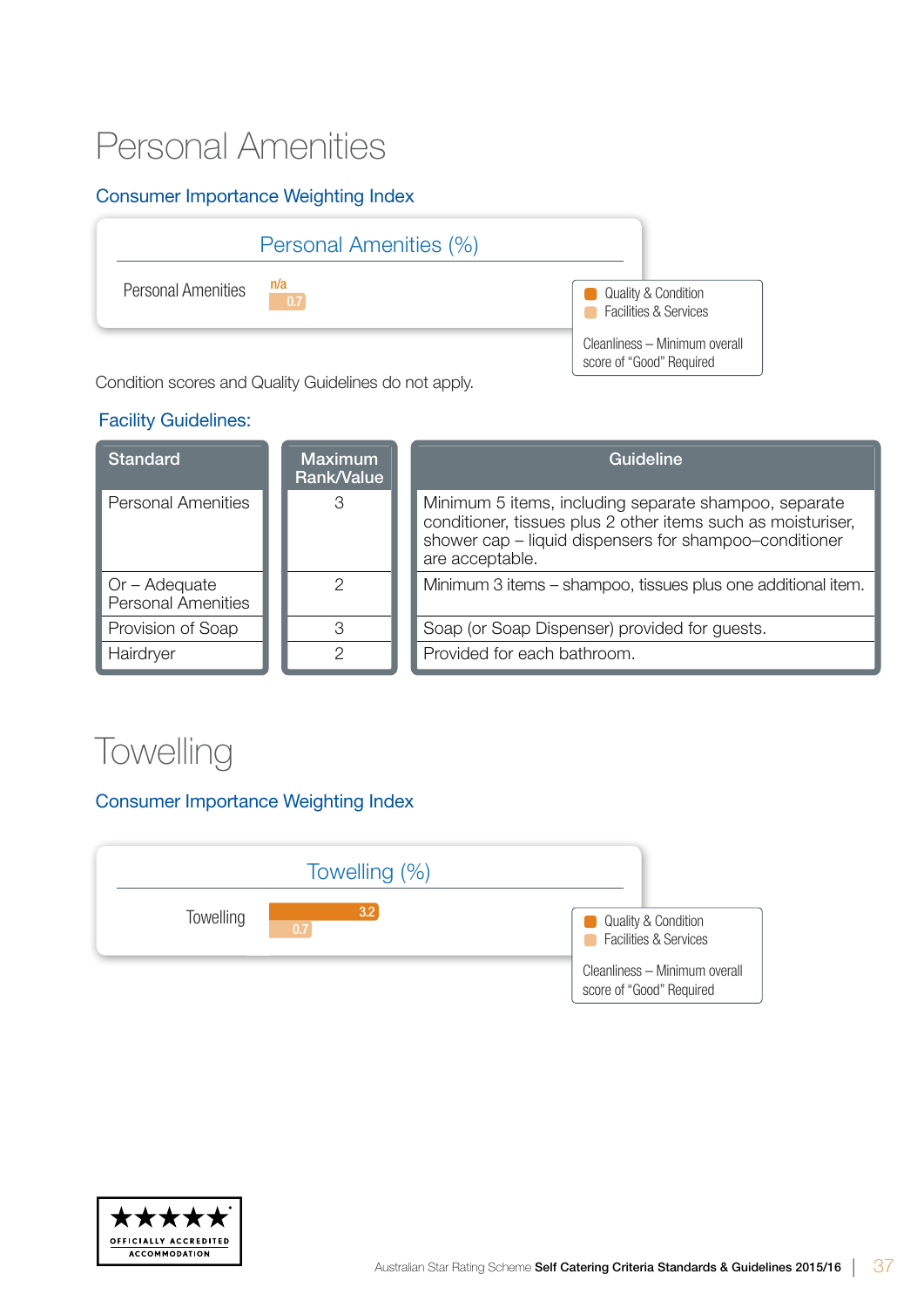# Personal Amenities

## Consumer Importance Weighting Index

Personal Amenities (%)

Personal Amenities

n/a

0.7

Quality & Condition

Facilities & Services

Cleanliness – Minimum overall score of "Good" Required

Condition scores and Quality Guidelines do not apply.

## Facility Guidelines:

| Standard | Maximum Rank/Value | Guideline |
|---|---|---|
| Personal Amenities | 3 | Minimum 5 items, including separate shampoo, separate conditioner, tissues plus 2 other items such as moisturiser, shower cap – liquid dispensers for shampoo–conditioner are acceptable. |
| Or – Adequate Personal Amenities | 2 | Minimum 3 items – shampoo, tissues plus one additional item. |
| Provision of Soap | 3 | Soap (or Soap Dispenser) provided for guests. |
| Hairdryer | 2 | Provided for each bathroom. |

# Towelling

## Consumer Importance Weighting Index

Towelling (%)

Towelling

3.2

0.7

Quality & Condition

Facilities & Services

Cleanliness – Minimum overall score of "Good" Required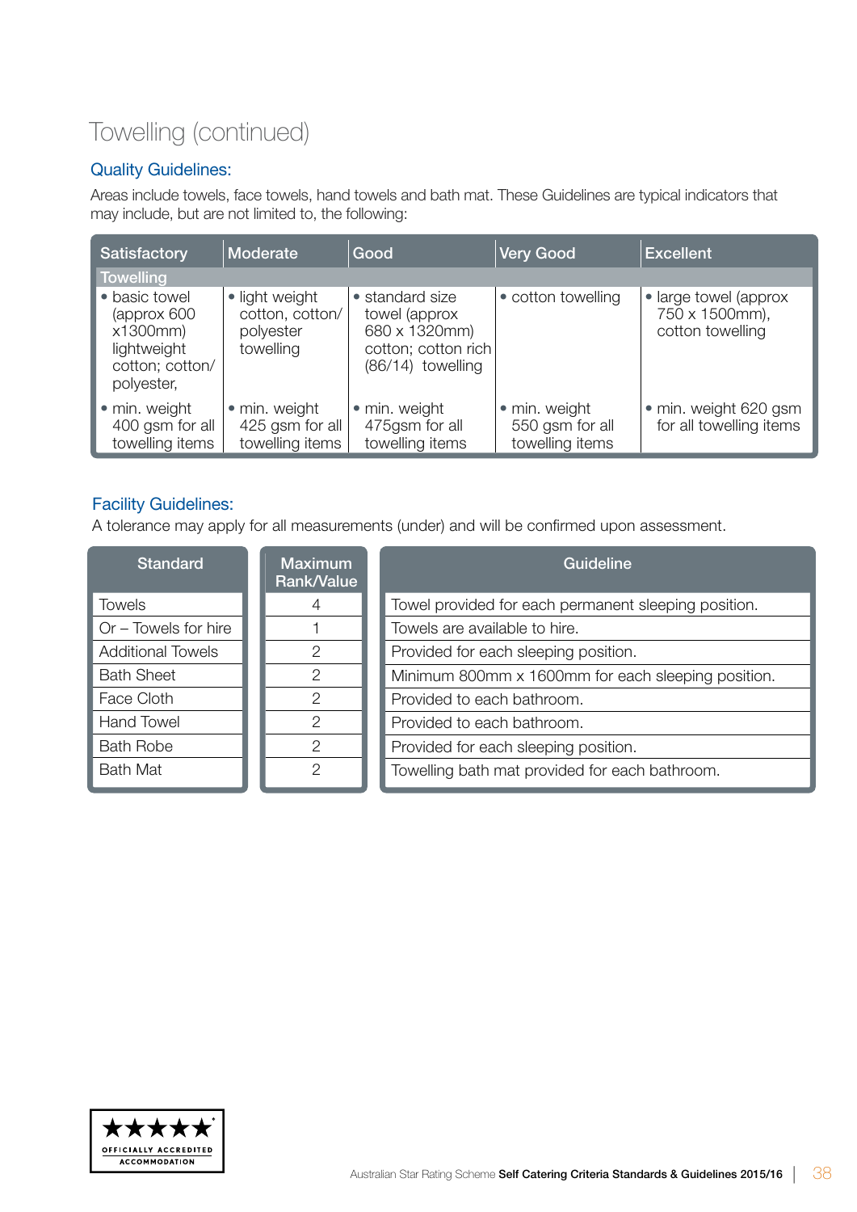# Towelling (continued)

## Quality Guidelines:

Areas include towels, face towels, hand towels and bath mat. These Guidelines are typical indicators that may include, but are not limited to, the following:

| Satisfactory | Moderate | Good | Very Good | Excellent |
|---|---|---|---|---|
| **Towelling** | | | | |
| • basic towel (approx 600 x1300mm) lightweight cotton; cotton/ polyester, | • light weight cotton, cotton/ polyester towelling | • standard size towel (approx 680 x 1320mm) cotton; cotton rich (86/14) towelling | • cotton towelling | • large towel (approx 750 x 1500mm), cotton towelling |
| • min. weight 400 gsm for all towelling items | • min. weight 425 gsm for all towelling items | • min. weight 475gsm for all towelling items | • min. weight 550 gsm for all towelling items | • min. weight 620 gsm for all towelling items |

## Facility Guidelines:

A tolerance may apply for all measurements (under) and will be confirmed upon assessment.

| Standard | Maximum Rank/Value | Guideline |
|---|---|---|
| Towels | 4 | Towel provided for each permanent sleeping position. |
| Or – Towels for hire | 1 | Towels are available to hire. |
| Additional Towels | 2 | Provided for each sleeping position. |
| Bath Sheet | 2 | Minimum 800mm x 1600mm for each sleeping position. |
| Face Cloth | 2 | Provided to each bathroom. |
| Hand Towel | 2 | Provided to each bathroom. |
| Bath Robe | 2 | Provided for each sleeping position. |
| Bath Mat | 2 | Towelling bath mat provided for each bathroom. |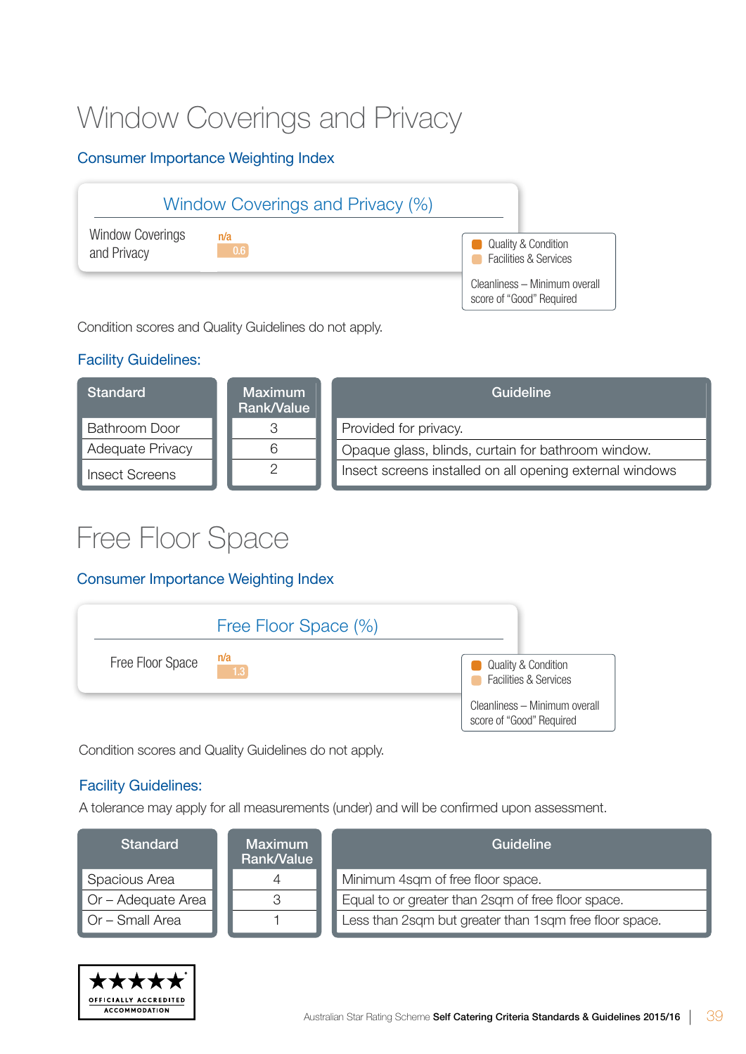# Window Coverings and Privacy

## Consumer Importance Weighting Index

Window Coverings and Privacy (%)

Window Coverings and Privacy

n/a

0.6

Quality & Condition

Facilities & Services

Cleanliness – Minimum overall score of "Good" Required

Condition scores and Quality Guidelines do not apply.

## Facility Guidelines:

| Standard | Maximum Rank/Value | Guideline |
|---|---|---|
| Bathroom Door | 3 | Provided for privacy. |
| Adequate Privacy | 6 | Opaque glass, blinds, curtain for bathroom window. |
| Insect Screens | 2 | Insect screens installed on all opening external windows |

# Free Floor Space

## Consumer Importance Weighting Index

Free Floor Space (%)

Free Floor Space

n/a

1.3

Quality & Condition

Facilities & Services

Cleanliness – Minimum overall score of "Good" Required

Condition scores and Quality Guidelines do not apply.

## Facility Guidelines:

A tolerance may apply for all measurements (under) and will be confirmed upon assessment.

| Standard | Maximum Rank/Value | Guideline |
|---|---|---|
| Spacious Area | 4 | Minimum 4sqm of free floor space. |
| Or – Adequate Area | 3 | Equal to or greater than 2sqm of free floor space. |
| Or – Small Area | 1 | Less than 2sqm but greater than 1sqm free floor space. |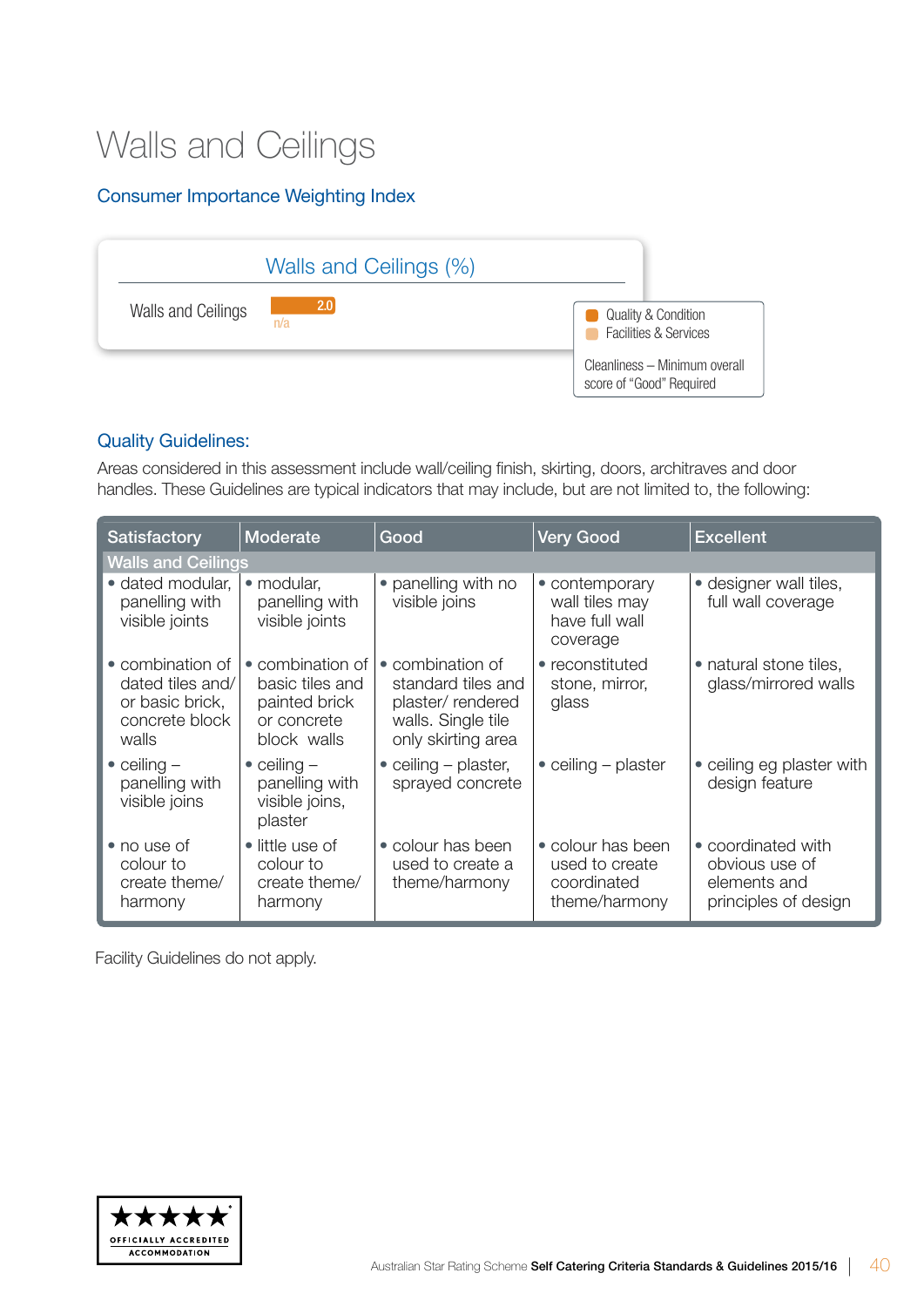# Walls and Ceilings

## Consumer Importance Weighting Index

**Walls and Ceilings (%)**

| | Quality & Condition | Facilities & Services |
|---|---|---|
| Walls and Ceilings | 2.0 | n/a |

Cleanliness – Minimum overall score of "Good" Required

## Quality Guidelines:

Areas considered in this assessment include wall/ceiling finish, skirting, doors, architraves and door handles. These Guidelines are typical indicators that may include, but are not limited to, the following:

| Satisfactory | Moderate | Good | Very Good | Excellent |
|---|---|---|---|---|
| **Walls and Ceilings** | | | | |
| • dated modular, panelling with visible joints | • modular, panelling with visible joints | • panelling with no visible joins | • contemporary wall tiles may have full wall coverage | • designer wall tiles, full wall coverage |
| • combination of dated tiles and/ or basic brick, concrete block walls | • combination of basic tiles and painted brick or concrete block walls | • combination of standard tiles and plaster/ rendered walls. Single tile only skirting area | • reconstituted stone, mirror, glass | • natural stone tiles, glass/mirrored walls |
| • ceiling – panelling with visible joins | • ceiling – panelling with visible joins, plaster | • ceiling – plaster, sprayed concrete | • ceiling – plaster | • ceiling eg plaster with design feature |
| • no use of colour to create theme/ harmony | • little use of colour to create theme/ harmony | • colour has been used to create a theme/harmony | • colour has been used to create coordinated theme/harmony | • coordinated with obvious use of elements and principles of design |

Facility Guidelines do not apply.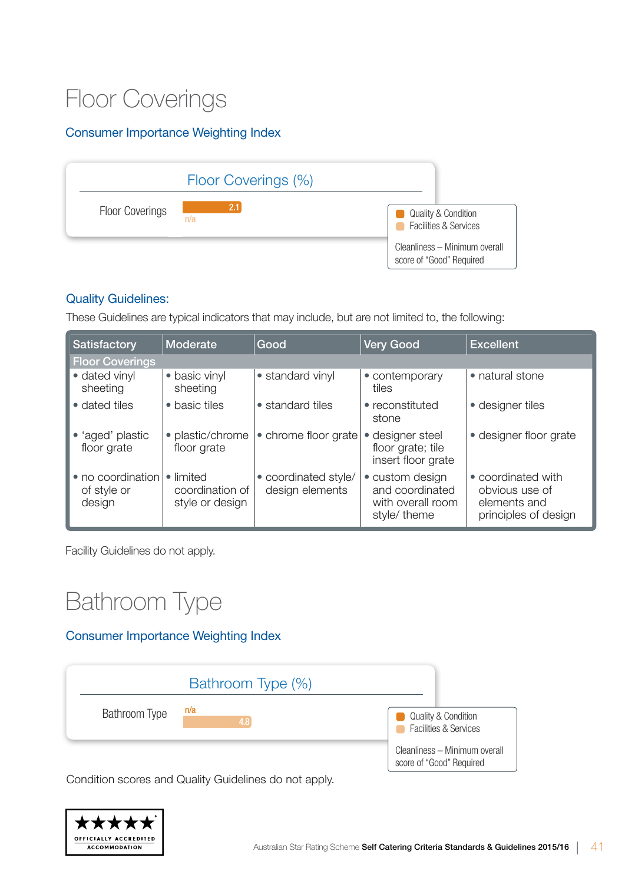# Floor Coverings

## Consumer Importance Weighting Index

Floor Coverings (%)

Floor Coverings

2.1

n/a

Quality & Condition

Facilities & Services

Cleanliness – Minimum overall score of "Good" Required

## Quality Guidelines:

These Guidelines are typical indicators that may include, but are not limited to, the following:

| Satisfactory | Moderate | Good | Very Good | Excellent |
|---|---|---|---|---|
| **Floor Coverings** | | | | |
| • dated vinyl sheeting | • basic vinyl sheeting | • standard vinyl | • contemporary tiles | • natural stone |
| • dated tiles | • basic tiles | • standard tiles | • reconstituted stone | • designer tiles |
| • 'aged' plastic floor grate | • plastic/chrome floor grate | • chrome floor grate | • designer steel floor grate; tile insert floor grate | • designer floor grate |
| • no coordination of style or design | • limited coordination of style or design | • coordinated style/ design elements | • custom design and coordinated with overall room style/ theme | • coordinated with obvious use of elements and principles of design |

Facility Guidelines do not apply.

# Bathroom Type

## Consumer Importance Weighting Index

Bathroom Type (%)

Bathroom Type

n/a

4.8

Quality & Condition

Facilities & Services

Cleanliness – Minimum overall score of "Good" Required

Condition scores and Quality Guidelines do not apply.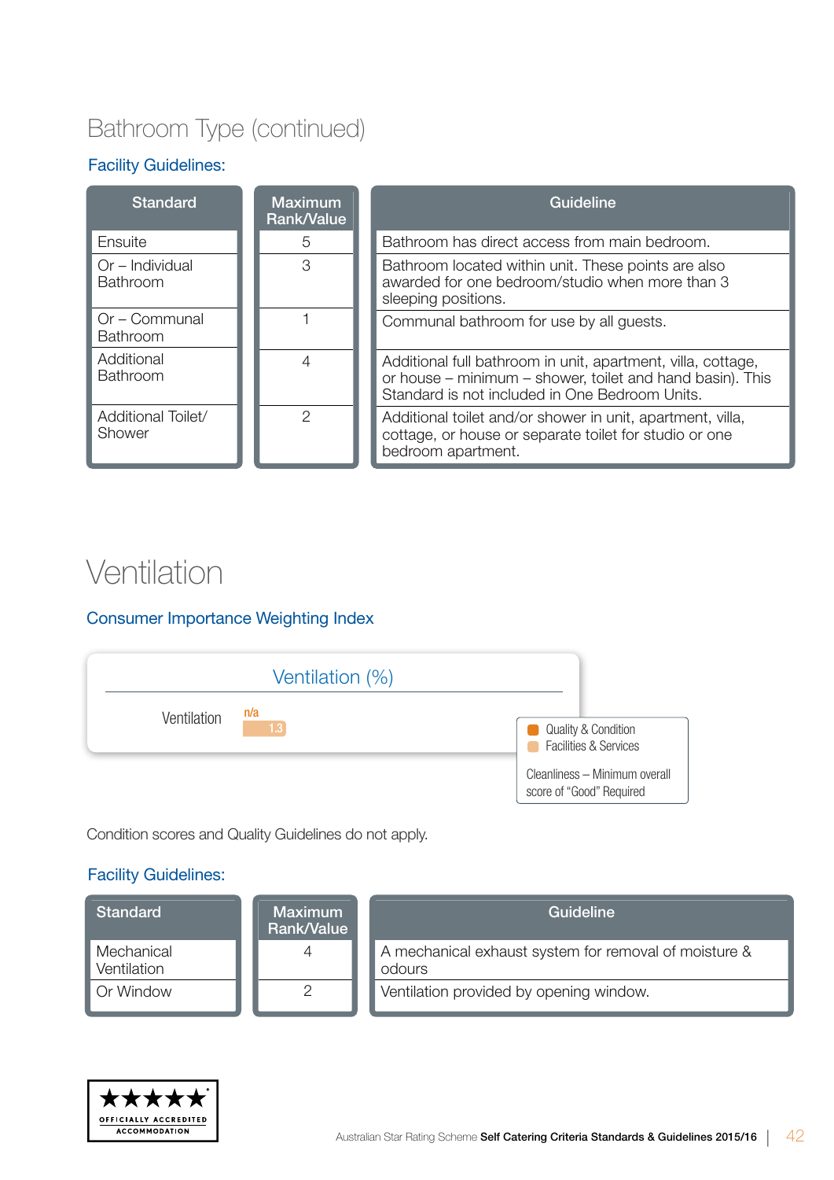## Bathroom Type (continued)

### Facility Guidelines:

| Standard | Maximum Rank/Value | Guideline |
|---|---|---|
| Ensuite | 5 | Bathroom has direct access from main bedroom. |
| Or – Individual Bathroom | 3 | Bathroom located within unit. These points are also awarded for one bedroom/studio when more than 3 sleeping positions. |
| Or – Communal Bathroom | 1 | Communal bathroom for use by all guests. |
| Additional Bathroom | 4 | Additional full bathroom in unit, apartment, villa, cottage, or house – minimum – shower, toilet and hand basin). This Standard is not included in One Bedroom Units. |
| Additional Toilet/ Shower | 2 | Additional toilet and/or shower in unit, apartment, villa, cottage, or house or separate toilet for studio or one bedroom apartment. |

# Ventilation

### Consumer Importance Weighting Index

Ventilation (%)

Ventilation

n/a

1.3

Quality & Condition

Facilities & Services

Cleanliness – Minimum overall score of "Good" Required

Condition scores and Quality Guidelines do not apply.

### Facility Guidelines:

| Standard | Maximum Rank/Value | Guideline |
|---|---|---|
| Mechanical Ventilation | 4 | A mechanical exhaust system for removal of moisture & odours |
| Or Window | 2 | Ventilation provided by opening window. |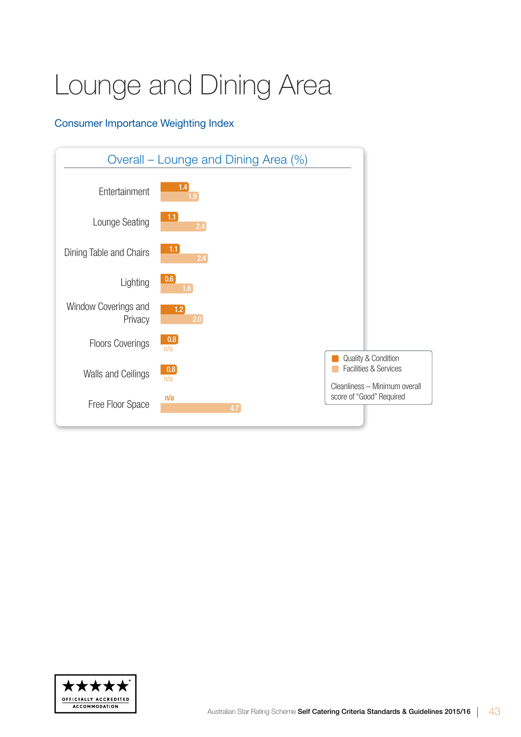# Lounge and Dining Area

## Consumer Importance Weighting Index

Overall – Lounge and Dining Area (%)

Entertainment
1.4
1.9

Lounge Seating
1.1
2.4

Dining Table and Chairs
1.1
2.4

Lighting
0.6
1.6

Window Coverings and Privacy
1.2
2.0

Floors Coverings
0.8
n/a

Walls and Ceilings
0.8
n/a

Free Floor Space
n/a
4.7

Quality & Condition
Facilities & Services

Cleanliness – Minimum overall score of "Good" Required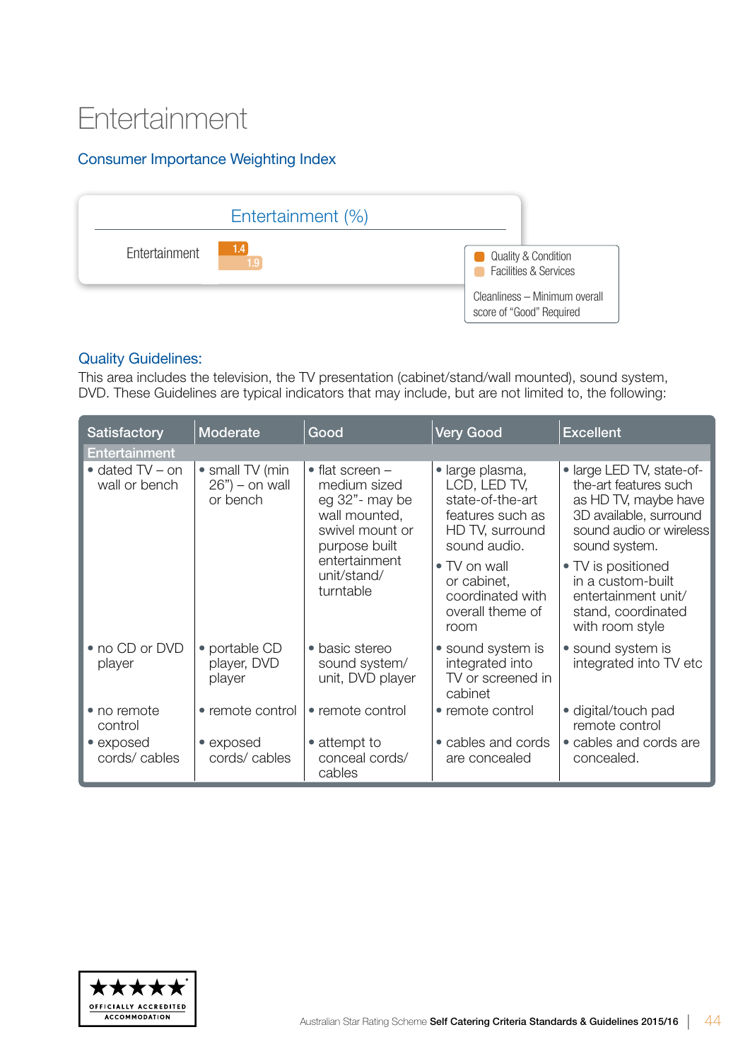# Entertainment

## Consumer Importance Weighting Index

Entertainment (%)

Entertainment

1.4

1.9

Quality & Condition

Facilities & Services

Cleanliness – Minimum overall score of "Good" Required

## Quality Guidelines:

This area includes the television, the TV presentation (cabinet/stand/wall mounted), sound system, DVD. These Guidelines are typical indicators that may include, but are not limited to, the following:

| Satisfactory | Moderate | Good | Very Good | Excellent |
|---|---|---|---|---|
| **Entertainment** | | | | |
| • dated TV – on wall or bench | • small TV (min 26") – on wall or bench | • flat screen – medium sized eg 32"- may be wall mounted, swivel mount or purpose built entertainment unit/stand/ turntable | • large plasma, LCD, LED TV, state-of-the-art features such as HD TV, surround sound audio.<br>• TV on wall or cabinet, coordinated with overall theme of room | • large LED TV, state-of-the-art features such as HD TV, maybe have 3D available, surround sound audio or wireless sound system.<br>• TV is positioned in a custom-built entertainment unit/ stand, coordinated with room style |
| • no CD or DVD player | • portable CD player, DVD player | • basic stereo sound system/ unit, DVD player | • sound system is integrated into TV or screened in cabinet | • sound system is integrated into TV etc |
| • no remote control<br>• exposed cords/ cables | • remote control<br>• exposed cords/ cables | • remote control<br>• attempt to conceal cords/ cables | • remote control<br>• cables and cords are concealed | • digital/touch pad remote control<br>• cables and cords are concealed. |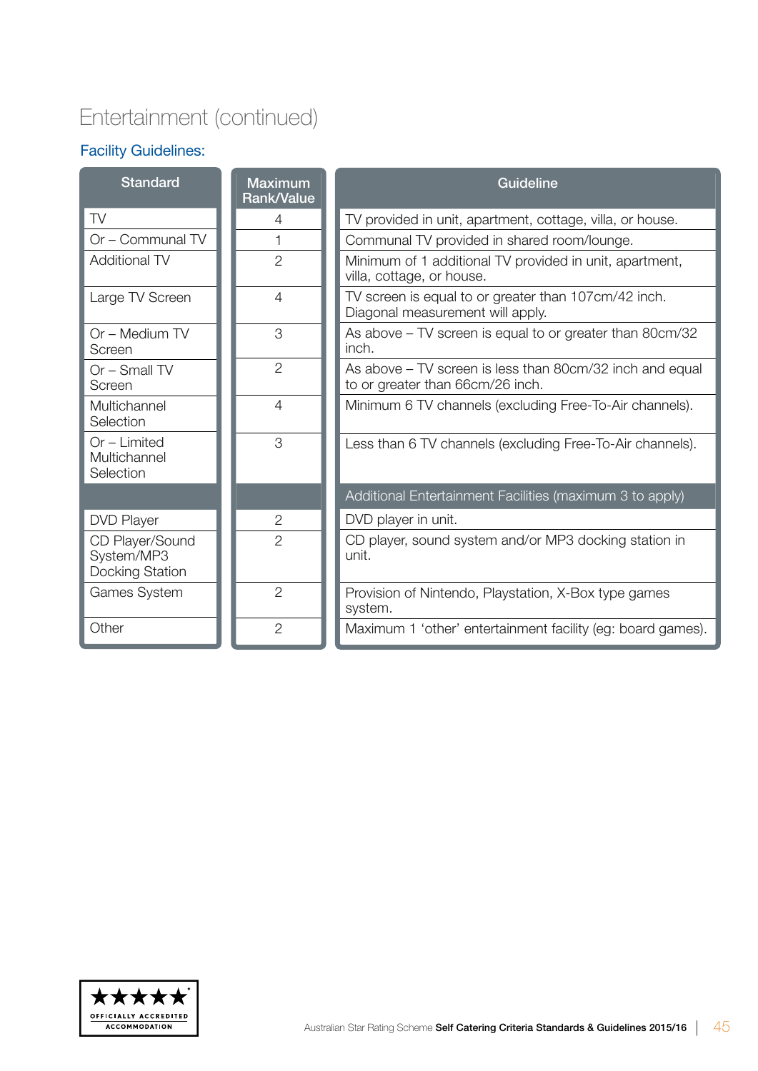# Entertainment (continued)

## Facility Guidelines:

| Standard | Maximum Rank/Value | Guideline |
|---|---|---|
| TV | 4 | TV provided in unit, apartment, cottage, villa, or house. |
| Or – Communal TV | 1 | Communal TV provided in shared room/lounge. |
| Additional TV | 2 | Minimum of 1 additional TV provided in unit, apartment, villa, cottage, or house. |
| Large TV Screen | 4 | TV screen is equal to or greater than 107cm/42 inch. Diagonal measurement will apply. |
| Or – Medium TV Screen | 3 | As above – TV screen is equal to or greater than 80cm/32 inch. |
| Or – Small TV Screen | 2 | As above – TV screen is less than 80cm/32 inch and equal to or greater than 66cm/26 inch. |
| Multichannel Selection | 4 | Minimum 6 TV channels (excluding Free-To-Air channels). |
| Or – Limited Multichannel Selection | 3 | Less than 6 TV channels (excluding Free-To-Air channels). |
| | | Additional Entertainment Facilities (maximum 3 to apply) |
| DVD Player | 2 | DVD player in unit. |
| CD Player/Sound System/MP3 Docking Station | 2 | CD player, sound system and/or MP3 docking station in unit. |
| Games System | 2 | Provision of Nintendo, Playstation, X-Box type games system. |
| Other | 2 | Maximum 1 ‘other’ entertainment facility (eg: board games). |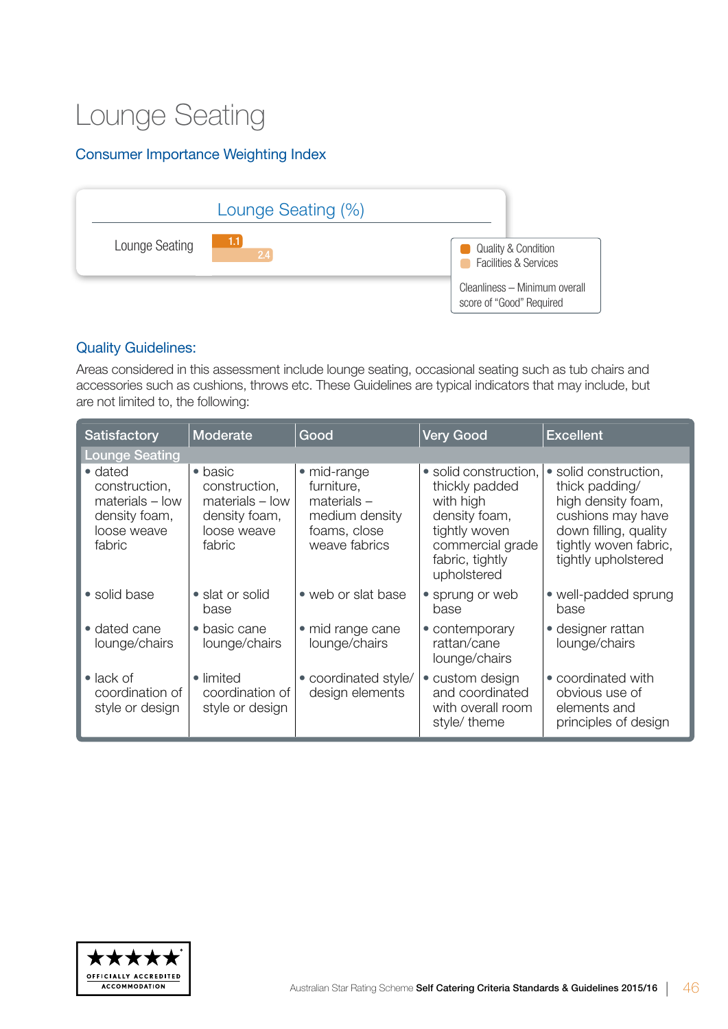# Lounge Seating

## Consumer Importance Weighting Index

| Lounge Seating (%) | Quality & Condition | Facilities & Services |
|---|---|---|
| Lounge Seating | 1.1 | 2.4 |

Cleanliness – Minimum overall score of "Good" Required

## Quality Guidelines:

Areas considered in this assessment include lounge seating, occasional seating such as tub chairs and accessories such as cushions, throws etc. These Guidelines are typical indicators that may include, but are not limited to, the following:

| Satisfactory | Moderate | Good | Very Good | Excellent |
|---|---|---|---|---|
| **Lounge Seating** | | | | |
| • dated construction, materials – low density foam, loose weave fabric | • basic construction, materials – low density foam, loose weave fabric | • mid-range furniture, materials – medium density foams, close weave fabrics | • solid construction, thickly padded with high density foam, tightly woven commercial grade fabric, tightly upholstered | • solid construction, thick padding/ high density foam, cushions may have down filling, quality tightly woven fabric, tightly upholstered |
| • solid base | • slat or solid base | • web or slat base | • sprung or web base | • well-padded sprung base |
| • dated cane lounge/chairs | • basic cane lounge/chairs | • mid range cane lounge/chairs | • contemporary rattan/cane lounge/chairs | • designer rattan lounge/chairs |
| • lack of coordination of style or design | • limited coordination of style or design | • coordinated style/ design elements | • custom design and coordinated with overall room style/ theme | • coordinated with obvious use of elements and principles of design |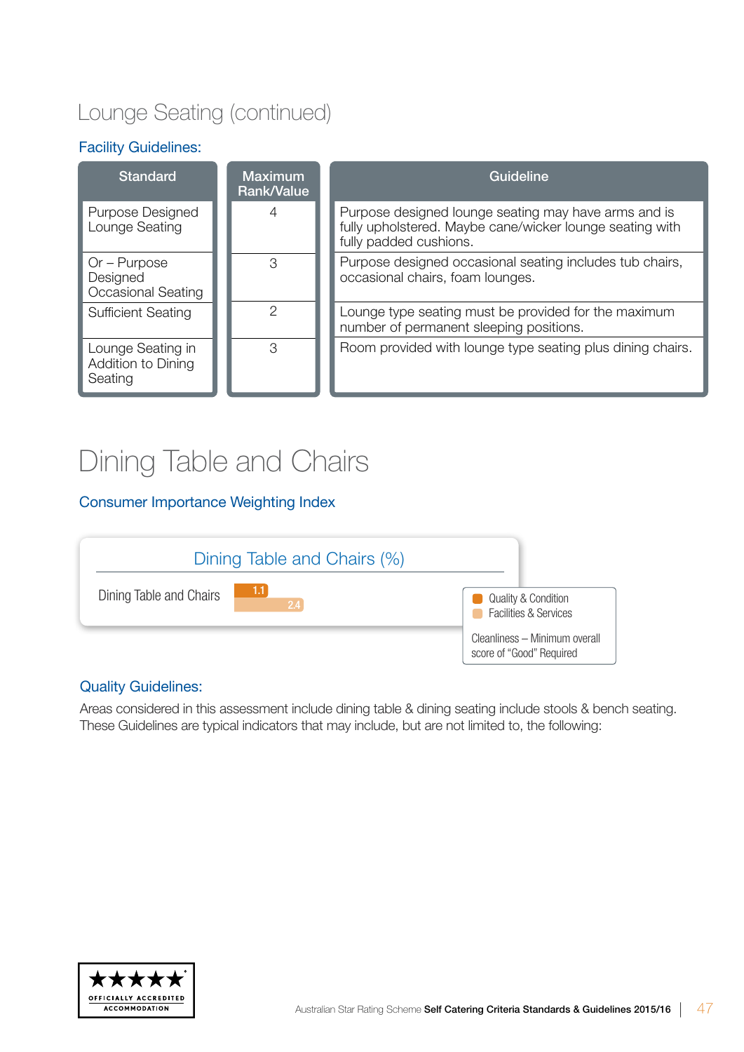# Lounge Seating (continued)

### Facility Guidelines:

| Standard | Maximum Rank/Value | Guideline |
|---|---|---|
| Purpose Designed Lounge Seating | 4 | Purpose designed lounge seating may have arms and is fully upholstered. Maybe cane/wicker lounge seating with fully padded cushions. |
| Or – Purpose Designed Occasional Seating | 3 | Purpose designed occasional seating includes tub chairs, occasional chairs, foam lounges. |
| Sufficient Seating | 2 | Lounge type seating must be provided for the maximum number of permanent sleeping positions. |
| Lounge Seating in Addition to Dining Seating | 3 | Room provided with lounge type seating plus dining chairs. |

# Dining Table and Chairs

### Consumer Importance Weighting Index

Dining Table and Chairs (%)

Dining Table and Chairs

1.1

2.4

Quality & Condition

Facilities & Services

Cleanliness – Minimum overall score of "Good" Required

### Quality Guidelines:

Areas considered in this assessment include dining table & dining seating include stools & bench seating. These Guidelines are typical indicators that may include, but are not limited to, the following: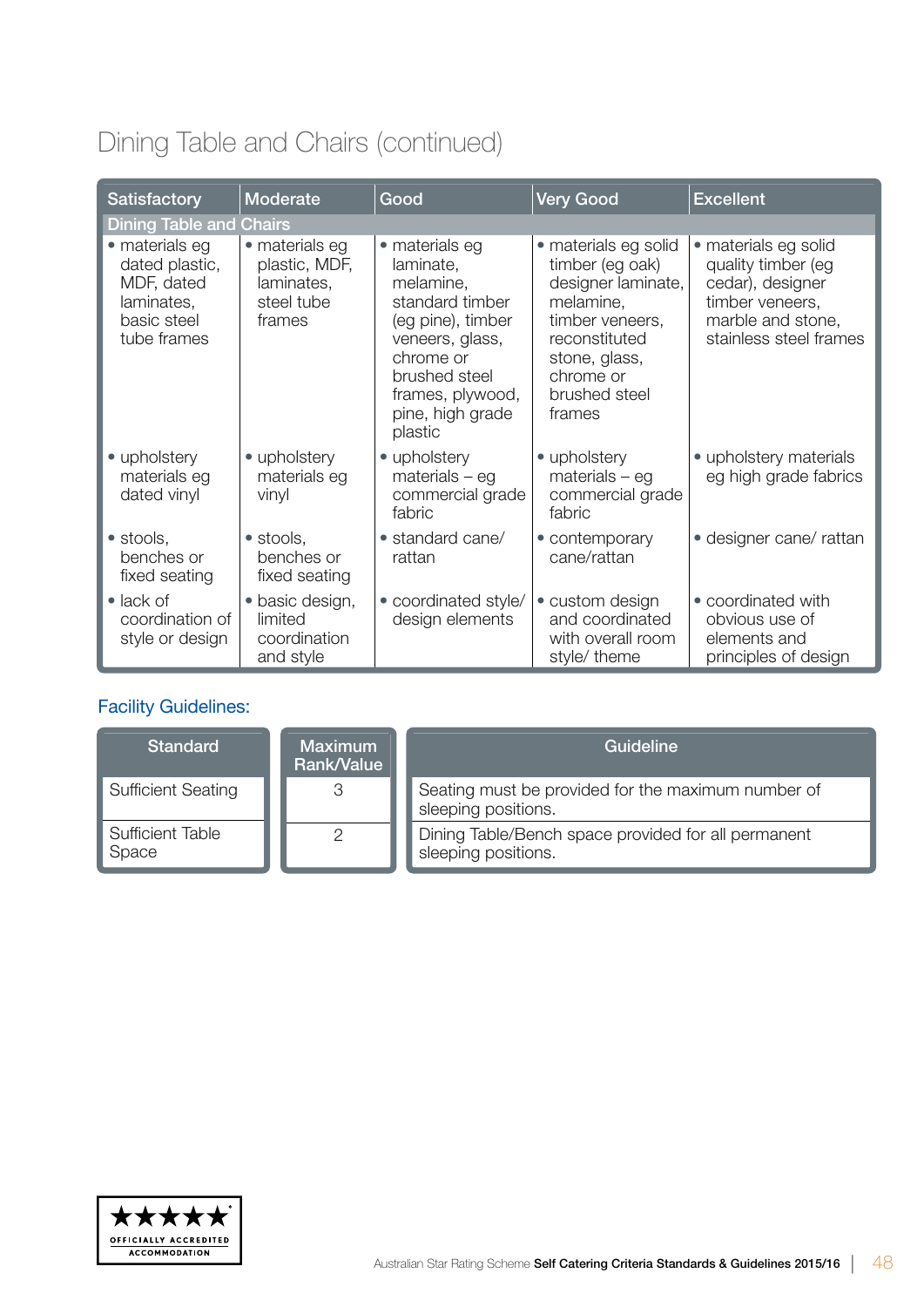# Dining Table and Chairs (continued)

| Satisfactory | Moderate | Good | Very Good | Excellent |
|---|---|---|---|---|
| **Dining Table and Chairs** | | | | |
| • materials eg dated plastic, MDF, dated laminates, basic steel tube frames | • materials eg plastic, MDF, laminates, steel tube frames | • materials eg laminate, melamine, standard timber (eg pine), timber veneers, glass, chrome or brushed steel frames, plywood, pine, high grade plastic | • materials eg solid timber (eg oak) designer laminate, melamine, timber veneers, reconstituted stone, glass, chrome or brushed steel frames | • materials eg solid quality timber (eg cedar), designer timber veneers, marble and stone, stainless steel frames |
| • upholstery materials eg dated vinyl | • upholstery materials eg vinyl | • upholstery materials – eg commercial grade fabric | • upholstery materials – eg commercial grade fabric | • upholstery materials eg high grade fabrics |
| • stools, benches or fixed seating | • stools, benches or fixed seating | • standard cane/ rattan | • contemporary cane/rattan | • designer cane/ rattan |
| • lack of coordination of style or design | • basic design, limited coordination and style | • coordinated style/ design elements | • custom design and coordinated with overall room style/ theme | • coordinated with obvious use of elements and principles of design |

## Facility Guidelines:

| Standard | Maximum Rank/Value | Guideline |
|---|---|---|
| Sufficient Seating | 3 | Seating must be provided for the maximum number of sleeping positions. |
| Sufficient Table Space | 2 | Dining Table/Bench space provided for all permanent sleeping positions. |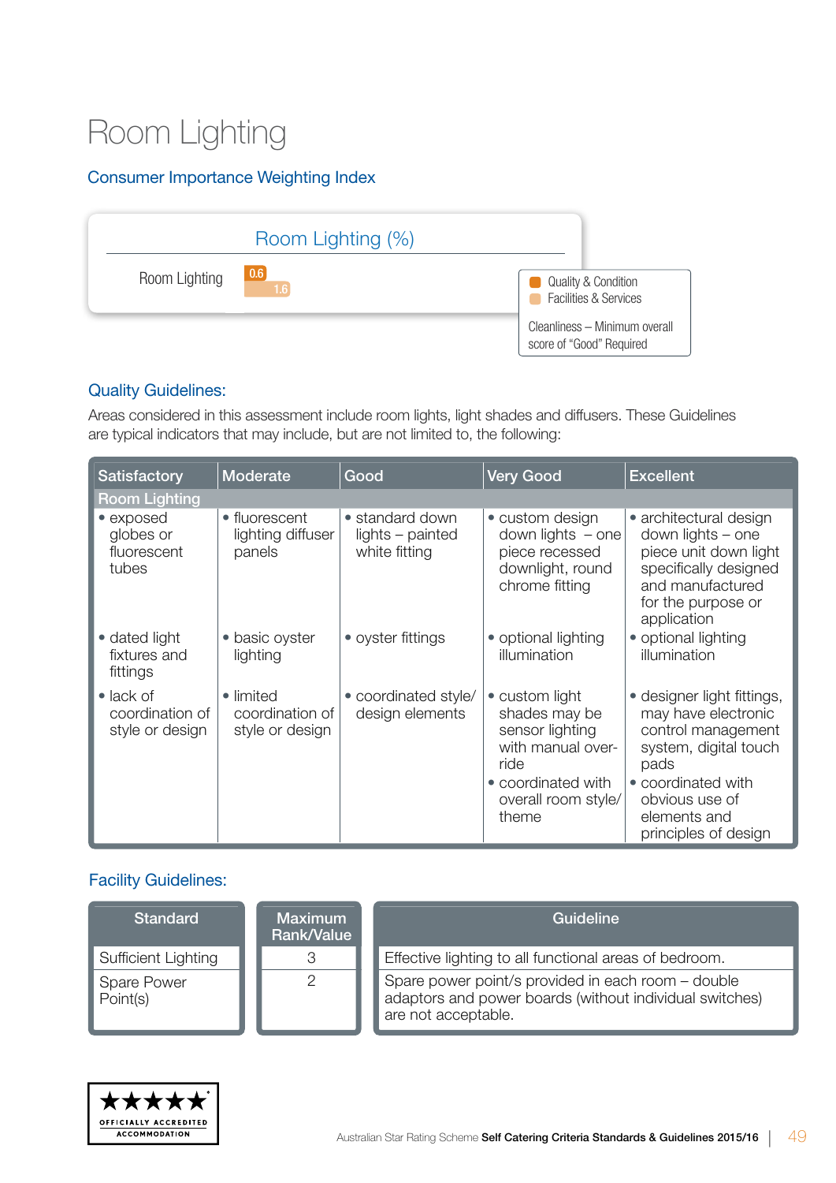# Room Lighting

## Consumer Importance Weighting Index

Room Lighting (%)

Room Lighting

0.6

1.6

Quality & Condition

Facilities & Services

Cleanliness – Minimum overall score of "Good" Required

## Quality Guidelines:

Areas considered in this assessment include room lights, light shades and diffusers. These Guidelines are typical indicators that may include, but are not limited to, the following:

| Satisfactory | Moderate | Good | Very Good | Excellent |
|---|---|---|---|---|
| **Room Lighting** | | | | |
| • exposed globes or fluorescent tubes | • fluorescent lighting diffuser panels | • standard down lights – painted white fitting | • custom design down lights – one piece recessed downlight, round chrome fitting | • architectural design down lights – one piece unit down light specifically designed and manufactured for the purpose or application |
| • dated light fixtures and fittings | • basic oyster lighting | • oyster fittings | • optional lighting illumination | • optional lighting illumination |
| • lack of coordination of style or design | • limited coordination of style or design | • coordinated style/ design elements | • custom light shades may be sensor lighting with manual over-ride<br>• coordinated with overall room style/ theme | • designer light fittings, may have electronic control management system, digital touch pads<br>• coordinated with obvious use of elements and principles of design |

## Facility Guidelines:

| Standard | Maximum Rank/Value | Guideline |
|---|---|---|
| Sufficient Lighting | 3 | Effective lighting to all functional areas of bedroom. |
| Spare Power Point(s) | 2 | Spare power point/s provided in each room – double adaptors and power boards (without individual switches) are not acceptable. |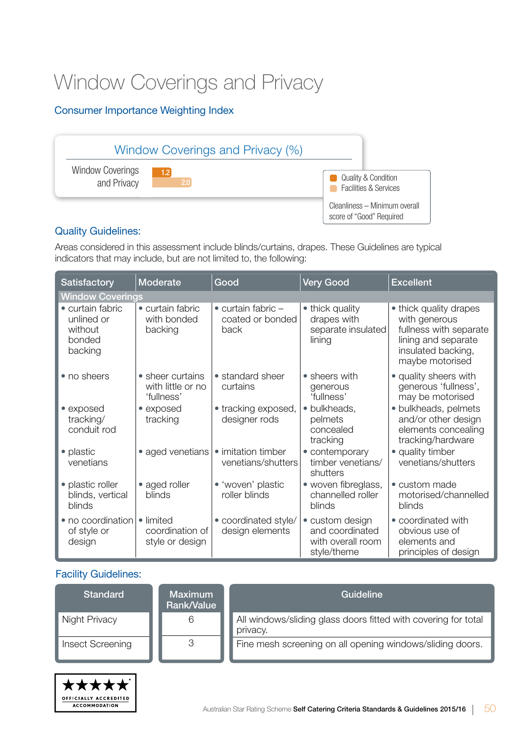# Window Coverings and Privacy

## Consumer Importance Weighting Index

Window Coverings and Privacy (%)

Window Coverings and Privacy

1.2

2.0

Quality & Condition

Facilities & Services

Cleanliness – Minimum overall score of "Good" Required

## Quality Guidelines:

Areas considered in this assessment include blinds/curtains, drapes. These Guidelines are typical indicators that may include, but are not limited to, the following:

| Satisfactory | Moderate | Good | Very Good | Excellent |
|---|---|---|---|---|
| **Window Coverings** | | | | |
| • curtain fabric unlined or without bonded backing | • curtain fabric with bonded backing | • curtain fabric – coated or bonded back | • thick quality drapes with separate insulated lining | • thick quality drapes with generous fullness with separate lining and separate insulated backing, maybe motorised |
| • no sheers | • sheer curtains with little or no 'fullness' | • standard sheer curtains | • sheers with generous 'fullness' | • quality sheers with generous 'fullness', may be motorised |
| • exposed tracking/ conduit rod | • exposed tracking | • tracking exposed, designer rods | • bulkheads, pelmets concealed tracking | • bulkheads, pelmets and/or other design elements concealing tracking/hardware |
| • plastic venetians | • aged venetians | • imitation timber venetians/shutters | • contemporary timber venetians/ shutters | • quality timber venetians/shutters |
| • plastic roller blinds, vertical blinds | • aged roller blinds | • 'woven' plastic roller blinds | • woven fibreglass, channelled roller blinds | • custom made motorised/channelled blinds |
| • no coordination of style or design | • limited coordination of style or design | • coordinated style/ design elements | • custom design and coordinated with overall room style/theme | • coordinated with obvious use of elements and principles of design |

## Facility Guidelines:

| Standard | Maximum Rank/Value | Guideline |
|---|---|---|
| Night Privacy | 6 | All windows/sliding glass doors fitted with covering for total privacy. |
| Insect Screening | 3 | Fine mesh screening on all opening windows/sliding doors. |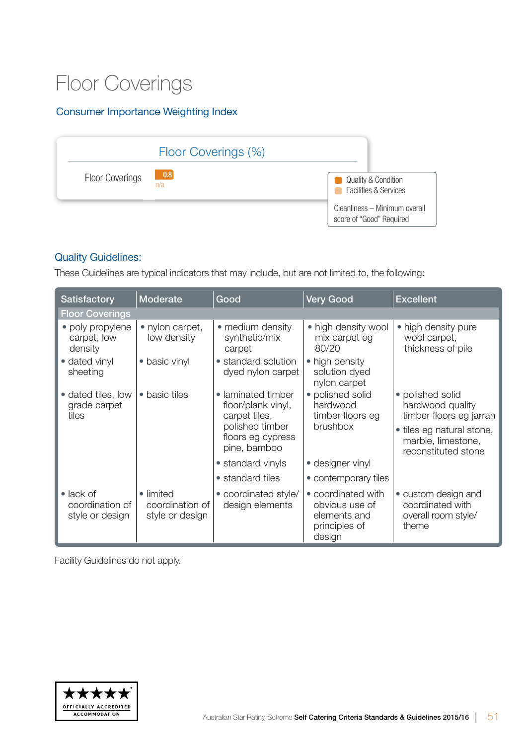# Floor Coverings

## Consumer Importance Weighting Index

Floor Coverings (%)

Floor Coverings

0.8

n/a

Quality & Condition

Facilities & Services

Cleanliness – Minimum overall score of "Good" Required

## Quality Guidelines:

These Guidelines are typical indicators that may include, but are not limited to, the following:

| Satisfactory | Moderate | Good | Very Good | Excellent |
|---|---|---|---|---|
| **Floor Coverings** | | | | |
| • poly propylene carpet, low density | • nylon carpet, low density | • medium density synthetic/mix carpet | • high density wool mix carpet eg 80/20 | • high density pure wool carpet, thickness of pile |
| • dated vinyl sheeting | • basic vinyl | • standard solution dyed nylon carpet | • high density solution dyed nylon carpet | |
| • dated tiles, low grade carpet tiles | • basic tiles | • laminated timber floor/plank vinyl, carpet tiles, polished timber floors eg cypress pine, bamboo | • polished solid hardwood timber floors eg brushbox | • polished solid hardwood quality timber floors eg jarrah<br>• tiles eg natural stone, marble, limestone, reconstituted stone |
| | | • standard vinyls | • designer vinyl | |
| | | • standard tiles | • contemporary tiles | |
| • lack of coordination of style or design | • limited coordination of style or design | • coordinated style/ design elements | • coordinated with obvious use of elements and principles of design | • custom design and coordinated with overall room style/ theme |

Facility Guidelines do not apply.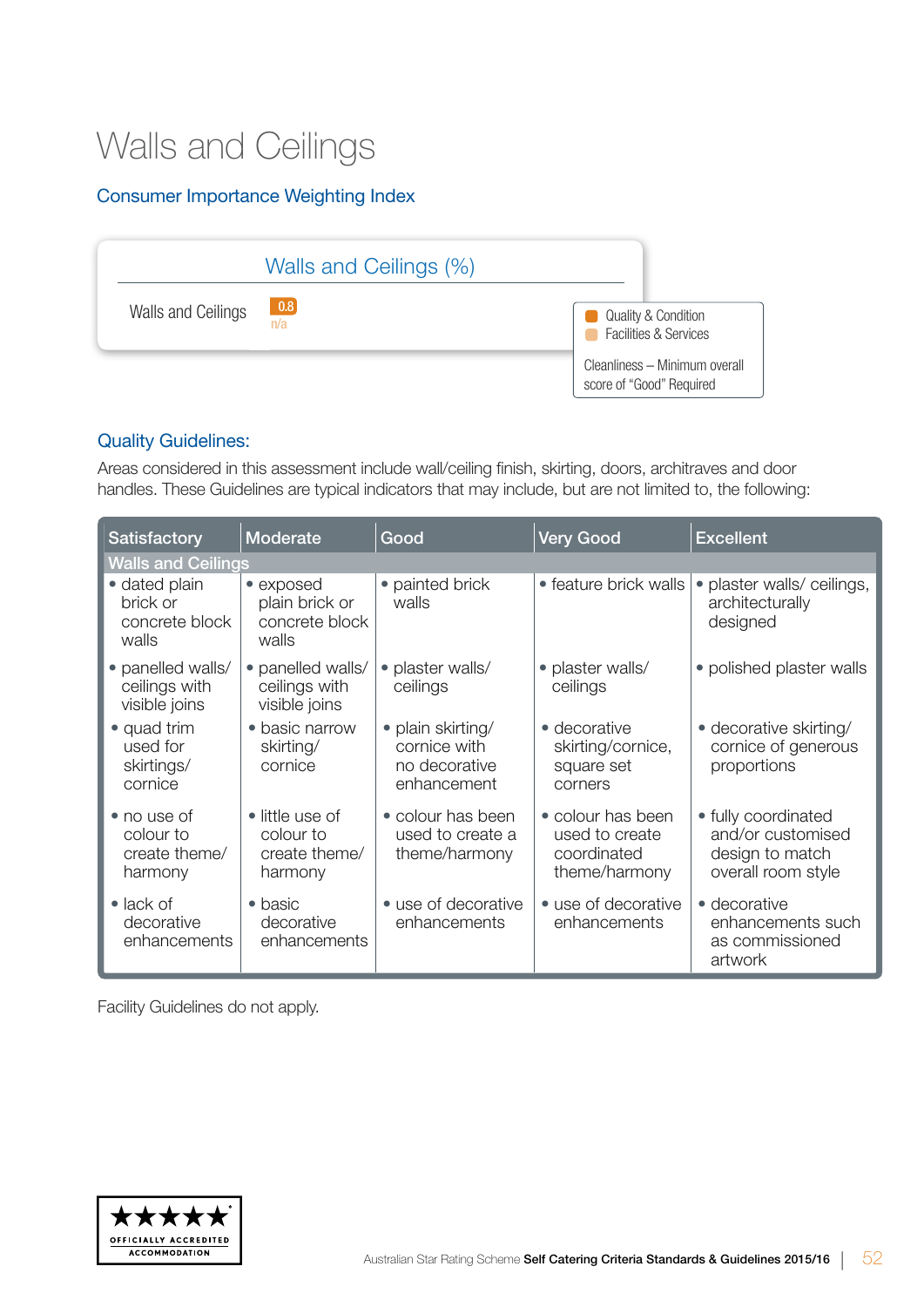# Walls and Ceilings

## Consumer Importance Weighting Index

| Walls and Ceilings (%) | |
|---|---|
| Walls and Ceilings | 0.8 n/a |

Quality & Condition
Facilities & Services

Cleanliness – Minimum overall score of "Good" Required

## Quality Guidelines:

Areas considered in this assessment include wall/ceiling finish, skirting, doors, architraves and door handles. These Guidelines are typical indicators that may include, but are not limited to, the following:

| Satisfactory | Moderate | Good | Very Good | Excellent |
|---|---|---|---|---|
| **Walls and Ceilings** | | | | |
| • dated plain brick or concrete block walls | • exposed plain brick or concrete block walls | • painted brick walls | • feature brick walls | • plaster walls/ ceilings, architecturally designed |
| • panelled walls/ ceilings with visible joins | • panelled walls/ ceilings with visible joins | • plaster walls/ ceilings | • plaster walls/ ceilings | • polished plaster walls |
| • quad trim used for skirtings/ cornice | • basic narrow skirting/ cornice | • plain skirting/ cornice with no decorative enhancement | • decorative skirting/cornice, square set corners | • decorative skirting/ cornice of generous proportions |
| • no use of colour to create theme/ harmony | • little use of colour to create theme/ harmony | • colour has been used to create a theme/harmony | • colour has been used to create coordinated theme/harmony | • fully coordinated and/or customised design to match overall room style |
| • lack of decorative enhancements | • basic decorative enhancements | • use of decorative enhancements | • use of decorative enhancements | • decorative enhancements such as commissioned artwork |

Facility Guidelines do not apply.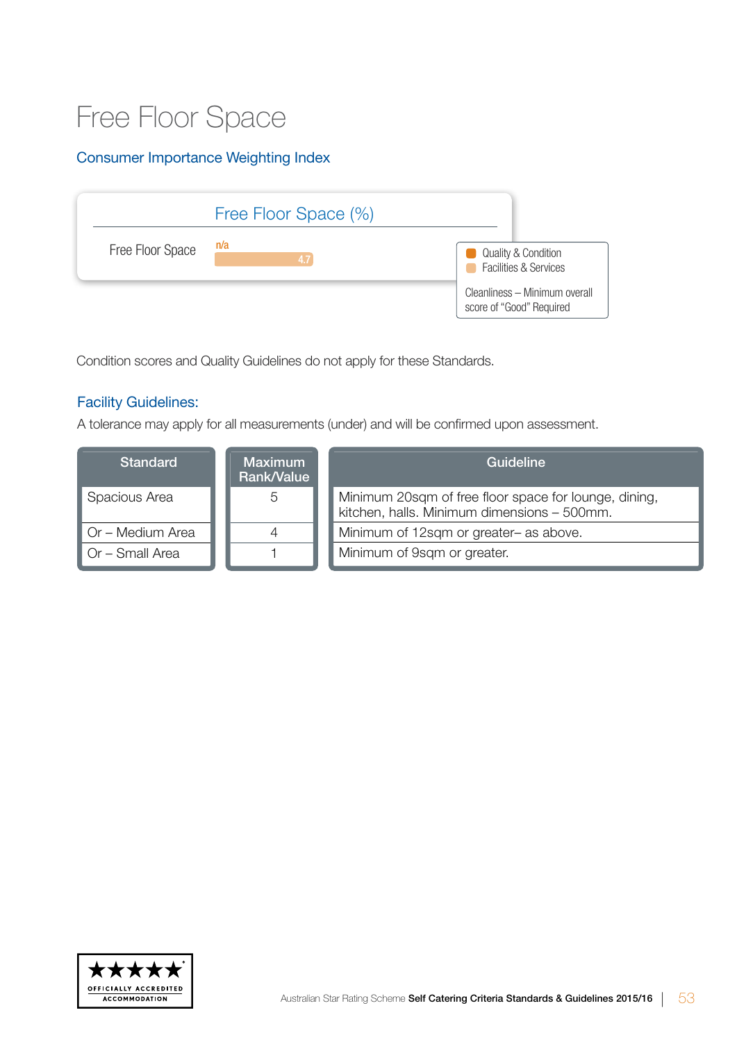# Free Floor Space

## Consumer Importance Weighting Index

Free Floor Space (%)

Free Floor Space

n/a

4.7

Quality & Condition

Facilities & Services

Cleanliness – Minimum overall score of “Good” Required

Condition scores and Quality Guidelines do not apply for these Standards.

## Facility Guidelines:

A tolerance may apply for all measurements (under) and will be confirmed upon assessment.

| Standard | Maximum Rank/Value | Guideline |
|---|---|---|
| Spacious Area | 5 | Minimum 20sqm of free floor space for lounge, dining, kitchen, halls. Minimum dimensions – 500mm. |
| Or – Medium Area | 4 | Minimum of 12sqm or greater– as above. |
| Or – Small Area | 1 | Minimum of 9sqm or greater. |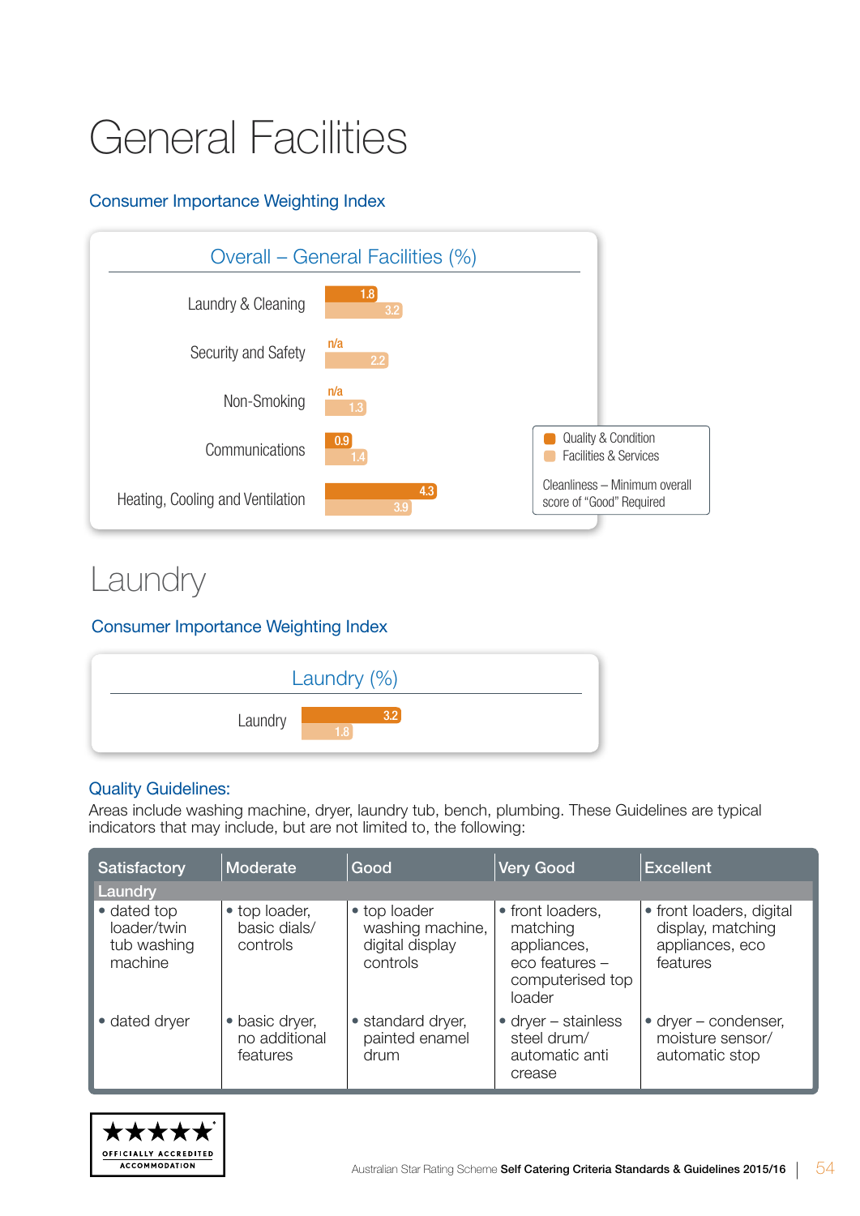# General Facilities

## Consumer Importance Weighting Index

Overall – General Facilities (%)

Laundry & Cleaning 1.8 3.2

Security and Safety n/a 2.2

Non-Smoking n/a 1.3

Communications 0.9 1.4

Heating, Cooling and Ventilation 4.3 3.9

Quality & Condition

Facilities & Services

Cleanliness – Minimum overall score of "Good" Required

# Laundry

## Consumer Importance Weighting Index

Laundry (%)

Laundry 3.2 1.8

## Quality Guidelines:

Areas include washing machine, dryer, laundry tub, bench, plumbing. These Guidelines are typical indicators that may include, but are not limited to, the following:

| Satisfactory | Moderate | Good | Very Good | Excellent |
|---|---|---|---|---|
| **Laundry** | | | | |
| • dated top loader/twin tub washing machine | • top loader, basic dials/ controls | • top loader washing machine, digital display controls | • front loaders, matching appliances, eco features – computerised top loader | • front loaders, digital display, matching appliances, eco features |
| • dated dryer | • basic dryer, no additional features | • standard dryer, painted enamel drum | • dryer – stainless steel drum/ automatic anti crease | • dryer – condenser, moisture sensor/ automatic stop |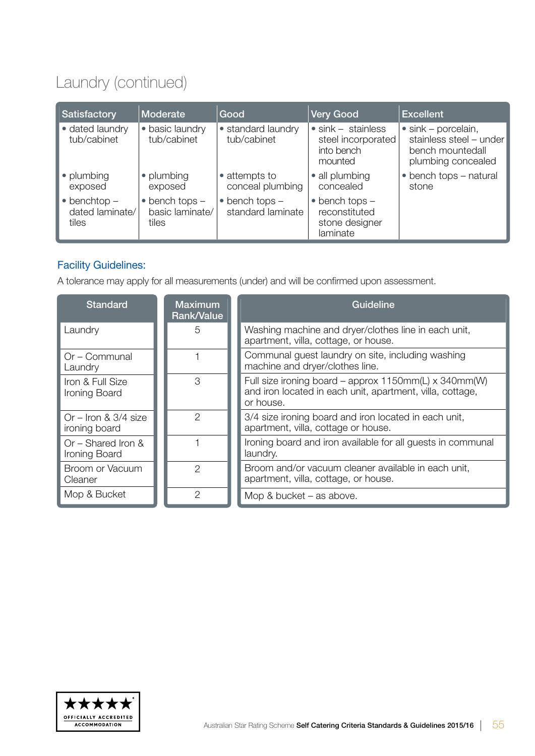# Laundry (continued)

| Satisfactory | Moderate | Good | Very Good | Excellent |
|---|---|---|---|---|
| • dated laundry tub/cabinet | • basic laundry tub/cabinet | • standard laundry tub/cabinet | • sink – stainless steel incorporated into bench mounted | • sink – porcelain, stainless steel – under bench mountedall plumbing concealed |
| • plumbing exposed | • plumbing exposed | • attempts to conceal plumbing | • all plumbing concealed | • bench tops – natural stone |
| • benchtop – dated laminate/ tiles | • bench tops – basic laminate/ tiles | • bench tops – standard laminate | • bench tops – reconstituted stone designer laminate | |

## Facility Guidelines:

A tolerance may apply for all measurements (under) and will be confirmed upon assessment.

| Standard | Maximum Rank/Value | Guideline |
|---|---|---|
| Laundry | 5 | Washing machine and dryer/clothes line in each unit, apartment, villa, cottage, or house. |
| Or – Communal Laundry | 1 | Communal guest laundry on site, including washing machine and dryer/clothes line. |
| Iron & Full Size Ironing Board | 3 | Full size ironing board – approx 1150mm(L) x 340mm(W) and iron located in each unit, apartment, villa, cottage, or house. |
| Or – Iron & 3/4 size ironing board | 2 | 3/4 size ironing board and iron located in each unit, apartment, villa, cottage or house. |
| Or – Shared Iron & Ironing Board | 1 | Ironing board and iron available for all guests in communal laundry. |
| Broom or Vacuum Cleaner | 2 | Broom and/or vacuum cleaner available in each unit, apartment, villa, cottage, or house. |
| Mop & Bucket | 2 | Mop & bucket – as above. |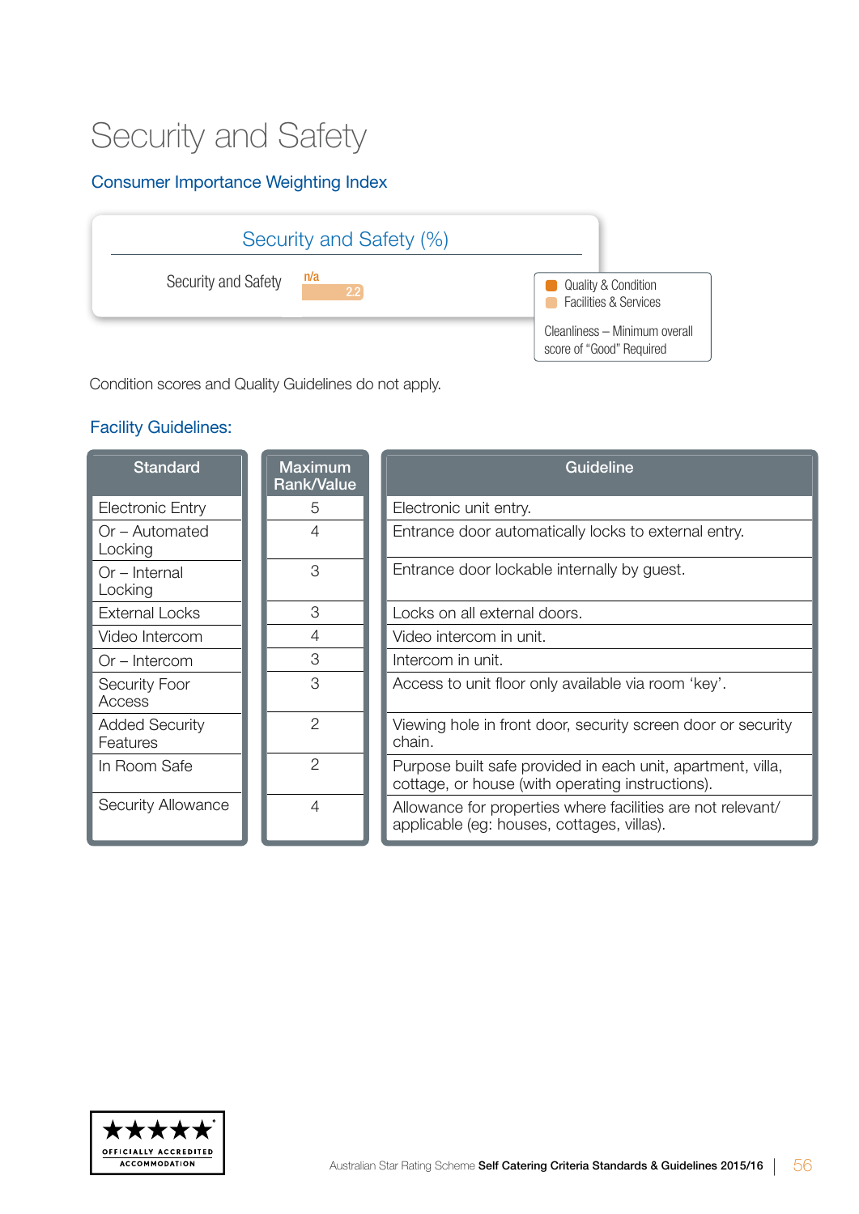# Security and Safety

## Consumer Importance Weighting Index

**Security and Safety (%)**

| | Quality & Condition | Facilities & Services |
|---|---|---|
| Security and Safety | n/a | 2.2 |

Cleanliness – Minimum overall score of “Good” Required

Condition scores and Quality Guidelines do not apply.

## Facility Guidelines:

| Standard | Maximum Rank/Value | Guideline |
|---|---|---|
| Electronic Entry | 5 | Electronic unit entry. |
| Or – Automated Locking | 4 | Entrance door automatically locks to external entry. |
| Or – Internal Locking | 3 | Entrance door lockable internally by guest. |
| External Locks | 3 | Locks on all external doors. |
| Video Intercom | 4 | Video intercom in unit. |
| Or – Intercom | 3 | Intercom in unit. |
| Security Foor Access | 3 | Access to unit floor only available via room ‘key’. |
| Added Security Features | 2 | Viewing hole in front door, security screen door or security chain. |
| In Room Safe | 2 | Purpose built safe provided in each unit, apartment, villa, cottage, or house (with operating instructions). |
| Security Allowance | 4 | Allowance for properties where facilities are not relevant/ applicable (eg: houses, cottages, villas). |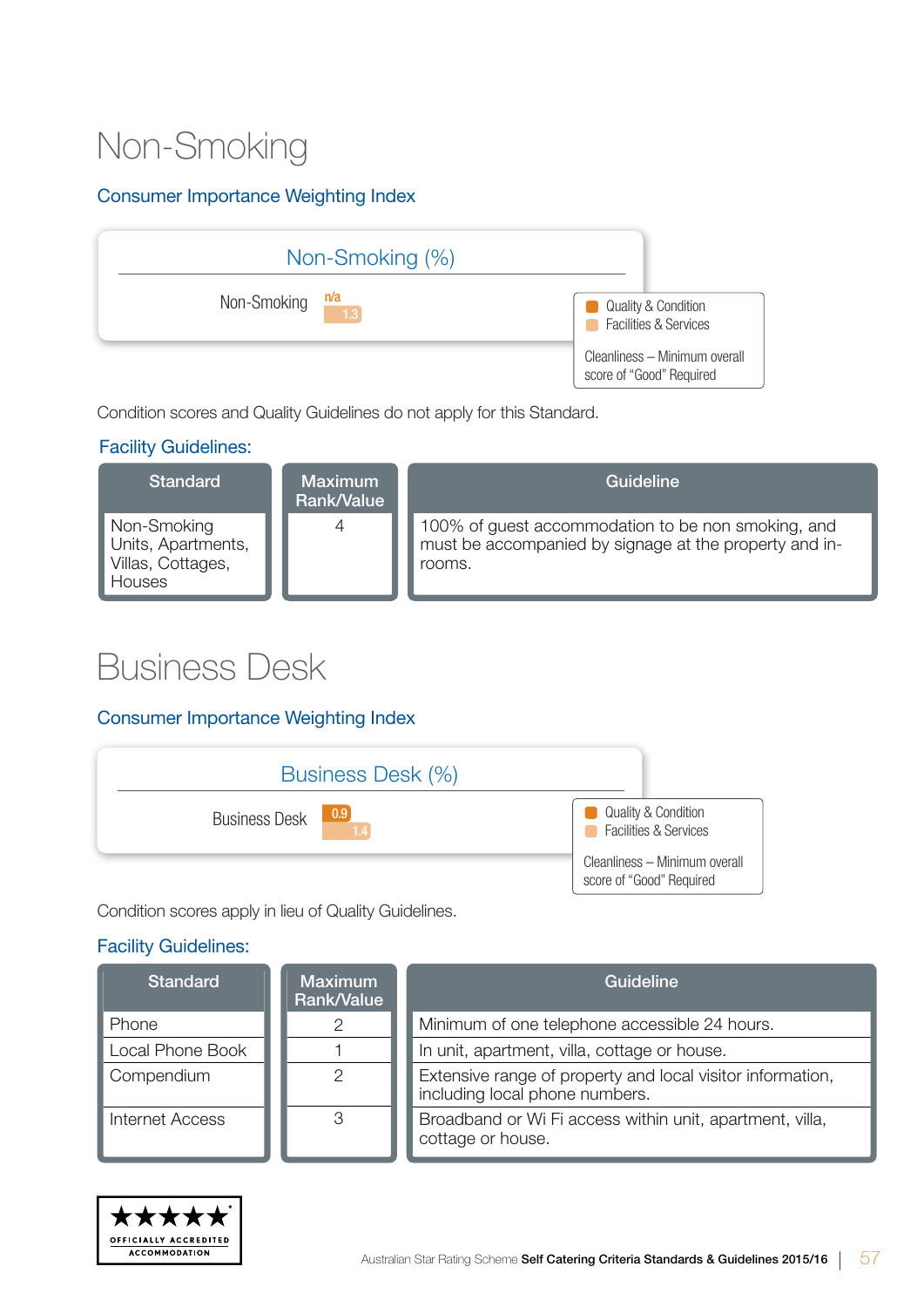# Non-Smoking

## Consumer Importance Weighting Index

**Non-Smoking (%)**

| | Quality & Condition | Facilities & Services |
|---|---|---|
| Non-Smoking | n/a | 1.3 |

Cleanliness – Minimum overall score of "Good" Required

Condition scores and Quality Guidelines do not apply for this Standard.

## Facility Guidelines:

| Standard | Maximum Rank/Value | Guideline |
|---|---|---|
| Non-Smoking Units, Apartments, Villas, Cottages, Houses | 4 | 100% of guest accommodation to be non smoking, and must be accompanied by signage at the property and in-rooms. |

# Business Desk

## Consumer Importance Weighting Index

**Business Desk (%)**

| | Quality & Condition | Facilities & Services |
|---|---|---|
| Business Desk | 0.9 | 1.4 |

Cleanliness – Minimum overall score of "Good" Required

Condition scores apply in lieu of Quality Guidelines.

## Facility Guidelines:

| Standard | Maximum Rank/Value | Guideline |
|---|---|---|
| Phone | 2 | Minimum of one telephone accessible 24 hours. |
| Local Phone Book | 1 | In unit, apartment, villa, cottage or house. |
| Compendium | 2 | Extensive range of property and local visitor information, including local phone numbers. |
| Internet Access | 3 | Broadband or Wi Fi access within unit, apartment, villa, cottage or house. |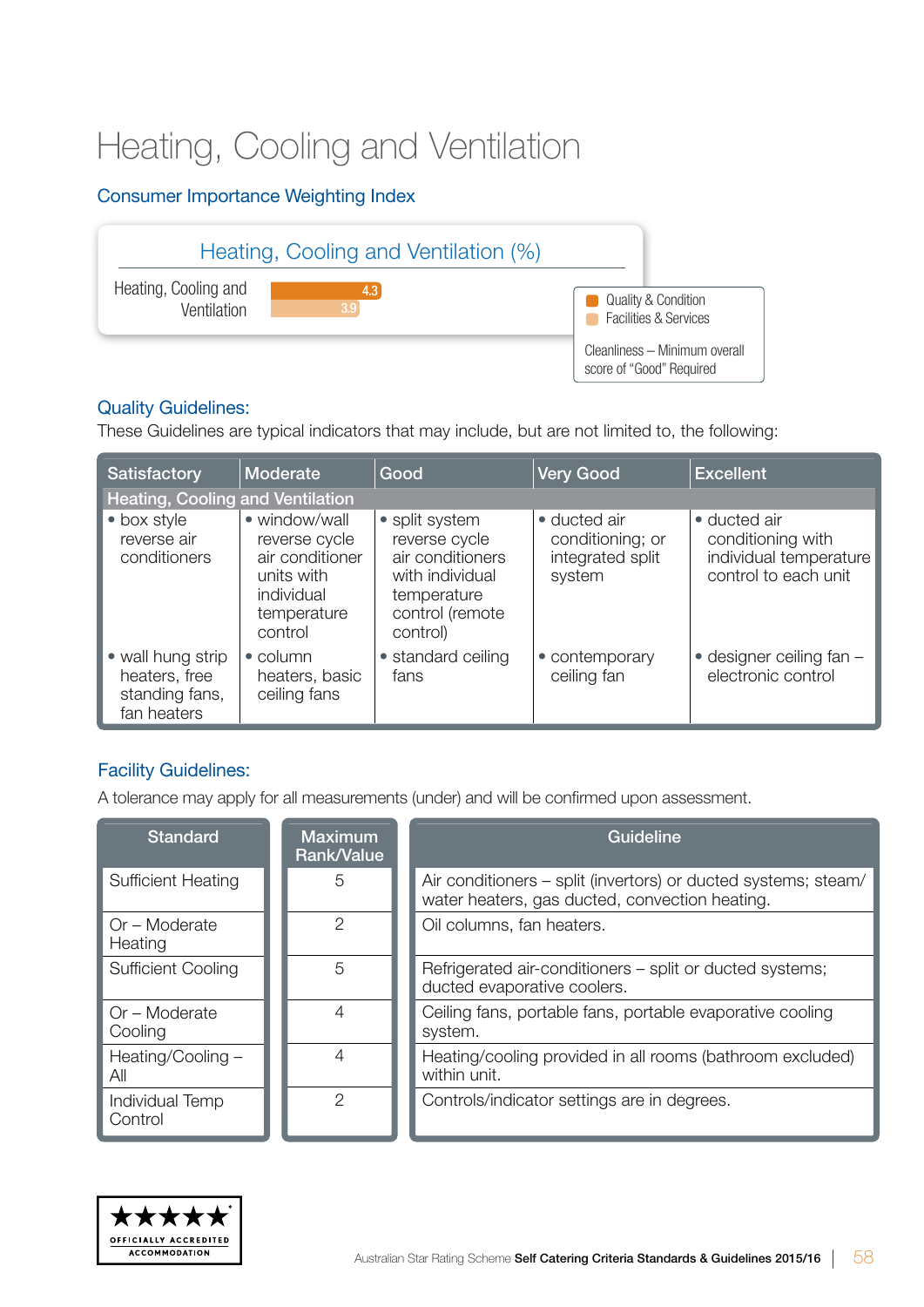# Heating, Cooling and Ventilation

## Consumer Importance Weighting Index

Heating, Cooling and Ventilation (%)

Heating, Cooling and Ventilation

4.3

3.9

Quality & Condition

Facilities & Services

Cleanliness – Minimum overall score of "Good" Required

## Quality Guidelines:

These Guidelines are typical indicators that may include, but are not limited to, the following:

| Satisfactory | Moderate | Good | Very Good | Excellent |
|---|---|---|---|---|
| **Heating, Cooling and Ventilation** | | | | |
| • box style reverse air conditioners | • window/wall reverse cycle air conditioner units with individual temperature control | • split system reverse cycle air conditioners with individual temperature control (remote control) | • ducted air conditioning; or integrated split system | • ducted air conditioning with individual temperature control to each unit |
| • wall hung strip heaters, free standing fans, fan heaters | • column heaters, basic ceiling fans | • standard ceiling fans | • contemporary ceiling fan | • designer ceiling fan – electronic control |

## Facility Guidelines:

A tolerance may apply for all measurements (under) and will be confirmed upon assessment.

| Standard | Maximum Rank/Value | Guideline |
|---|---|---|
| Sufficient Heating | 5 | Air conditioners – split (invertors) or ducted systems; steam/water heaters, gas ducted, convection heating. |
| Or – Moderate Heating | 2 | Oil columns, fan heaters. |
| Sufficient Cooling | 5 | Refrigerated air-conditioners – split or ducted systems; ducted evaporative coolers. |
| Or – Moderate Cooling | 4 | Ceiling fans, portable fans, portable evaporative cooling system. |
| Heating/Cooling – All | 4 | Heating/cooling provided in all rooms (bathroom excluded) within unit. |
| Individual Temp Control | 2 | Controls/indicator settings are in degrees. |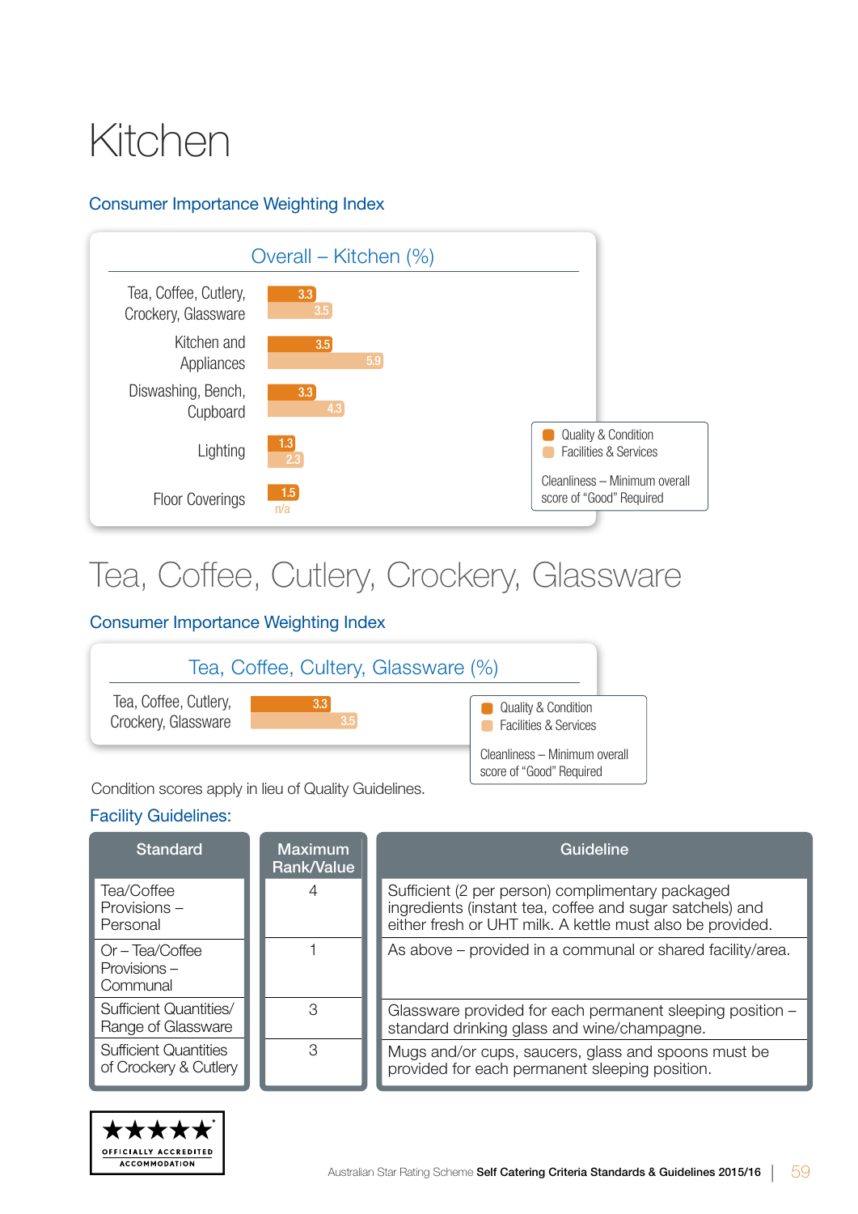# Kitchen

### Consumer Importance Weighting Index

Overall – Kitchen (%)

Tea, Coffee, Cutlery, Crockery, Glassware 3.3 3.5

Kitchen and Appliances 3.5 5.9

Diswashing, Bench, Cupboard 3.3 4.3

Lighting 1.3 2.3

Floor Coverings 1.5 n/a

Quality & Condition

Facilities & Services

Cleanliness – Minimum overall score of "Good" Required

# Tea, Coffee, Cutlery, Crockery, Glassware

### Consumer Importance Weighting Index

Tea, Coffee, Cultery, Glassware (%)

Tea, Coffee, Cutlery, Crockery, Glassware 3.3 3.5

Quality & Condition

Facilities & Services

Cleanliness – Minimum overall score of "Good" Required

Condition scores apply in lieu of Quality Guidelines.

### Facility Guidelines:

| Standard | Maximum Rank/Value | Guideline |
| --- | --- | --- |
| Tea/Coffee Provisions – Personal | 4 | Sufficient (2 per person) complimentary packaged ingredients (instant tea, coffee and sugar satchels) and either fresh or UHT milk. A kettle must also be provided. |
| Or – Tea/Coffee Provisions – Communal | 1 | As above – provided in a communal or shared facility/area. |
| Sufficient Quantities/ Range of Glassware | 3 | Glassware provided for each permanent sleeping position – standard drinking glass and wine/champagne. |
| Sufficient Quantities of Crockery & Cutlery | 3 | Mugs and/or cups, saucers, glass and spoons must be provided for each permanent sleeping position. |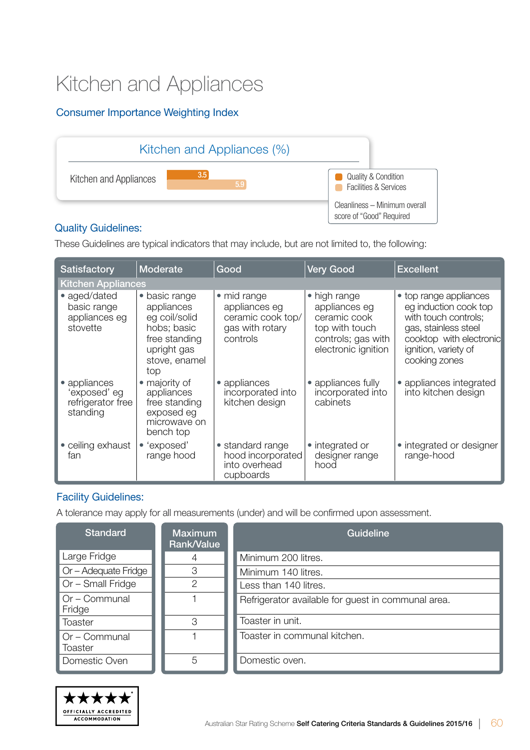# Kitchen and Appliances

## Consumer Importance Weighting Index

Kitchen and Appliances (%)

Kitchen and Appliances

3.5

5.9

Quality & Condition

Facilities & Services

Cleanliness – Minimum overall score of "Good" Required

## Quality Guidelines:

These Guidelines are typical indicators that may include, but are not limited to, the following:

| Satisfactory | Moderate | Good | Very Good | Excellent |
|---|---|---|---|---|
| **Kitchen Appliances** | | | | |
| • aged/dated basic range appliances eg stovette | • basic range appliances eg coil/solid hobs; basic free standing upright gas stove, enamel top | • mid range appliances eg ceramic cook top/ gas with rotary controls | • high range appliances eg ceramic cook top with touch controls; gas with electronic ignition | • top range appliances eg induction cook top with touch controls; gas, stainless steel cooktop with electronic ignition, variety of cooking zones |
| • appliances 'exposed' eg refrigerator free standing | • majority of appliances free standing exposed eg microwave on bench top | • appliances incorporated into kitchen design | • appliances fully incorporated into cabinets | • appliances integrated into kitchen design |
| • ceiling exhaust fan | • 'exposed' range hood | • standard range hood incorporated into overhead cupboards | • integrated or designer range hood | • integrated or designer range-hood |

## Facility Guidelines:

A tolerance may apply for all measurements (under) and will be confirmed upon assessment.

| Standard | Maximum Rank/Value | Guideline |
|---|---|---|
| Large Fridge | 4 | Minimum 200 litres. |
| Or – Adequate Fridge | 3 | Minimum 140 litres. |
| Or – Small Fridge | 2 | Less than 140 litres. |
| Or – Communal Fridge | 1 | Refrigerator available for guest in communal area. |
| Toaster | 3 | Toaster in unit. |
| Or – Communal Toaster | 1 | Toaster in communal kitchen. |
| Domestic Oven | 5 | Domestic oven. |

OFFICIALLY ACCREDITED ACCOMMODATION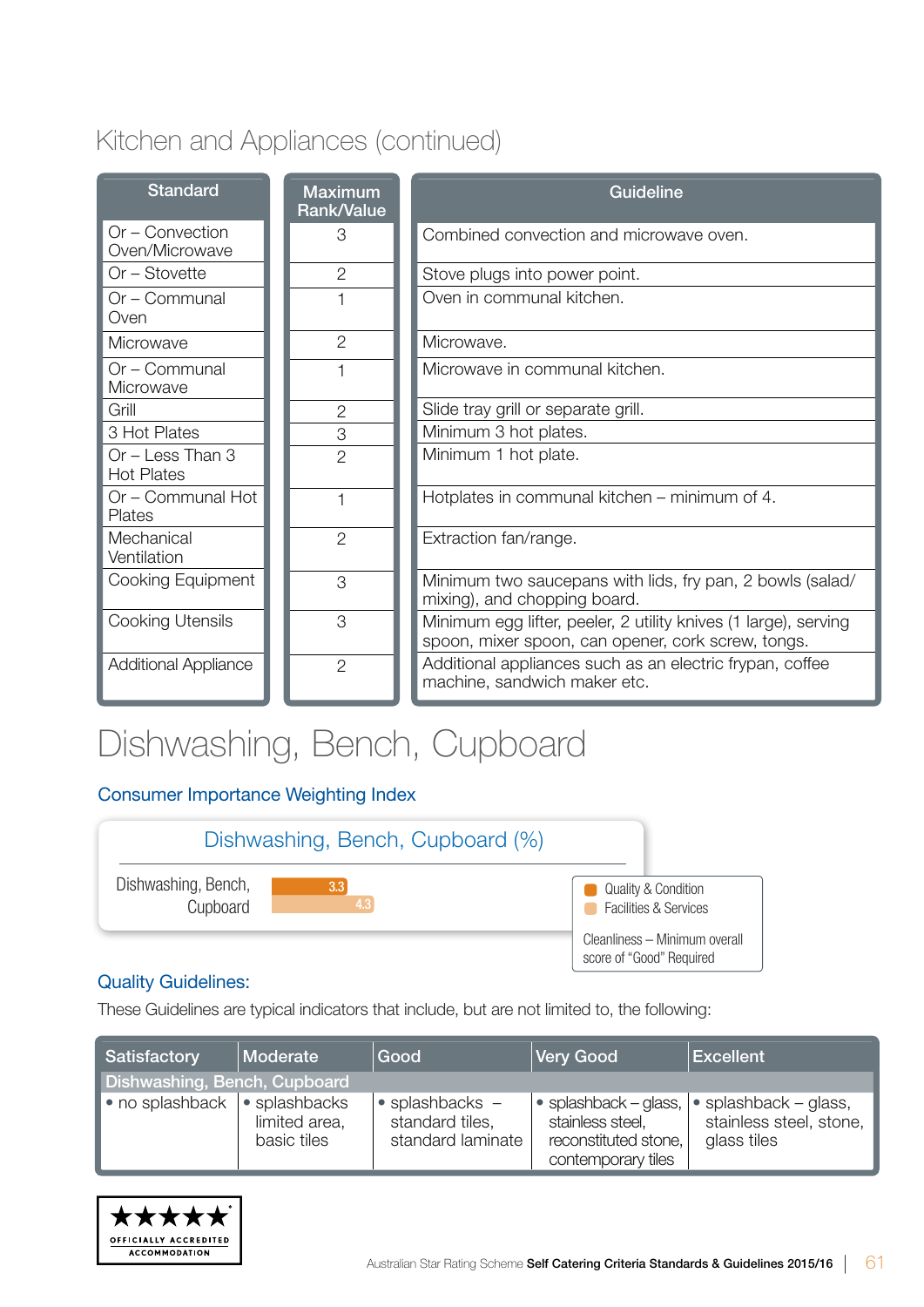## Kitchen and Appliances (continued)

| Standard | Maximum Rank/Value | Guideline |
|---|---|---|
| Or – Convection Oven/Microwave | 3 | Combined convection and microwave oven. |
| Or – Stovette | 2 | Stove plugs into power point. |
| Or – Communal Oven | 1 | Oven in communal kitchen. |
| Microwave | 2 | Microwave. |
| Or – Communal Microwave | 1 | Microwave in communal kitchen. |
| Grill | 2 | Slide tray grill or separate grill. |
| 3 Hot Plates | 3 | Minimum 3 hot plates. |
| Or – Less Than 3 Hot Plates | 2 | Minimum 1 hot plate. |
| Or – Communal Hot Plates | 1 | Hotplates in communal kitchen – minimum of 4. |
| Mechanical Ventilation | 2 | Extraction fan/range. |
| Cooking Equipment | 3 | Minimum two saucepans with lids, fry pan, 2 bowls (salad/mixing), and chopping board. |
| Cooking Utensils | 3 | Minimum egg lifter, peeler, 2 utility knives (1 large), serving spoon, mixer spoon, can opener, cork screw, tongs. |
| Additional Appliance | 2 | Additional appliances such as an electric frypan, coffee machine, sandwich maker etc. |

# Dishwashing, Bench, Cupboard

### Consumer Importance Weighting Index

Dishwashing, Bench, Cupboard (%)

Dishwashing, Bench, Cupboard

3.3

4.3

Quality & Condition

Facilities & Services

Cleanliness – Minimum overall score of "Good" Required

### Quality Guidelines:

These Guidelines are typical indicators that include, but are not limited to, the following:

| Satisfactory | Moderate | Good | Very Good | Excellent |
|---|---|---|---|---|
| **Dishwashing, Bench, Cupboard** | | | | |
| • no splashback | • splashbacks limited area, basic tiles | • splashbacks – standard tiles, standard laminate | • splashback – glass, stainless steel, reconstituted stone, contemporary tiles | • splashback – glass, stainless steel, stone, glass tiles |

OFFICIALLY ACCREDITED ACCOMMODATION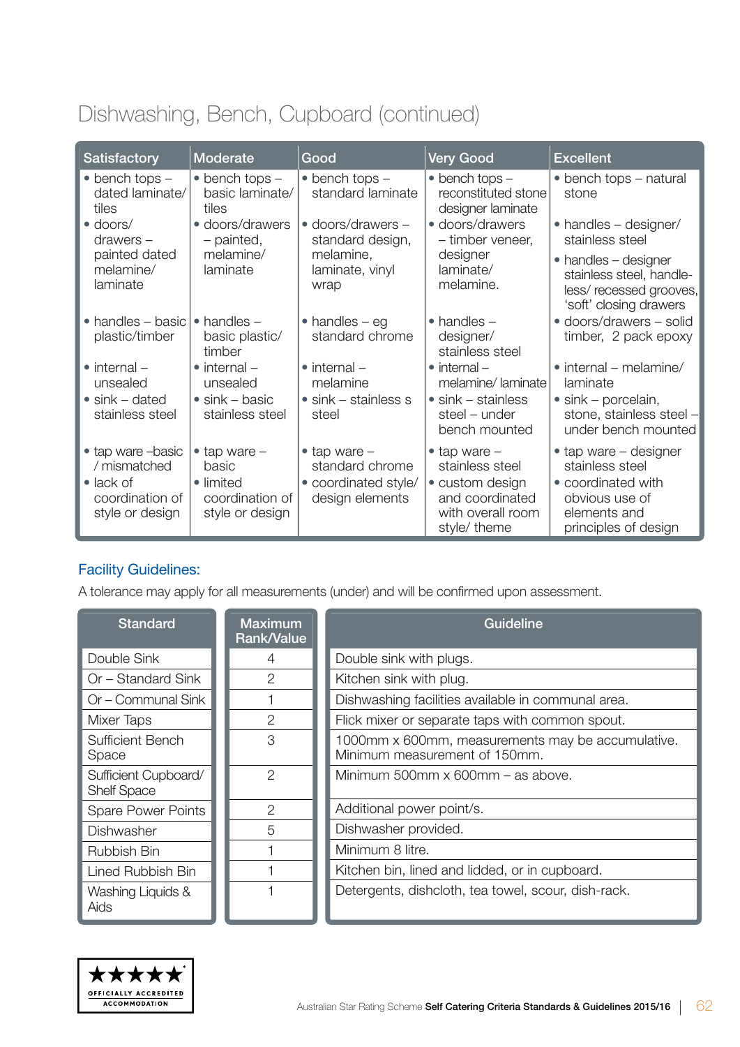# Dishwashing, Bench, Cupboard (continued)

| Satisfactory | Moderate | Good | Very Good | Excellent |
|---|---|---|---|---|
| • bench tops – dated laminate/ tiles<br>• doors/ drawers – painted dated melamine/ laminate | • bench tops – basic laminate/ tiles<br>• doors/drawers – painted, melamine/ laminate | • bench tops – standard laminate<br>• doors/drawers – standard design, melamine, laminate, vinyl wrap | • bench tops – reconstituted stone designer laminate<br>• doors/drawers – timber veneer, designer laminate/ melamine. | • bench tops – natural stone<br>• handles – designer/ stainless steel<br>• handles – designer stainless steel, handle-less/ recessed grooves, 'soft' closing drawers |
| • handles – basic plastic/timber | • handles – basic plastic/ timber | • handles – eg standard chrome | • handles – designer/ stainless steel | • doors/drawers – solid timber, 2 pack epoxy |
| • internal – unsealed<br>• sink – dated stainless steel | • internal – unsealed<br>• sink – basic stainless steel | • internal – melamine<br>• sink – stainless s steel | • internal – melamine/ laminate<br>• sink – stainless steel – under bench mounted | • internal – melamine/ laminate<br>• sink – porcelain, stone, stainless steel – under bench mounted |
| • tap ware –basic / mismatched<br>• lack of coordination of style or design | • tap ware – basic<br>• limited coordination of style or design | • tap ware – standard chrome<br>• coordinated style/ design elements | • tap ware – stainless steel<br>• custom design and coordinated with overall room style/ theme | • tap ware – designer stainless steel<br>• coordinated with obvious use of elements and principles of design |

## Facility Guidelines:

A tolerance may apply for all measurements (under) and will be confirmed upon assessment.

| Standard | Maximum Rank/Value | Guideline |
|---|---|---|
| Double Sink | 4 | Double sink with plugs. |
| Or – Standard Sink | 2 | Kitchen sink with plug. |
| Or – Communal Sink | 1 | Dishwashing facilities available in communal area. |
| Mixer Taps | 2 | Flick mixer or separate taps with common spout. |
| Sufficient Bench Space | 3 | 1000mm x 600mm, measurements may be accumulative. Minimum measurement of 150mm. |
| Sufficient Cupboard/ Shelf Space | 2 | Minimum 500mm x 600mm – as above. |
| Spare Power Points | 2 | Additional power point/s. |
| Dishwasher | 5 | Dishwasher provided. |
| Rubbish Bin | 1 | Minimum 8 litre. |
| Lined Rubbish Bin | 1 | Kitchen bin, lined and lidded, or in cupboard. |
| Washing Liquids & Aids | 1 | Detergents, dishcloth, tea towel, scour, dish-rack. |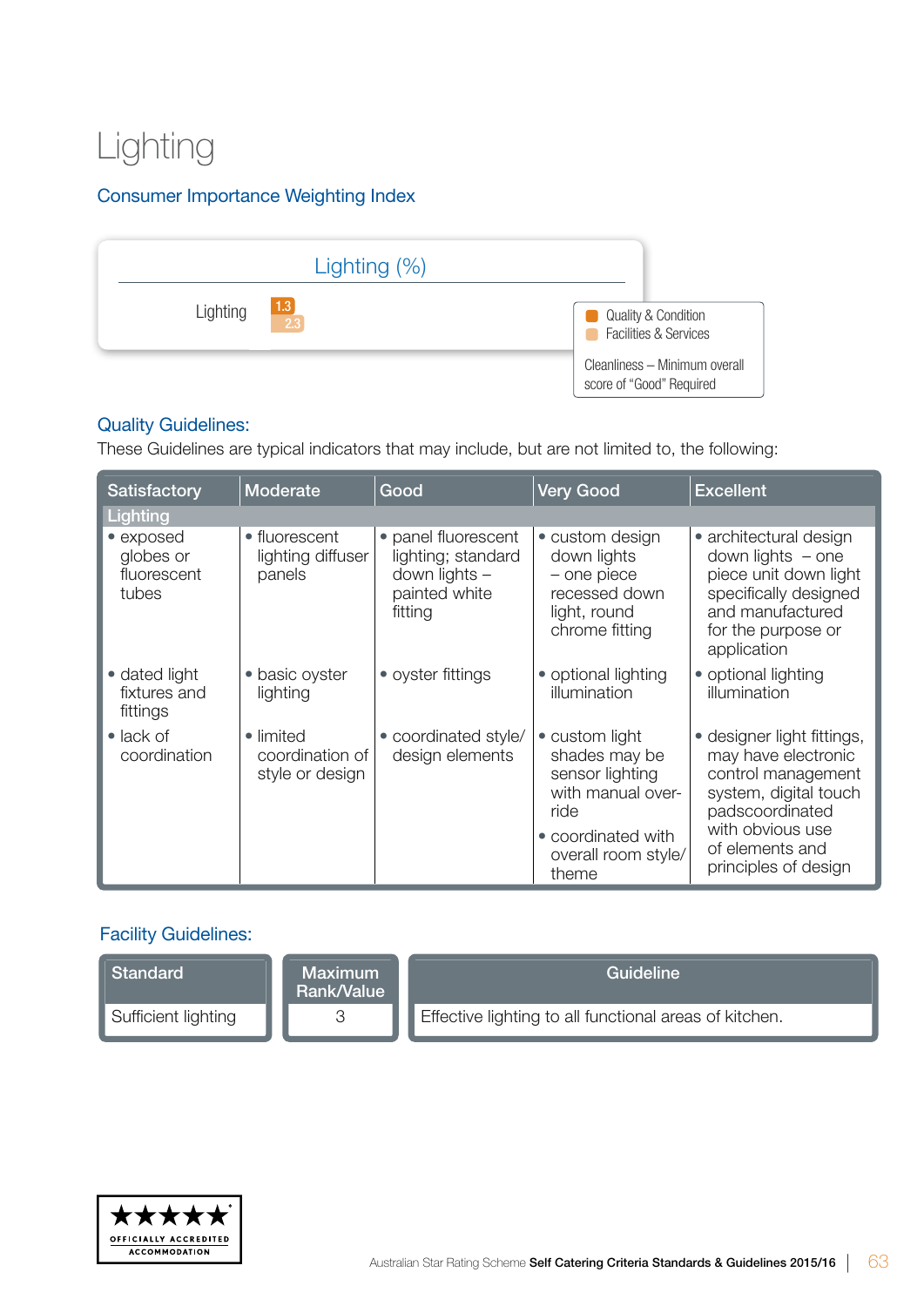# Lighting

## Consumer Importance Weighting Index

Lighting (%)

Lighting 1.3 2.3

Quality & Condition
Facilities & Services

Cleanliness – Minimum overall score of "Good" Required

## Quality Guidelines:

These Guidelines are typical indicators that may include, but are not limited to, the following:

| Satisfactory | Moderate | Good | Very Good | Excellent |
|---|---|---|---|---|
| **Lighting** | | | | |
| • exposed globes or fluorescent tubes | • fluorescent lighting diffuser panels | • panel fluorescent lighting; standard down lights – painted white fitting | • custom design down lights – one piece recessed down light, round chrome fitting | • architectural design down lights – one piece unit down light specifically designed and manufactured for the purpose or application |
| • dated light fixtures and fittings | • basic oyster lighting | • oyster fittings | • optional lighting illumination | • optional lighting illumination |
| • lack of coordination | • limited coordination of style or design | • coordinated style/ design elements | • custom light shades may be sensor lighting with manual over-ride<br>• coordinated with overall room style/ theme | • designer light fittings, may have electronic control management system, digital touch padscoordinated with obvious use of elements and principles of design |

## Facility Guidelines:

| Standard | Maximum Rank/Value | Guideline |
|---|---|---|
| Sufficient lighting | 3 | Effective lighting to all functional areas of kitchen. |

OFFICIALLY ACCREDITED ACCOMMODATION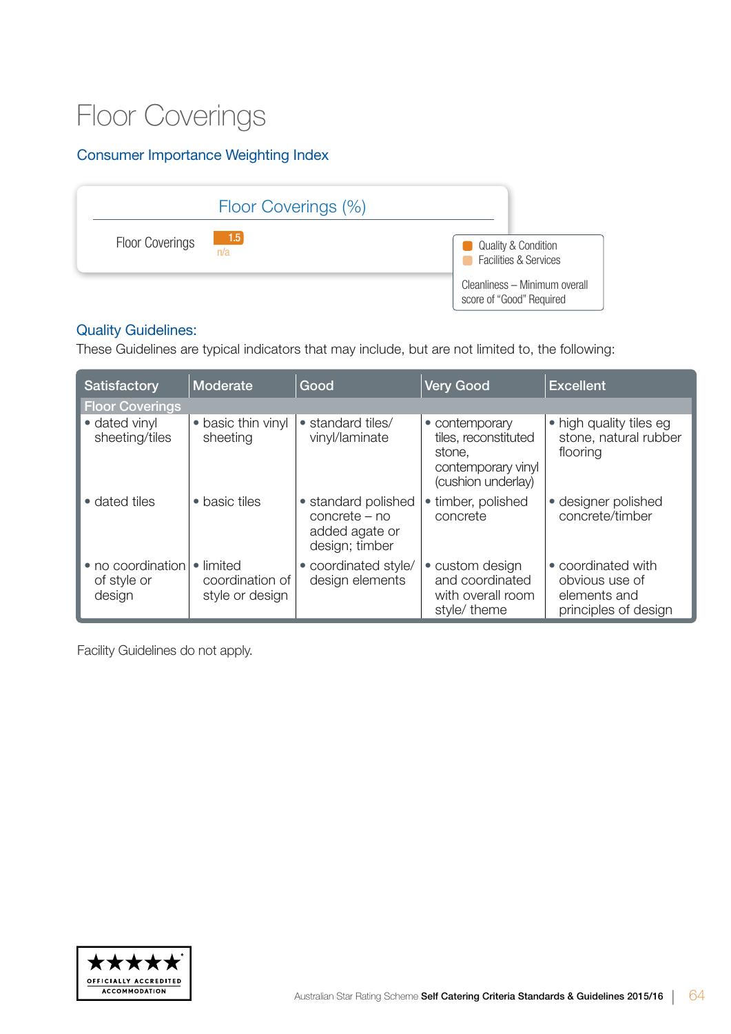# Floor Coverings

## Consumer Importance Weighting Index

Floor Coverings (%)

Floor Coverings

1.5

n/a

Quality & Condition

Facilities & Services

Cleanliness – Minimum overall score of "Good" Required

## Quality Guidelines:

These Guidelines are typical indicators that may include, but are not limited to, the following:

| Satisfactory | Moderate | Good | Very Good | Excellent |
|---|---|---|---|---|
| **Floor Coverings** | | | | |
| • dated vinyl sheeting/tiles | • basic thin vinyl sheeting | • standard tiles/ vinyl/laminate | • contemporary tiles, reconstituted stone, contemporary vinyl (cushion underlay) | • high quality tiles eg stone, natural rubber flooring |
| • dated tiles | • basic tiles | • standard polished concrete – no added agate or design; timber | • timber, polished concrete | • designer polished concrete/timber |
| • no coordination of style or design | • limited coordination of style or design | • coordinated style/ design elements | • custom design and coordinated with overall room style/ theme | • coordinated with obvious use of elements and principles of design |

Facility Guidelines do not apply.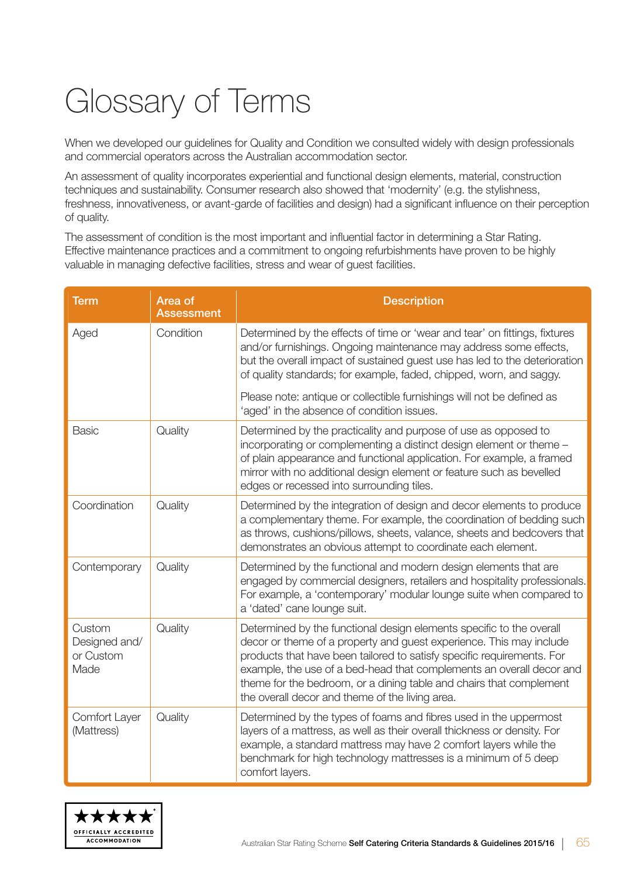# Glossary of Terms

When we developed our guidelines for Quality and Condition we consulted widely with design professionals and commercial operators across the Australian accommodation sector.

An assessment of quality incorporates experiential and functional design elements, material, construction techniques and sustainability. Consumer research also showed that 'modernity' (e.g. the stylishness, freshness, innovativeness, or avant-garde of facilities and design) had a significant influence on their perception of quality.

The assessment of condition is the most important and influential factor in determining a Star Rating. Effective maintenance practices and a commitment to ongoing refurbishments have proven to be highly valuable in managing defective facilities, stress and wear of guest facilities.

| Term | Area of Assessment | Description |
|---|---|---|
| Aged | Condition | Determined by the effects of time or 'wear and tear' on fittings, fixtures and/or furnishings. Ongoing maintenance may address some effects, but the overall impact of sustained guest use has led to the deterioration of quality standards; for example, faded, chipped, worn, and saggy.<br><br>Please note: antique or collectible furnishings will not be defined as 'aged' in the absence of condition issues. |
| Basic | Quality | Determined by the practicality and purpose of use as opposed to incorporating or complementing a distinct design element or theme – of plain appearance and functional application. For example, a framed mirror with no additional design element or feature such as bevelled edges or recessed into surrounding tiles. |
| Coordination | Quality | Determined by the integration of design and decor elements to produce a complementary theme. For example, the coordination of bedding such as throws, cushions/pillows, sheets, valance, sheets and bedcovers that demonstrates an obvious attempt to coordinate each element. |
| Contemporary | Quality | Determined by the functional and modern design elements that are engaged by commercial designers, retailers and hospitality professionals. For example, a 'contemporary' modular lounge suite when compared to a 'dated' cane lounge suit. |
| Custom Designed and/ or Custom Made | Quality | Determined by the functional design elements specific to the overall decor or theme of a property and guest experience. This may include products that have been tailored to satisfy specific requirements. For example, the use of a bed-head that complements an overall decor and theme for the bedroom, or a dining table and chairs that complement the overall decor and theme of the living area. |
| Comfort Layer (Mattress) | Quality | Determined by the types of foams and fibres used in the uppermost layers of a mattress, as well as their overall thickness or density. For example, a standard mattress may have 2 comfort layers while the benchmark for high technology mattresses is a minimum of 5 deep comfort layers. |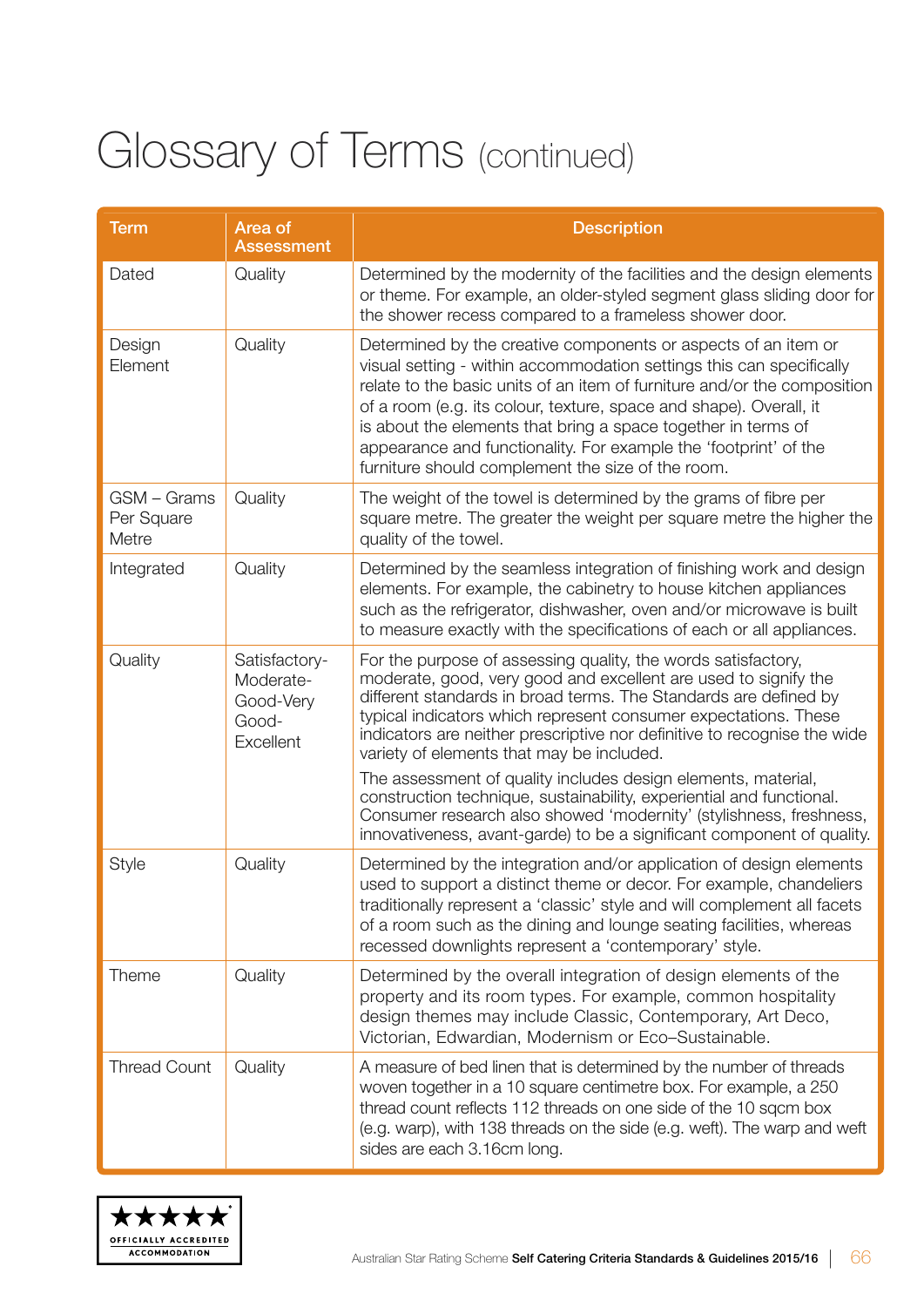# Glossary of Terms (continued)

| Term | Area of Assessment | Description |
|---|---|---|
| Dated | Quality | Determined by the modernity of the facilities and the design elements or theme. For example, an older-styled segment glass sliding door for the shower recess compared to a frameless shower door. |
| Design Element | Quality | Determined by the creative components or aspects of an item or visual setting - within accommodation settings this can specifically relate to the basic units of an item of furniture and/or the composition of a room (e.g. its colour, texture, space and shape). Overall, it is about the elements that bring a space together in terms of appearance and functionality. For example the 'footprint' of the furniture should complement the size of the room. |
| GSM – Grams Per Square Metre | Quality | The weight of the towel is determined by the grams of fibre per square metre. The greater the weight per square metre the higher the quality of the towel. |
| Integrated | Quality | Determined by the seamless integration of finishing work and design elements. For example, the cabinetry to house kitchen appliances such as the refrigerator, dishwasher, oven and/or microwave is built to measure exactly with the specifications of each or all appliances. |
| Quality | Satisfactory-Moderate-Good-Very Good-Excellent | For the purpose of assessing quality, the words satisfactory, moderate, good, very good and excellent are used to signify the different standards in broad terms. The Standards are defined by typical indicators which represent consumer expectations. These indicators are neither prescriptive nor definitive to recognise the wide variety of elements that may be included.<br><br>The assessment of quality includes design elements, material, construction technique, sustainability, experiential and functional. Consumer research also showed 'modernity' (stylishness, freshness, innovativeness, avant-garde) to be a significant component of quality. |
| Style | Quality | Determined by the integration and/or application of design elements used to support a distinct theme or decor. For example, chandeliers traditionally represent a 'classic' style and will complement all facets of a room such as the dining and lounge seating facilities, whereas recessed downlights represent a 'contemporary' style. |
| Theme | Quality | Determined by the overall integration of design elements of the property and its room types. For example, common hospitality design themes may include Classic, Contemporary, Art Deco, Victorian, Edwardian, Modernism or Eco–Sustainable. |
| Thread Count | Quality | A measure of bed linen that is determined by the number of threads woven together in a 10 square centimetre box. For example, a 250 thread count reflects 112 threads on one side of the 10 sqcm box (e.g. warp), with 138 threads on the side (e.g. weft). The warp and weft sides are each 3.16cm long. |